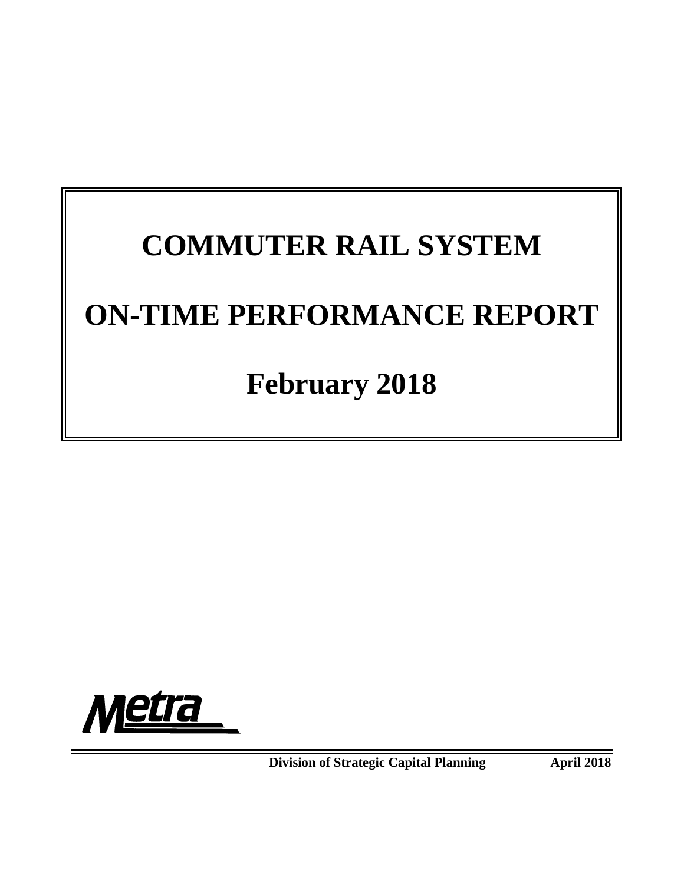# COMMUTER RAIL SYSTEM

# ON-TIME PERFORMANCE REPORT

# February 2018

Metra

**Division of Strategic Capital Planning** **April 2018**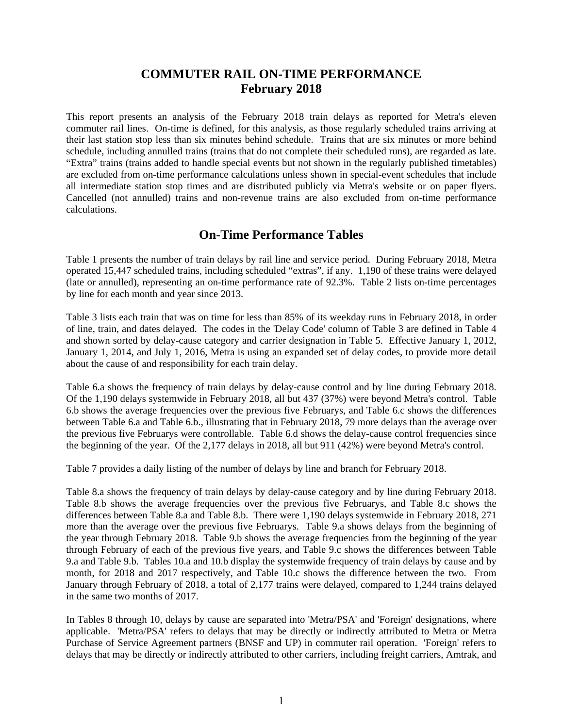# COMMUTER RAIL ON-TIME PERFORMANCE
# February 2018

This report presents an analysis of the February 2018 train delays as reported for Metra's eleven commuter rail lines. On-time is defined, for this analysis, as those regularly scheduled trains arriving at their last station stop less than six minutes behind schedule. Trains that are six minutes or more behind schedule, including annulled trains (trains that do not complete their scheduled runs), are regarded as late. "Extra" trains (trains added to handle special events but not shown in the regularly published timetables) are excluded from on-time performance calculations unless shown in special-event schedules that include all intermediate station stop times and are distributed publicly via Metra's website or on paper flyers. Cancelled (not annulled) trains and non-revenue trains are also excluded from on-time performance calculations.

## On-Time Performance Tables

Table 1 presents the number of train delays by rail line and service period. During February 2018, Metra operated 15,447 scheduled trains, including scheduled "extras", if any. 1,190 of these trains were delayed (late or annulled), representing an on-time performance rate of 92.3%. Table 2 lists on-time percentages by line for each month and year since 2013.

Table 3 lists each train that was on time for less than 85% of its weekday runs in February 2018, in order of line, train, and dates delayed. The codes in the 'Delay Code' column of Table 3 are defined in Table 4 and shown sorted by delay-cause category and carrier designation in Table 5. Effective January 1, 2012, January 1, 2014, and July 1, 2016, Metra is using an expanded set of delay codes, to provide more detail about the cause of and responsibility for each train delay.

Table 6.a shows the frequency of train delays by delay-cause control and by line during February 2018. Of the 1,190 delays systemwide in February 2018, all but 437 (37%) were beyond Metra's control. Table 6.b shows the average frequencies over the previous five Februarys, and Table 6.c shows the differences between Table 6.a and Table 6.b., illustrating that in February 2018, 79 more delays than the average over the previous five Februarys were controllable. Table 6.d shows the delay-cause control frequencies since the beginning of the year. Of the 2,177 delays in 2018, all but 911 (42%) were beyond Metra's control.

Table 7 provides a daily listing of the number of delays by line and branch for February 2018.

Table 8.a shows the frequency of train delays by delay-cause category and by line during February 2018. Table 8.b shows the average frequencies over the previous five Februarys, and Table 8.c shows the differences between Table 8.a and Table 8.b. There were 1,190 delays systemwide in February 2018, 271 more than the average over the previous five Februarys. Table 9.a shows delays from the beginning of the year through February 2018. Table 9.b shows the average frequencies from the beginning of the year through February of each of the previous five years, and Table 9.c shows the differences between Table 9.a and Table 9.b. Tables 10.a and 10.b display the systemwide frequency of train delays by cause and by month, for 2018 and 2017 respectively, and Table 10.c shows the difference between the two. From January through February of 2018, a total of 2,177 trains were delayed, compared to 1,244 trains delayed in the same two months of 2017.

In Tables 8 through 10, delays by cause are separated into 'Metra/PSA' and 'Foreign' designations, where applicable. 'Metra/PSA' refers to delays that may be directly or indirectly attributed to Metra or Metra Purchase of Service Agreement partners (BNSF and UP) in commuter rail operation. 'Foreign' refers to delays that may be directly or indirectly attributed to other carriers, including freight carriers, Amtrak, and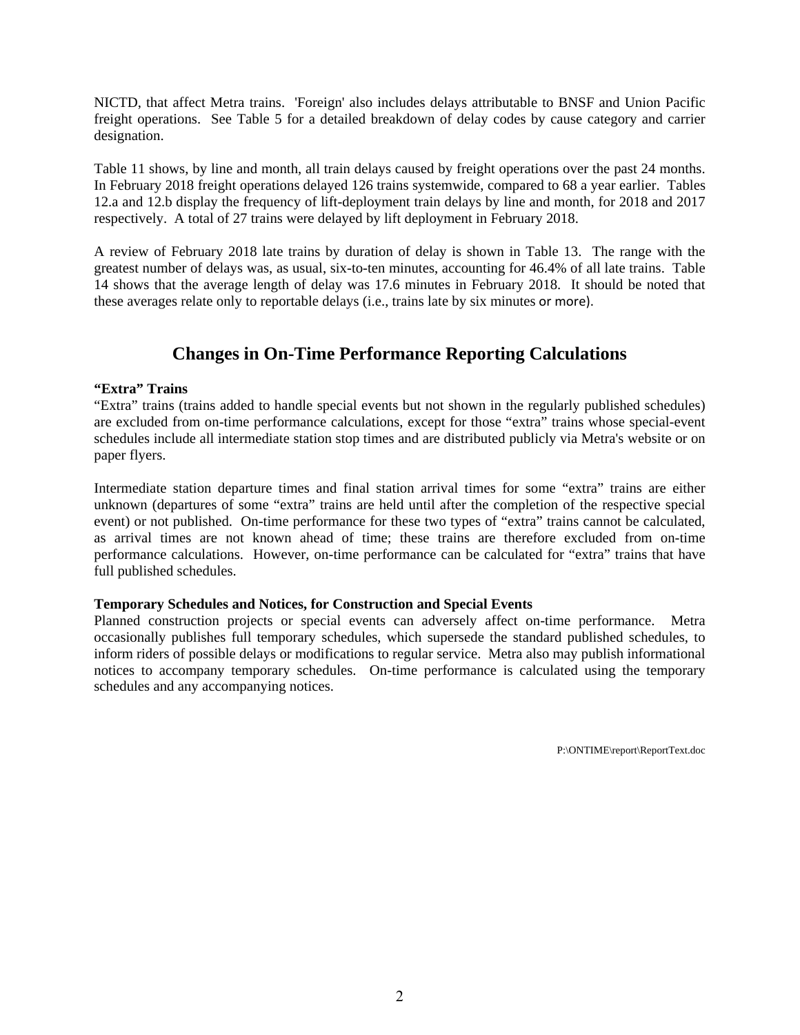NICTD, that affect Metra trains. 'Foreign' also includes delays attributable to BNSF and Union Pacific freight operations. See Table 5 for a detailed breakdown of delay codes by cause category and carrier designation.

Table 11 shows, by line and month, all train delays caused by freight operations over the past 24 months. In February 2018 freight operations delayed 126 trains systemwide, compared to 68 a year earlier. Tables 12.a and 12.b display the frequency of lift-deployment train delays by line and month, for 2018 and 2017 respectively. A total of 27 trains were delayed by lift deployment in February 2018.

A review of February 2018 late trains by duration of delay is shown in Table 13. The range with the greatest number of delays was, as usual, six-to-ten minutes, accounting for 46.4% of all late trains. Table 14 shows that the average length of delay was 17.6 minutes in February 2018. It should be noted that these averages relate only to reportable delays (i.e., trains late by six minutes or more).

## Changes in On-Time Performance Reporting Calculations

**"Extra" Trains**

"Extra" trains (trains added to handle special events but not shown in the regularly published schedules) are excluded from on-time performance calculations, except for those "extra" trains whose special-event schedules include all intermediate station stop times and are distributed publicly via Metra's website or on paper flyers.

Intermediate station departure times and final station arrival times for some "extra" trains are either unknown (departures of some "extra" trains are held until after the completion of the respective special event) or not published. On-time performance for these two types of "extra" trains cannot be calculated, as arrival times are not known ahead of time; these trains are therefore excluded from on-time performance calculations. However, on-time performance can be calculated for "extra" trains that have full published schedules.

**Temporary Schedules and Notices, for Construction and Special Events**

Planned construction projects or special events can adversely affect on-time performance. Metra occasionally publishes full temporary schedules, which supersede the standard published schedules, to inform riders of possible delays or modifications to regular service. Metra also may publish informational notices to accompany temporary schedules. On-time performance is calculated using the temporary schedules and any accompanying notices.

P:\ONTIME\report\ReportText.doc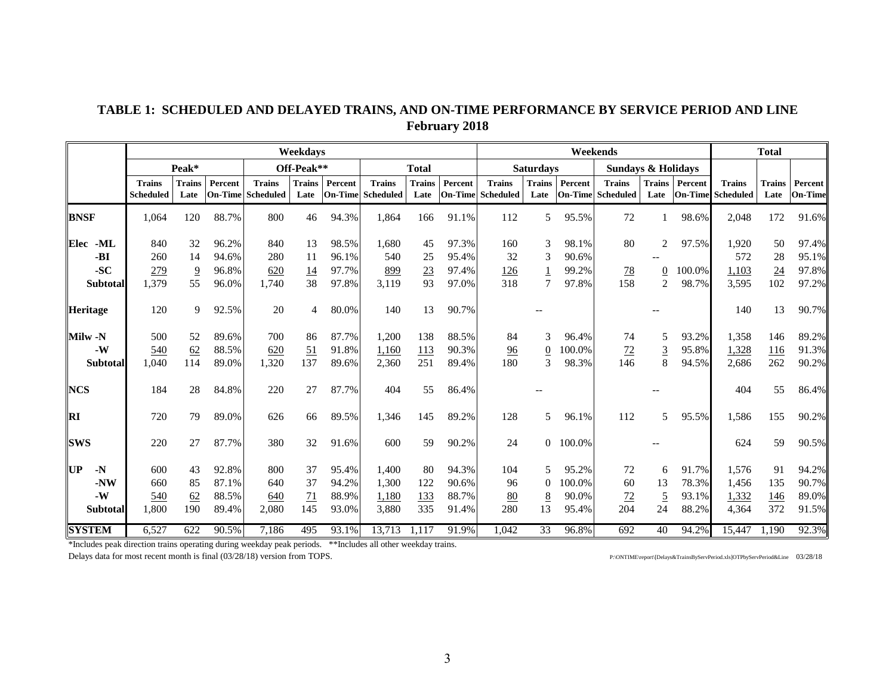# TABLE 1: SCHEDULED AND DELAYED TRAINS, AND ON-TIME PERFORMANCE BY SERVICE PERIOD AND LINE

## February 2018

| | Weekdays | | | | | | | | | Weekends | | | | | | Total | | |
|---|---|---|---|---|---|---|---|---|---|---|---|---|---|---|---|---|---|---|
| | Peak* | | | Off-Peak** | | | Total | | | Saturdays | | | Sundays & Holidays | | | | | |
| | Trains Scheduled | Trains Late | Percent On-Time | Trains Scheduled | Trains Late | Percent On-Time | Trains Scheduled | Trains Late | Percent On-Time | Trains Scheduled | Trains Late | Percent On-Time | Trains Scheduled | Trains Late | Percent On-Time | Trains Scheduled | Trains Late | Percent On-Time |
| **BNSF** | 1,064 | 120 | 88.7% | 800 | 46 | 94.3% | 1,864 | 166 | 91.1% | 112 | 5 | 95.5% | 72 | 1 | 98.6% | 2,048 | 172 | 91.6% |
| **Elec -ML** | 840 | 32 | 96.2% | 840 | 13 | 98.5% | 1,680 | 45 | 97.3% | 160 | 3 | 98.1% | 80 | 2 | 97.5% | 1,920 | 50 | 97.4% |
| **-BI** | 260 | 14 | 94.6% | 280 | 11 | 96.1% | 540 | 25 | 95.4% | 32 | 3 | 90.6% | | -- | | 572 | 28 | 95.1% |
| **-SC** | 279 | 9 | 96.8% | 620 | 14 | 97.7% | 899 | 23 | 97.4% | 126 | 1 | 99.2% | 78 | 0 | 100.0% | 1,103 | 24 | 97.8% |
| **Subtotal** | 1,379 | 55 | 96.0% | 1,740 | 38 | 97.8% | 3,119 | 93 | 97.0% | 318 | 7 | 97.8% | 158 | 2 | 98.7% | 3,595 | 102 | 97.2% |
| **Heritage** | 120 | 9 | 92.5% | 20 | 4 | 80.0% | 140 | 13 | 90.7% | | -- | | | -- | | 140 | 13 | 90.7% |
| **Milw -N** | 500 | 52 | 89.6% | 700 | 86 | 87.7% | 1,200 | 138 | 88.5% | 84 | 3 | 96.4% | 74 | 5 | 93.2% | 1,358 | 146 | 89.2% |
| **-W** | 540 | 62 | 88.5% | 620 | 51 | 91.8% | 1,160 | 113 | 90.3% | 96 | 0 | 100.0% | 72 | 3 | 95.8% | 1,328 | 116 | 91.3% |
| **Subtotal** | 1,040 | 114 | 89.0% | 1,320 | 137 | 89.6% | 2,360 | 251 | 89.4% | 180 | 3 | 98.3% | 146 | 8 | 94.5% | 2,686 | 262 | 90.2% |
| **NCS** | 184 | 28 | 84.8% | 220 | 27 | 87.7% | 404 | 55 | 86.4% | | -- | | | -- | | 404 | 55 | 86.4% |
| **RI** | 720 | 79 | 89.0% | 626 | 66 | 89.5% | 1,346 | 145 | 89.2% | 128 | 5 | 96.1% | 112 | 5 | 95.5% | 1,586 | 155 | 90.2% |
| **SWS** | 220 | 27 | 87.7% | 380 | 32 | 91.6% | 600 | 59 | 90.2% | 24 | 0 | 100.0% | | -- | | 624 | 59 | 90.5% |
| **UP -N** | 600 | 43 | 92.8% | 800 | 37 | 95.4% | 1,400 | 80 | 94.3% | 104 | 5 | 95.2% | 72 | 6 | 91.7% | 1,576 | 91 | 94.2% |
| **-NW** | 660 | 85 | 87.1% | 640 | 37 | 94.2% | 1,300 | 122 | 90.6% | 96 | 0 | 100.0% | 60 | 13 | 78.3% | 1,456 | 135 | 90.7% |
| **-W** | 540 | 62 | 88.5% | 640 | 71 | 88.9% | 1,180 | 133 | 88.7% | 80 | 8 | 90.0% | 72 | 5 | 93.1% | 1,332 | 146 | 89.0% |
| **Subtotal** | 1,800 | 190 | 89.4% | 2,080 | 145 | 93.0% | 3,880 | 335 | 91.4% | 280 | 13 | 95.4% | 204 | 24 | 88.2% | 4,364 | 372 | 91.5% |
| **SYSTEM** | 6,527 | 622 | 90.5% | 7,186 | 495 | 93.1% | 13,713 | 1,117 | 91.9% | 1,042 | 33 | 96.8% | 692 | 40 | 94.2% | 15,447 | 1,190 | 92.3% |

*Includes peak direction trains operating during weekday peak periods. **Includes all other weekday trains.

Delays data for most recent month is final (03/28/18) version from TOPS.

P:\ONTIME\report\[Delays&TrainsByServPeriod.xls]OTPbyServPeriod&Line 03/28/18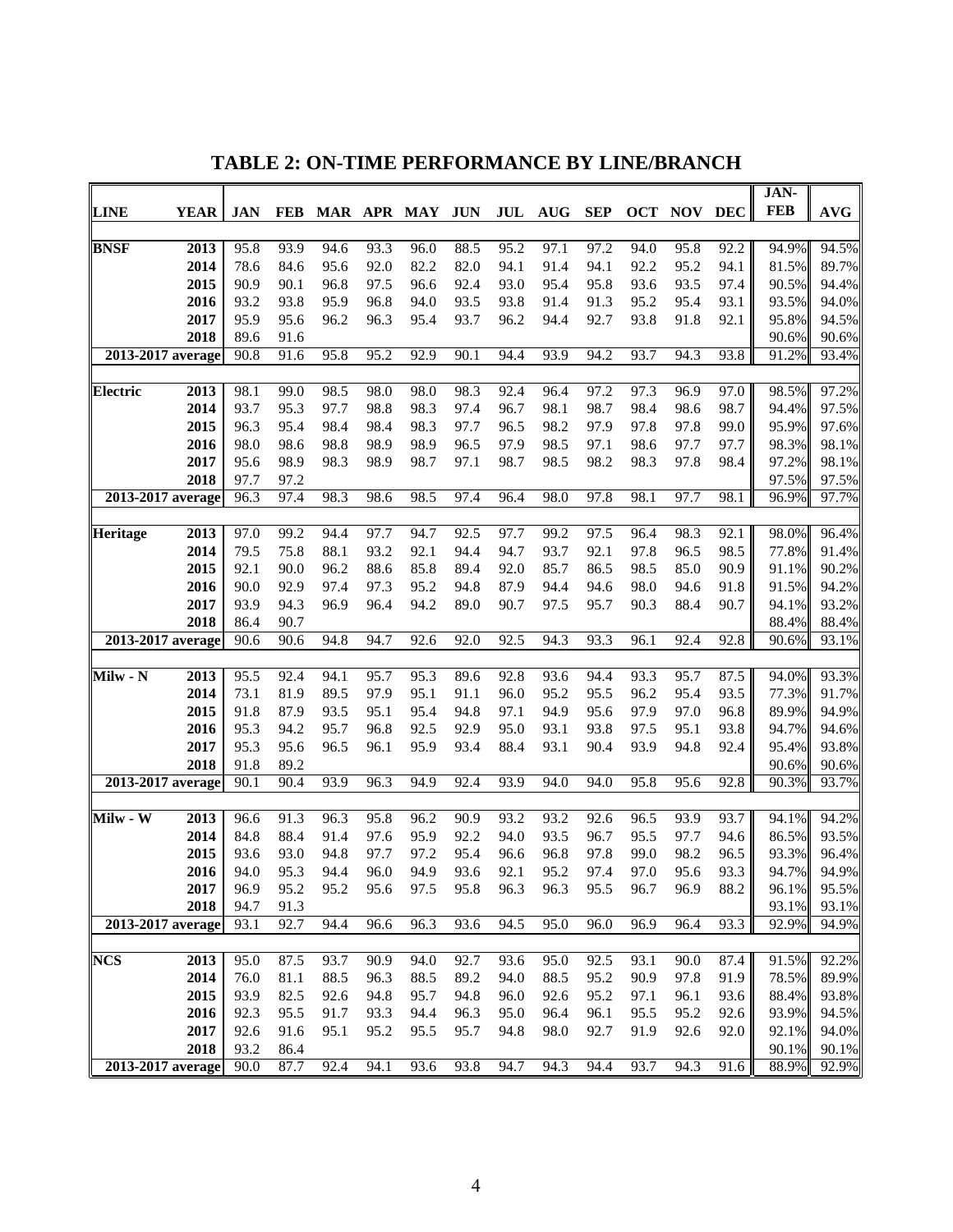# TABLE 2: ON-TIME PERFORMANCE BY LINE/BRANCH

| LINE | YEAR | JAN | FEB | MAR | APR | MAY | JUN | JUL | AUG | SEP | OCT | NOV | DEC | JAN-FEB | AVG |
|---|---|---|---|---|---|---|---|---|---|---|---|---|---|---|---|
| **BNSF** | **2013** | 95.8 | 93.9 | 94.6 | 93.3 | 96.0 | 88.5 | 95.2 | 97.1 | 97.2 | 94.0 | 95.8 | 92.2 | 94.9% | 94.5% |
| | **2014** | 78.6 | 84.6 | 95.6 | 92.0 | 82.2 | 82.0 | 94.1 | 91.4 | 94.1 | 92.2 | 95.2 | 94.1 | 81.5% | 89.7% |
| | **2015** | 90.9 | 90.1 | 96.8 | 97.5 | 96.6 | 92.4 | 93.0 | 95.4 | 95.8 | 93.6 | 93.5 | 97.4 | 90.5% | 94.4% |
| | **2016** | 93.2 | 93.8 | 95.9 | 96.8 | 94.0 | 93.5 | 93.8 | 91.4 | 91.3 | 95.2 | 95.4 | 93.1 | 93.5% | 94.0% |
| | **2017** | 95.9 | 95.6 | 96.2 | 96.3 | 95.4 | 93.7 | 96.2 | 94.4 | 92.7 | 93.8 | 91.8 | 92.1 | 95.8% | 94.5% |
| | **2018** | 89.6 | 91.6 | | | | | | | | | | | 90.6% | 90.6% |
| **2013-2017 average** | | 90.8 | 91.6 | 95.8 | 95.2 | 92.9 | 90.1 | 94.4 | 93.9 | 94.2 | 93.7 | 94.3 | 93.8 | 91.2% | 93.4% |
| **Electric** | **2013** | 98.1 | 99.0 | 98.5 | 98.0 | 98.0 | 98.3 | 92.4 | 96.4 | 97.2 | 97.3 | 96.9 | 97.0 | 98.5% | 97.2% |
| | **2014** | 93.7 | 95.3 | 97.7 | 98.8 | 98.3 | 97.4 | 96.7 | 98.1 | 98.7 | 98.4 | 98.6 | 98.7 | 94.4% | 97.5% |
| | **2015** | 96.3 | 95.4 | 98.4 | 98.4 | 98.3 | 97.7 | 96.5 | 98.2 | 97.9 | 97.8 | 97.8 | 99.0 | 95.9% | 97.6% |
| | **2016** | 98.0 | 98.6 | 98.8 | 98.9 | 98.9 | 96.5 | 97.9 | 98.5 | 97.1 | 98.6 | 97.7 | 97.7 | 98.3% | 98.1% |
| | **2017** | 95.6 | 98.9 | 98.3 | 98.9 | 98.7 | 97.1 | 98.7 | 98.5 | 98.2 | 98.3 | 97.8 | 98.4 | 97.2% | 98.1% |
| | **2018** | 97.7 | 97.2 | | | | | | | | | | | 97.5% | 97.5% |
| **2013-2017 average** | | 96.3 | 97.4 | 98.3 | 98.6 | 98.5 | 97.4 | 96.4 | 98.0 | 97.8 | 98.1 | 97.7 | 98.1 | 96.9% | 97.7% |
| **Heritage** | **2013** | 97.0 | 99.2 | 94.4 | 97.7 | 94.7 | 92.5 | 97.7 | 99.2 | 97.5 | 96.4 | 98.3 | 92.1 | 98.0% | 96.4% |
| | **2014** | 79.5 | 75.8 | 88.1 | 93.2 | 92.1 | 94.4 | 94.7 | 93.7 | 92.1 | 97.8 | 96.5 | 98.5 | 77.8% | 91.4% |
| | **2015** | 92.1 | 90.0 | 96.2 | 88.6 | 85.8 | 89.4 | 92.0 | 85.7 | 86.5 | 98.5 | 85.0 | 90.9 | 91.1% | 90.2% |
| | **2016** | 90.0 | 92.9 | 97.4 | 97.3 | 95.2 | 94.8 | 87.9 | 94.4 | 94.6 | 98.0 | 94.6 | 91.8 | 91.5% | 94.2% |
| | **2017** | 93.9 | 94.3 | 96.9 | 96.4 | 94.2 | 89.0 | 90.7 | 97.5 | 95.7 | 90.3 | 88.4 | 90.7 | 94.1% | 93.2% |
| | **2018** | 86.4 | 90.7 | | | | | | | | | | | 88.4% | 88.4% |
| **2013-2017 average** | | 90.6 | 90.6 | 94.8 | 94.7 | 92.6 | 92.0 | 92.5 | 94.3 | 93.3 | 96.1 | 92.4 | 92.8 | 90.6% | 93.1% |
| **Milw - N** | **2013** | 95.5 | 92.4 | 94.1 | 95.7 | 95.3 | 89.6 | 92.8 | 93.6 | 94.4 | 93.3 | 95.7 | 87.5 | 94.0% | 93.3% |
| | **2014** | 73.1 | 81.9 | 89.5 | 97.9 | 95.1 | 91.1 | 96.0 | 95.2 | 95.5 | 96.2 | 95.4 | 93.5 | 77.3% | 91.7% |
| | **2015** | 91.8 | 87.9 | 93.5 | 95.1 | 95.4 | 94.8 | 97.1 | 94.9 | 95.6 | 97.9 | 97.0 | 96.8 | 89.9% | 94.9% |
| | **2016** | 95.3 | 94.2 | 95.7 | 96.8 | 92.5 | 92.9 | 95.0 | 93.1 | 93.8 | 97.5 | 95.1 | 93.8 | 94.7% | 94.6% |
| | **2017** | 95.3 | 95.6 | 96.5 | 96.1 | 95.9 | 93.4 | 88.4 | 93.1 | 90.4 | 93.9 | 94.8 | 92.4 | 95.4% | 93.8% |
| | **2018** | 91.8 | 89.2 | | | | | | | | | | | 90.6% | 90.6% |
| **2013-2017 average** | | 90.1 | 90.4 | 93.9 | 96.3 | 94.9 | 92.4 | 93.9 | 94.0 | 94.0 | 95.8 | 95.6 | 92.8 | 90.3% | 93.7% |
| **Milw - W** | **2013** | 96.6 | 91.3 | 96.3 | 95.8 | 96.2 | 90.9 | 93.2 | 93.2 | 92.6 | 96.5 | 93.9 | 93.7 | 94.1% | 94.2% |
| | **2014** | 84.8 | 88.4 | 91.4 | 97.6 | 95.9 | 92.2 | 94.0 | 93.5 | 96.7 | 95.5 | 97.7 | 94.6 | 86.5% | 93.5% |
| | **2015** | 93.6 | 93.0 | 94.8 | 97.7 | 97.2 | 95.4 | 96.6 | 96.8 | 97.8 | 99.0 | 98.2 | 96.5 | 93.3% | 96.4% |
| | **2016** | 94.0 | 95.3 | 94.4 | 96.0 | 94.9 | 93.6 | 92.1 | 95.2 | 97.4 | 97.0 | 95.6 | 93.3 | 94.7% | 94.9% |
| | **2017** | 96.9 | 95.2 | 95.2 | 95.6 | 97.5 | 95.8 | 96.3 | 96.3 | 95.5 | 96.7 | 96.9 | 88.2 | 96.1% | 95.5% |
| | **2018** | 94.7 | 91.3 | | | | | | | | | | | 93.1% | 93.1% |
| **2013-2017 average** | | 93.1 | 92.7 | 94.4 | 96.6 | 96.3 | 93.6 | 94.5 | 95.0 | 96.0 | 96.9 | 96.4 | 93.3 | 92.9% | 94.9% |
| **NCS** | **2013** | 95.0 | 87.5 | 93.7 | 90.9 | 94.0 | 92.7 | 93.6 | 95.0 | 92.5 | 93.1 | 90.0 | 87.4 | 91.5% | 92.2% |
| | **2014** | 76.0 | 81.1 | 88.5 | 96.3 | 88.5 | 89.2 | 94.0 | 88.5 | 95.2 | 90.9 | 97.8 | 91.9 | 78.5% | 89.9% |
| | **2015** | 93.9 | 82.5 | 92.6 | 94.8 | 95.7 | 94.8 | 96.0 | 92.6 | 95.2 | 97.1 | 96.1 | 93.6 | 88.4% | 93.8% |
| | **2016** | 92.3 | 95.5 | 91.7 | 93.3 | 94.4 | 96.3 | 95.0 | 96.4 | 96.1 | 95.5 | 95.2 | 92.6 | 93.9% | 94.5% |
| | **2017** | 92.6 | 91.6 | 95.1 | 95.2 | 95.5 | 95.7 | 94.8 | 98.0 | 92.7 | 91.9 | 92.6 | 92.0 | 92.1% | 94.0% |
| | **2018** | 93.2 | 86.4 | | | | | | | | | | | 90.1% | 90.1% |
| **2013-2017 average** | | 90.0 | 87.7 | 92.4 | 94.1 | 93.6 | 93.8 | 94.7 | 94.3 | 94.4 | 93.7 | 94.3 | 91.6 | 88.9% | 92.9% |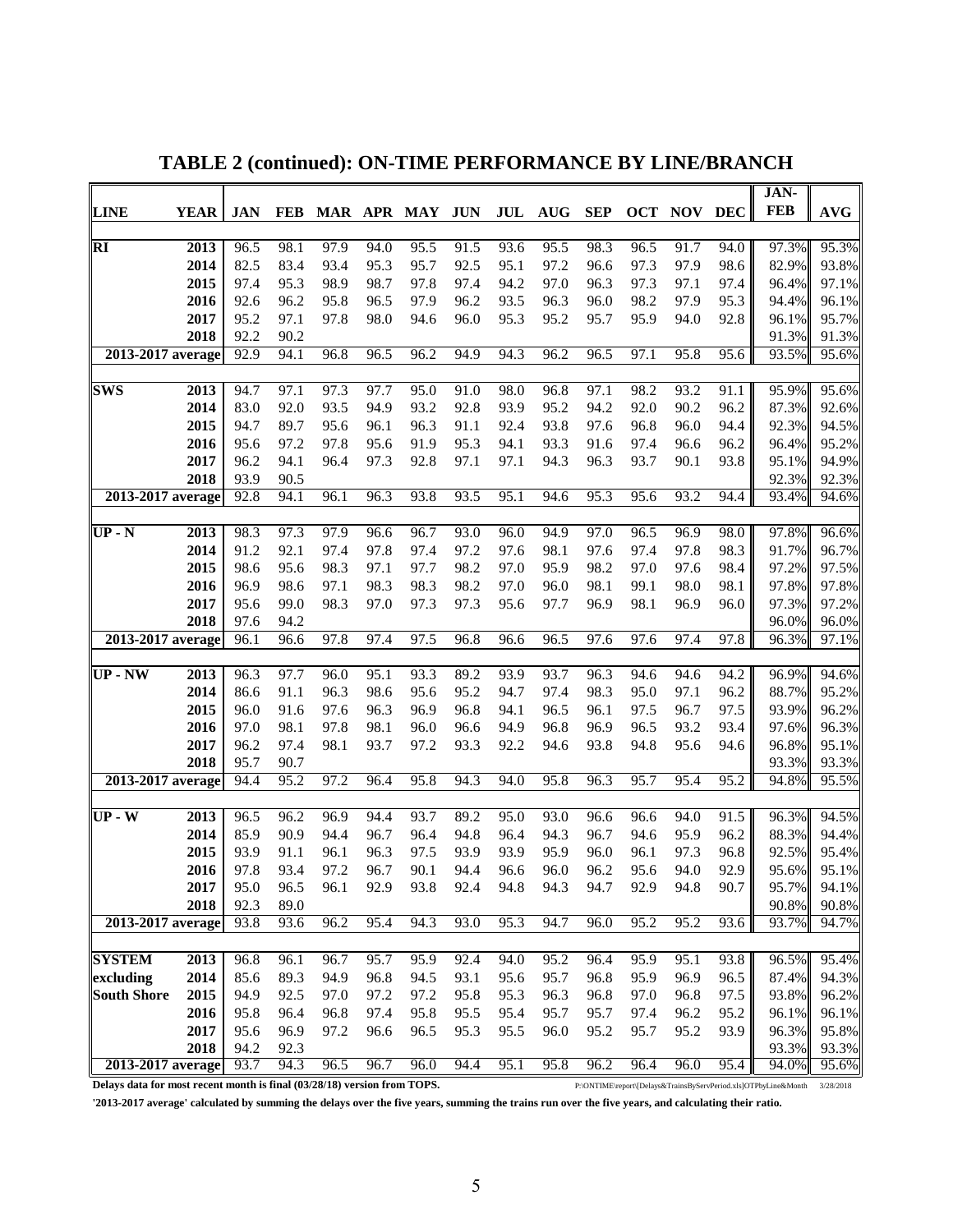# TABLE 2 (continued): ON-TIME PERFORMANCE BY LINE/BRANCH

| LINE | YEAR | JAN | FEB | MAR | APR | MAY | JUN | JUL | AUG | SEP | OCT | NOV | DEC | JAN-FEB | AVG |
|---|---|---|---|---|---|---|---|---|---|---|---|---|---|---|---|
| RI | 2013 | 96.5 | 98.1 | 97.9 | 94.0 | 95.5 | 91.5 | 93.6 | 95.5 | 98.3 | 96.5 | 91.7 | 94.0 | 97.3% | 95.3% |
| | 2014 | 82.5 | 83.4 | 93.4 | 95.3 | 95.7 | 92.5 | 95.1 | 97.2 | 96.6 | 97.3 | 97.9 | 98.6 | 82.9% | 93.8% |
| | 2015 | 97.4 | 95.3 | 98.9 | 98.7 | 97.8 | 97.4 | 94.2 | 97.0 | 96.3 | 97.3 | 97.1 | 97.4 | 96.4% | 97.1% |
| | 2016 | 92.6 | 96.2 | 95.8 | 96.5 | 97.9 | 96.2 | 93.5 | 96.3 | 96.0 | 98.2 | 97.9 | 95.3 | 94.4% | 96.1% |
| | 2017 | 95.2 | 97.1 | 97.8 | 98.0 | 94.6 | 96.0 | 95.3 | 95.2 | 95.7 | 95.9 | 94.0 | 92.8 | 96.1% | 95.7% |
| | 2018 | 92.2 | 90.2 | | | | | | | | | | | 91.3% | 91.3% |
| 2013-2017 average | | 92.9 | 94.1 | 96.8 | 96.5 | 96.2 | 94.9 | 94.3 | 96.2 | 96.5 | 97.1 | 95.8 | 95.6 | 93.5% | 95.6% |
| SWS | 2013 | 94.7 | 97.1 | 97.3 | 97.7 | 95.0 | 91.0 | 98.0 | 96.8 | 97.1 | 98.2 | 93.2 | 91.1 | 95.9% | 95.6% |
| | 2014 | 83.0 | 92.0 | 93.5 | 94.9 | 93.2 | 92.8 | 93.9 | 95.2 | 94.2 | 92.0 | 90.2 | 96.2 | 87.3% | 92.6% |
| | 2015 | 94.7 | 89.7 | 95.6 | 96.1 | 96.3 | 91.1 | 92.4 | 93.8 | 97.6 | 96.8 | 96.0 | 94.4 | 92.3% | 94.5% |
| | 2016 | 95.6 | 97.2 | 97.8 | 95.6 | 91.9 | 95.3 | 94.1 | 93.3 | 91.6 | 97.4 | 96.6 | 96.2 | 96.4% | 95.2% |
| | 2017 | 96.2 | 94.1 | 96.4 | 97.3 | 92.8 | 97.1 | 97.1 | 94.3 | 96.3 | 93.7 | 90.1 | 93.8 | 95.1% | 94.9% |
| | 2018 | 93.9 | 90.5 | | | | | | | | | | | 92.3% | 92.3% |
| 2013-2017 average | | 92.8 | 94.1 | 96.1 | 96.3 | 93.8 | 93.5 | 95.1 | 94.6 | 95.3 | 95.6 | 93.2 | 94.4 | 93.4% | 94.6% |
| UP - N | 2013 | 98.3 | 97.3 | 97.9 | 96.6 | 96.7 | 93.0 | 96.0 | 94.9 | 97.0 | 96.5 | 96.9 | 98.0 | 97.8% | 96.6% |
| | 2014 | 91.2 | 92.1 | 97.4 | 97.8 | 97.4 | 97.2 | 97.6 | 98.1 | 97.6 | 97.4 | 97.8 | 98.3 | 91.7% | 96.7% |
| | 2015 | 98.6 | 95.6 | 98.3 | 97.1 | 97.7 | 98.2 | 97.0 | 95.9 | 98.2 | 97.0 | 97.6 | 98.4 | 97.2% | 97.5% |
| | 2016 | 96.9 | 98.6 | 97.1 | 98.3 | 98.3 | 98.2 | 97.0 | 96.0 | 98.1 | 99.1 | 98.0 | 98.1 | 97.8% | 97.8% |
| | 2017 | 95.6 | 99.0 | 98.3 | 97.0 | 97.3 | 97.3 | 95.6 | 97.7 | 96.9 | 98.1 | 96.9 | 96.0 | 97.3% | 97.2% |
| | 2018 | 97.6 | 94.2 | | | | | | | | | | | 96.0% | 96.0% |
| 2013-2017 average | | 96.1 | 96.6 | 97.8 | 97.4 | 97.5 | 96.8 | 96.6 | 96.5 | 97.6 | 97.6 | 97.4 | 97.8 | 96.3% | 97.1% |
| UP - NW | 2013 | 96.3 | 97.7 | 96.0 | 95.1 | 93.3 | 89.2 | 93.9 | 93.7 | 96.3 | 94.6 | 94.6 | 94.2 | 96.9% | 94.6% |
| | 2014 | 86.6 | 91.1 | 96.3 | 98.6 | 95.6 | 95.2 | 94.7 | 97.4 | 98.3 | 95.0 | 97.1 | 96.2 | 88.7% | 95.2% |
| | 2015 | 96.0 | 91.6 | 97.6 | 96.3 | 96.9 | 96.8 | 94.1 | 96.5 | 96.1 | 97.5 | 96.7 | 97.5 | 93.9% | 96.2% |
| | 2016 | 97.0 | 98.1 | 97.8 | 98.1 | 96.0 | 96.6 | 94.9 | 96.8 | 96.9 | 96.5 | 93.2 | 93.4 | 97.6% | 96.3% |
| | 2017 | 96.2 | 97.4 | 98.1 | 93.7 | 97.2 | 93.3 | 92.2 | 94.6 | 93.8 | 94.8 | 95.6 | 94.6 | 96.8% | 95.1% |
| | 2018 | 95.7 | 90.7 | | | | | | | | | | | 93.3% | 93.3% |
| 2013-2017 average | | 94.4 | 95.2 | 97.2 | 96.4 | 95.8 | 94.3 | 94.0 | 95.8 | 96.3 | 95.7 | 95.4 | 95.2 | 94.8% | 95.5% |
| UP - W | 2013 | 96.5 | 96.2 | 96.9 | 94.4 | 93.7 | 89.2 | 95.0 | 93.0 | 96.6 | 96.6 | 94.0 | 91.5 | 96.3% | 94.5% |
| | 2014 | 85.9 | 90.9 | 94.4 | 96.7 | 96.4 | 94.8 | 96.4 | 94.3 | 96.7 | 94.6 | 95.9 | 96.2 | 88.3% | 94.4% |
| | 2015 | 93.9 | 91.1 | 96.1 | 96.3 | 97.5 | 93.9 | 93.9 | 95.9 | 96.0 | 96.1 | 97.3 | 96.8 | 92.5% | 95.4% |
| | 2016 | 97.8 | 93.4 | 97.2 | 96.7 | 90.1 | 94.4 | 96.6 | 96.0 | 96.2 | 95.6 | 94.0 | 92.9 | 95.6% | 95.1% |
| | 2017 | 95.0 | 96.5 | 96.1 | 92.9 | 93.8 | 92.4 | 94.8 | 94.3 | 94.7 | 92.9 | 94.8 | 90.7 | 95.7% | 94.1% |
| | 2018 | 92.3 | 89.0 | | | | | | | | | | | 90.8% | 90.8% |
| 2013-2017 average | | 93.8 | 93.6 | 96.2 | 95.4 | 94.3 | 93.0 | 95.3 | 94.7 | 96.0 | 95.2 | 95.2 | 93.6 | 93.7% | 94.7% |
| SYSTEM | 2013 | 96.8 | 96.1 | 96.7 | 95.7 | 95.9 | 92.4 | 94.0 | 95.2 | 96.4 | 95.9 | 95.1 | 93.8 | 96.5% | 95.4% |
| excluding | 2014 | 85.6 | 89.3 | 94.9 | 96.8 | 94.5 | 93.1 | 95.6 | 95.7 | 96.8 | 95.9 | 96.9 | 96.5 | 87.4% | 94.3% |
| South Shore | 2015 | 94.9 | 92.5 | 97.0 | 97.2 | 97.2 | 95.8 | 95.3 | 96.3 | 96.8 | 97.0 | 96.8 | 97.5 | 93.8% | 96.2% |
| | 2016 | 95.8 | 96.4 | 96.8 | 97.4 | 95.8 | 95.5 | 95.4 | 95.7 | 95.7 | 97.4 | 96.2 | 95.2 | 96.1% | 96.1% |
| | 2017 | 95.6 | 96.9 | 97.2 | 96.6 | 96.5 | 95.3 | 95.5 | 96.0 | 95.2 | 95.7 | 95.2 | 93.9 | 96.3% | 95.8% |
| | 2018 | 94.2 | 92.3 | | | | | | | | | | | 93.3% | 93.3% |
| 2013-2017 average | | 93.7 | 94.3 | 96.5 | 96.7 | 96.0 | 94.4 | 95.1 | 95.8 | 96.2 | 96.4 | 96.0 | 95.4 | 94.0% | 95.6% |

**Delays data for most recent month is final (03/28/18) version from TOPS.** P:\ONTIME\report\[Delays&TrainsByServPeriod.xls]OTPbyLine&Month 3/28/2018

**'2013-2017 average' calculated by summing the delays over the five years, summing the trains run over the five years, and calculating their ratio.**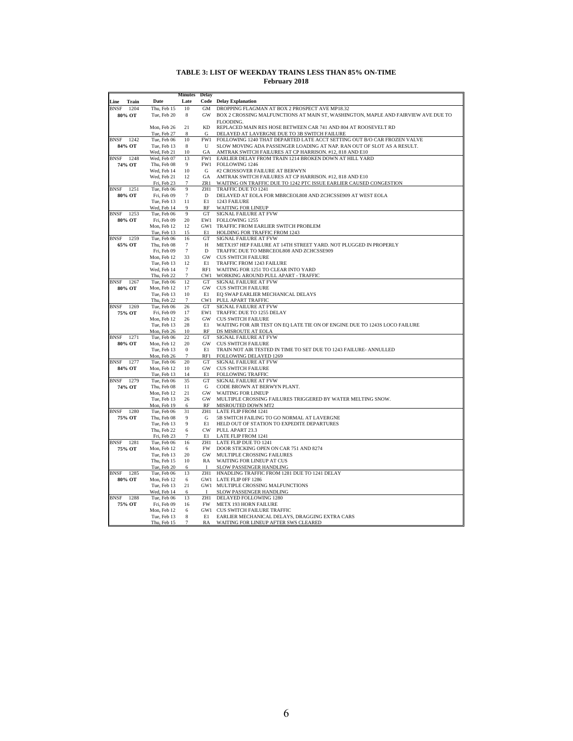# TABLE 3: LIST OF WEEKDAY TRAINS LESS THAN 85% ON-TIME

## February 2018

| Line | Train | Date | Minutes Late | Delay Code | Delay Explanation |
|---|---|---|---|---|---|
| BNSF | 1204 | Thu, Feb 15 | 10 | GM | DROPPING FLAGMAN AT BOX 2 PROSPECT AVE MP18.32 |
| 80% OT | | Tue, Feb 20 | 8 | GW | BOX 2 CROSSING MALFUNCTIONS AT MAIN ST, WASHINGTON, MAPLE AND FAIRVIEW AVE DUE TO FLOODING. |
| | | Mon, Feb 26 | 21 | KD | REPLACED MAIN RES HOSE BETWEEN CAR 741 AND 804 AT ROOSEVELT RD |
| | | Tue, Feb 27 | 8 | G | DELAYED AT LAVERGNE DUE TO 3B SWITCH FAILURE |
| BNSF | 1242 | Tue, Feb 06 | 10 | FW1 | FOLLOWING 1240 THAT DEPARTED LATE ACCT SETTING OUT B/O CAR FROZEN VALVE |
| 84% OT | | Tue, Feb 13 | 8 | U | SLOW MOVING ADA PASSENGER LOADING AT NAP. RAN OUT OF SLOT AS A RESULT. |
| | | Wed, Feb 21 | 10 | GA | AMTRAK SWITCH FAILURES AT CP HARRISON. #12, 818 AND E10 |
| BNSF | 1248 | Wed, Feb 07 | 13 | FW1 | EARLIER DELAY FROM TRAIN 1214 BROKEN DOWN AT HILL YARD |
| 74% OT | | Thu, Feb 08 | 9 | FW1 | FOLLOWING 1246 |
| | | Wed, Feb 14 | 10 | G | #2 CROSSOVER FAILURE AT BERWYN |
| | | Wed, Feb 21 | 12 | GA | AMTRAK SWITCH FAILURES AT CP HARRISON. #12, 818 AND E10 |
| | | Fri, Feb 23 | 7 | ZR1 | WAITING ON TRAFFIC DUE TO 1242 PTC ISSUE EARLIER CAUSED CONGESTION |
| BNSF | 1251 | Tue, Feb 06 | 9 | ZH1 | TRAFFIC DUE TO 1241 |
| 80% OT | | Fri, Feb 09 | 7 | D | DELAYED AT EOLA FOR MBRCEOL808 AND ZCHCSSE909 AT WEST EOLA |
| | | Tue, Feb 13 | 11 | E1 | 1243 FAILURE |
| | | Wed, Feb 14 | 9 | RF | WAITING FOR LINEUP |
| BNSF | 1253 | Tue, Feb 06 | 9 | GT | SIGNAL FAILURE AT FVW |
| 80% OT | | Fri, Feb 09 | 20 | EW1 | FOLLOWING 1255 |
| | | Mon, Feb 12 | 12 | GW1 | TRAFFIC FROM EARLIER SWITCH PROBLEM |
| | | Tue, Feb 13 | 15 | E1 | HOLDING FOR TRAFFIC FROM 1243 |
| BNSF | 1259 | Tue, Feb 06 | 16 | GT | SIGNAL FAILURE AT FVW |
| 65% OT | | Thu, Feb 08 | 7 | H | METX197 HEP FAILURE AT 14TH STREET YARD. NOT PLUGGED IN PROPERLY |
| | | Fri, Feb 09 | 7 | D | TRAFFIC DUE TO MBRCEOL808 AND ZCHCSSE909 |
| | | Mon, Feb 12 | 33 | GW | CUS SWITCH FAILURE |
| | | Tue, Feb 13 | 12 | E1 | TRAFFIC FROM 1243 FAILURE |
| | | Wed, Feb 14 | 7 | RF1 | WAITING FOR 1251 TO CLEAR INTO YARD |
| | | Thu, Feb 22 | 7 | CW1 | WORKING AROUND PULL APART - TRAFFIC |
| BNSF | 1267 | Tue, Feb 06 | 12 | GT | SIGNAL FAILURE AT FVW |
| 80% OT | | Mon, Feb 12 | 17 | GW | CUS SWITCH FAILURE |
| | | Tue, Feb 13 | 10 | E1 | EQ SWAP EARLIER MECHANICAL DELAYS |
| | | Thu, Feb 22 | 7 | CW1 | PULL APART TRAFFIC |
| BNSF | 1269 | Tue, Feb 06 | 26 | GT | SIGNAL FAILURE AT FVW |
| 75% OT | | Fri, Feb 09 | 17 | EW1 | TRAFFIC DUE TO 1255 DELAY |
| | | Mon, Feb 12 | 26 | GW | CUS SWITCH FAILURE |
| | | Tue, Feb 13 | 28 | E1 | WAITING FOR AIR TEST ON EQ LATE TIE ON OF ENGINE DUE TO 1243S LOCO FAILURE |
| | | Mon, Feb 26 | 10 | RF | DS MISROUTE AT EOLA |
| BNSF | 1271 | Tue, Feb 06 | 22 | GT | SIGNAL FAILURE AT FVW |
| 80% OT | | Mon, Feb 12 | 20 | GW | CUS SWITCH FAILURE |
| | | Tue, Feb 13 | 0 | E1 | TRAIN NOT AIR TESTED IN TIME TO SET DUE TO 1243 FAILURE- ANNULLED |
| | | Mon, Feb 26 | 7 | RF1 | FOLLOWING DELAYED 1269 |
| BNSF | 1277 | Tue, Feb 06 | 20 | GT | SIGNAL FAILURE AT FVW |
| 84% OT | | Mon, Feb 12 | 10 | GW | CUS SWITCH FAILURE |
| | | Tue, Feb 13 | 14 | E1 | FOLLOWING TRAFFIC |
| BNSF | 1279 | Tue, Feb 06 | 35 | GT | SIGNAL FAILURE AT FVW |
| 74% OT | | Thu, Feb 08 | 11 | G | CODE BROWN AT BERWYN PLANT. |
| | | Mon, Feb 12 | 21 | GW | WAITING FOR LINEUP |
| | | Tue, Feb 13 | 26 | GW | MULTIPLE CROSSING FAILURES TRIGGERED BY WATER MELTING SNOW. |
| | | Mon, Feb 19 | 6 | RF | MISROUTED DOWN MT2 |
| BNSF | 1280 | Tue, Feb 06 | 31 | ZH1 | LATE FLIP FROM 1241 |
| 75% OT | | Thu, Feb 08 | 9 | G | 5B SWITCH FAILING TO GO NORMAL AT LAVERGNE |
| | | Tue, Feb 13 | 9 | E1 | HELD OUT OF STATION TO EXPEDITE DEPARTURES |
| | | Thu, Feb 22 | 6 | CW | PULL APART 23.3 |
| | | Fri, Feb 23 | 7 | E1 | LATE FLIP FROM 1241 |
| BNSF | 1281 | Tue, Feb 06 | 16 | ZH1 | LATE FLIP DUE TO 1241 |
| 75% OT | | Mon, Feb 12 | 6 | FW | DOOR STICKING OPEN ON CAR 751 AND 8274 |
| | | Tue, Feb 13 | 20 | GW | MULTIPLE CROSSING FAILURES |
| | | Thu, Feb 15 | 10 | RA | WAITING FOR LINEUP AT CUS |
| | | Tue, Feb 20 | 6 | I | SLOW PASSENGER HANDLING |
| BNSF | 1285 | Tue, Feb 06 | 13 | ZH1 | HNADLING TRAFFIC FROM 1281 DUE TO 1241 DELAY |
| 80% OT | | Mon, Feb 12 | 6 | GW1 | LATE FLIP 0FF 1286 |
| | | Tue, Feb 13 | 21 | GW1 | MULTIPLE CROSSING MALFUNCTIONS |
| | | Wed, Feb 14 | 6 | I | SLOW PASSENGER HANDLING |
| BNSF | 1288 | Tue, Feb 06 | 13 | ZH1 | DELAYED FOLLOWING 1280 |
| 75% OT | | Fri, Feb 09 | 16 | FW | METX 193 HORN FAILURE |
| | | Mon, Feb 12 | 6 | GW1 | CUS SWITCH FAILURE TRAFFIC |
| | | Tue, Feb 13 | 8 | E1 | EARLIER MECHANICAL DELAYS, DRAGGING EXTRA CARS |
| | | Thu, Feb 15 | 7 | RA | WAITING FOR LINEUP AFTER SWS CLEARED |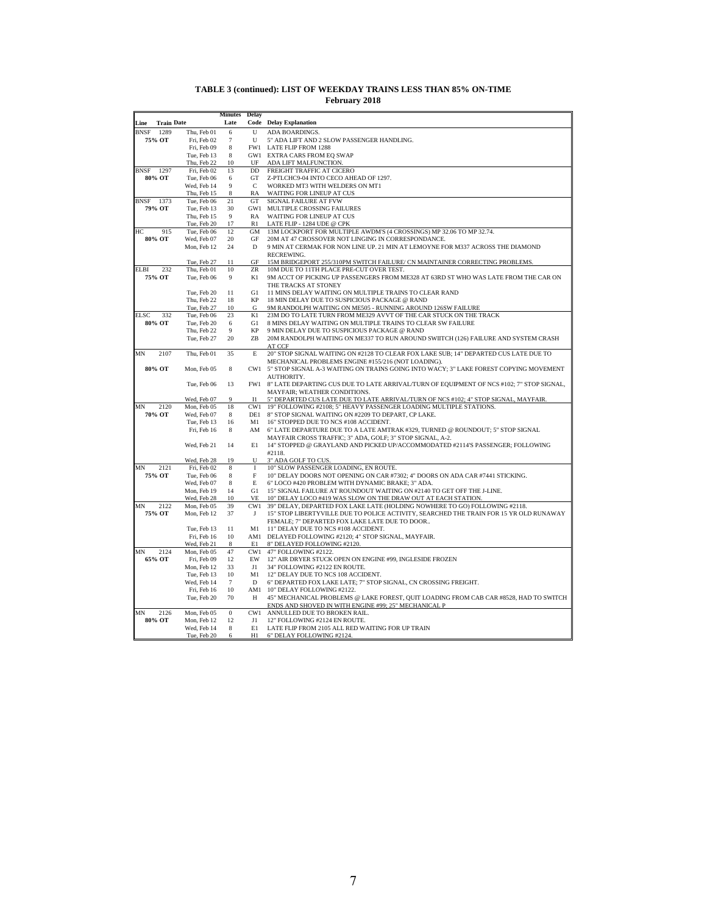**TABLE 3 (continued): LIST OF WEEKDAY TRAINS LESS THAN 85% ON-TIME**
**February 2018**

| Line | Train | Date | Minutes Late | Delay Code | Delay Explanation |
|---|---|---|---|---|---|
| BNSF | 1289 | Thu, Feb 01 | 6 | U | ADA BOARDINGS. |
| 75% OT | | Fri, Feb 02 | 7 | U | 5" ADA LIFT AND 2 SLOW PASSENGER HANDLING. |
| | | Fri, Feb 09 | 8 | FW1 | LATE FLIP FROM 1288 |
| | | Tue, Feb 13 | 8 | GW1 | EXTRA CARS FROM EQ SWAP |
| | | Thu, Feb 22 | 10 | UF | ADA LIFT MALFUNCTION. |
| BNSF | 1297 | Fri, Feb 02 | 13 | DD | FREIGHT TRAFFIC AT CICERO |
| 80% OT | | Tue, Feb 06 | 6 | GT | Z-PTLCHC9-04 INTO CECO AHEAD OF 1297. |
| | | Wed, Feb 14 | 9 | C | WORKED MT3 WITH WELDERS ON MT1 |
| | | Thu, Feb 15 | 8 | RA | WAITING FOR LINEUP AT CUS |
| BNSF | 1373 | Tue, Feb 06 | 21 | GT | SIGNAL FAILURE AT FVW |
| 79% OT | | Tue, Feb 13 | 30 | GW1 | MULTIPLE CROSSING FAILURES |
| | | Thu, Feb 15 | 9 | RA | WAITING FOR LINEUP AT CUS |
| | | Tue, Feb 20 | 17 | R1 | LATE FLIP - 1284 UDE @ CPK |
| HC | 915 | Tue, Feb 06 | 12 | GM | 13M LOCKPORT FOR MULTIPLE AWDM'S (4 CROSSINGS) MP 32.06 TO MP 32.74. |
| 80% OT | | Wed, Feb 07 | 20 | GF | 20M AT 47 CROSSOVER NOT LINGING IN CORRESPONDANCE. |
| | | Mon, Feb 12 | 24 | D | 9 MIN AT CERMAK FOR NON LINE UP. 21 MIN AT LEMOYNE FOR M337 ACROSS THE DIAMOND RECREWING. |
| | | Tue, Feb 27 | 11 | GF | 15M BRIDGEPORT 255/310PM SWITCH FAILURE/ CN MAINTAINER CORRECTING PROBLEMS. |
| ELBI | 232 | Thu, Feb 01 | 10 | ZR | 10M DUE TO 11TH PLACE PRE-CUT OVER TEST. |
| 75% OT | | Tue, Feb 06 | 9 | K1 | 9M ACCT OF PICKING UP PASSENGERS FROM ME328 AT 63RD ST WHO WAS LATE FROM THE CAR ON THE TRACKS AT STONEY |
| | | Tue, Feb 20 | 11 | G1 | 11 MINS DELAY WAITING ON MULTIPLE TRAINS TO CLEAR RAND |
| | | Thu, Feb 22 | 18 | KP | 18 MIN DELAY DUE TO SUSPICIOUS PACKAGE @ RAND |
| | | Tue, Feb 27 | 10 | G | 9M RANDOLPH WAITING ON ME505 - RUNNING AROUND 126SW FAILURE |
| ELSC | 332 | Tue, Feb 06 | 23 | K1 | 23M DO TO LATE TURN FROM ME329 AVVT OF THE CAR STUCK ON THE TRACK |
| 80% OT | | Tue, Feb 20 | 6 | G1 | 8 MINS DELAY WAITING ON MULTIPLE TRAINS TO CLEAR SW FAILURE |
| | | Thu, Feb 22 | 9 | KP | 9 MIN DELAY DUE TO SUSPICIOUS PACKAGE @ RAND |
| | | Tue, Feb 27 | 20 | ZB | 20M RANDOLPH WAITING ON ME337 TO RUN AROUND SWIITCH (126) FAILURE AND SYSTEM CRASH AT CCF |
| MN | 2107 | Thu, Feb 01 | 35 | E | 20" STOP SIGNAL WAITING ON #2128 TO CLEAR FOX LAKE SUB; 14" DEPARTED CUS LATE DUE TO MECHANICAL PROBLEMS ENGINE #155/216 (NOT LOADING). |
| 80% OT | | Mon, Feb 05 | 8 | CW1 | 5" STOP SIGNAL A-3 WAITING ON TRAINS GOING INTO WACY; 3" LAKE FOREST COPYING MOVEMENT AUTHORITY. |
| | | Tue, Feb 06 | 13 | FW1 | 8" LATE DEPARTING CUS DUE TO LATE ARRIVAL/TURN OF EQUIPMENT OF NCS #102; 7" STOP SIGNAL, MAYFAIR; WEATHER CONDITIONS. |
| | | Wed, Feb 07 | 9 | I1 | 5" DEPARTED CUS LATE DUE TO LATE ARRIVAL/TURN OF NCS #102; 4" STOP SIGNAL, MAYFAIR. |
| MN | 2120 | Mon, Feb 05 | 18 | CW1 | 19" FOLLOWING #2108; 5" HEAVY PASSENGER LOADING MULTIPLE STATIONS. |
| 70% OT | | Wed, Feb 07 | 8 | DE1 | 8" STOP SIGNAL WAITING ON #2209 TO DEPART, CP LAKE. |
| | | Tue, Feb 13 | 16 | M1 | 16" STOPPED DUE TO NCS #108 ACCIDENT. |
| | | Fri, Feb 16 | 8 | AM | 6" LATE DEPARTURE DUE TO A LATE AMTRAK #329, TURNED @ ROUNDOUT; 5" STOP SIGNAL MAYFAIR CROSS TRAFFIC; 3" ADA, GOLF; 3" STOP SIGNAL, A-2. |
| | | Wed, Feb 21 | 14 | E1 | 14" STOPPED @ GRAYLAND AND PICKED UP/ACCOMMODATED #2114'S PASSENGER; FOLLOWING #2118. |
| | | Wed, Feb 28 | 19 | U | 3" ADA GOLF TO CUS. |
| MN | 2121 | Fri, Feb 02 | 8 | I | 10" SLOW PASSENGER LOADING, EN ROUTE. |
| 75% OT | | Tue, Feb 06 | 8 | F | 10" DELAY DOORS NOT OPENING ON CAR #7302; 4" DOORS ON ADA CAR #7441 STICKING. |
| | | Wed, Feb 07 | 8 | E | 6" LOCO #420 PROBLEM WITH DYNAMIC BRAKE; 3" ADA. |
| | | Mon, Feb 19 | 14 | G1 | 15" SIGNAL FAILURE AT ROUNDOUT WAITING ON #2140 TO GET OFF THE J-LINE. |
| | | Wed, Feb 28 | 10 | VE | 10" DELAY LOCO #419 WAS SLOW ON THE DRAW OUT AT EACH STATION. |
| MN | 2122 | Mon, Feb 05 | 39 | CW1 | 39" DELAY, DEPARTED FOX LAKE LATE (HOLDING NOWHERE TO GO) FOLLOWING #2118. |
| 75% OT | | Mon, Feb 12 | 37 | J | 15" STOP LIBERTYVILLE DUE TO POLICE ACTIVITY, SEARCHED THE TRAIN FOR 15 YR OLD RUNAWAY FEMALE; 7" DEPARTED FOX LAKE LATE DUE TO DOOR.. |
| | | Tue, Feb 13 | 11 | M1 | 11" DELAY DUE TO NCS #108 ACCIDENT. |
| | | Fri, Feb 16 | 10 | AM1 | DELAYED FOLLOWING #2120; 4" STOP SIGNAL, MAYFAIR. |
| | | Wed, Feb 21 | 8 | E1 | 8" DELAYED FOLLOWING #2120. |
| MN | 2124 | Mon, Feb 05 | 47 | CW1 | 47" FOLLOWING #2122. |
| 65% OT | | Fri, Feb 09 | 12 | EW | 12" AIR DRYER STUCK OPEN ON ENGINE #99, INGLESIDE FROZEN |
| | | Mon, Feb 12 | 33 | J1 | 34" FOLLOWING #2122 EN ROUTE. |
| | | Tue, Feb 13 | 10 | M1 | 12" DELAY DUE TO NCS 108 ACCIDENT. |
| | | Wed, Feb 14 | 7 | D | 6" DEPARTED FOX LAKE LATE; 7" STOP SIGNAL, CN CROSSING FREIGHT. |
| | | Fri, Feb 16 | 10 | AM1 | 10" DELAY FOLLOWING #2122. |
| | | Tue, Feb 20 | 70 | H | 45" MECHANICAL PROBLEMS @ LAKE FOREST, QUIT LOADING FROM CAB CAR #8528, HAD TO SWITCH ENDS AND SHOVED IN WITH ENGINE #99; 25" MECHANICAL P |
| MN | 2126 | Mon, Feb 05 | 0 | CW1 | ANNULLED DUE TO BROKEN RAIL. |
| 80% OT | | Mon, Feb 12 | 12 | J1 | 12" FOLLOWING #2124 EN ROUTE. |
| | | Wed, Feb 14 | 8 | E1 | LATE FLIP FROM 2105 ALL RED WAITING FOR UP TRAIN |
| | | Tue, Feb 20 | 6 | H1 | 6" DELAY FOLLOWING #2124. |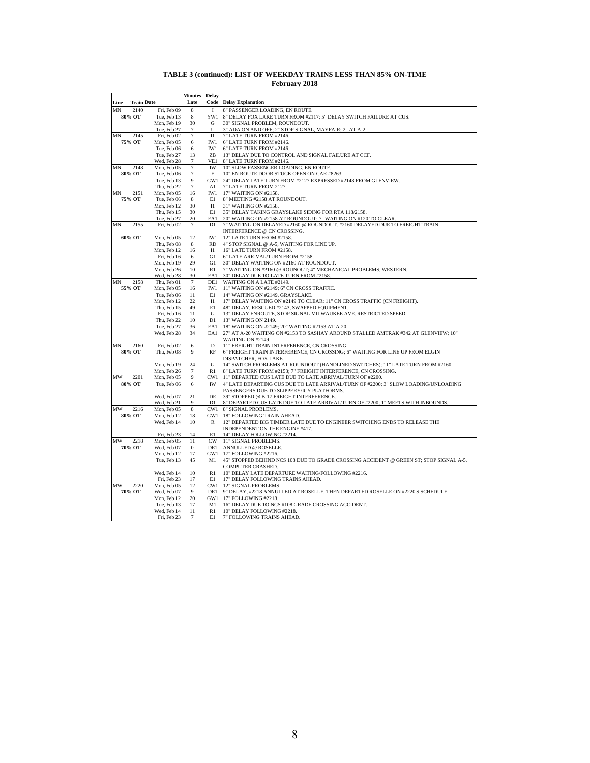**TABLE 3 (continued): LIST OF WEEKDAY TRAINS LESS THAN 85% ON-TIME**
**February 2018**

| Line | Train | Date | Minutes Late | Delay Code | Delay Explanation |
|---|---|---|---|---|---|
| MN | 2140 | Fri, Feb 09 | 8 | I | 8" PASSENGER LOADING, EN ROUTE. |
| 80% OT | | Tue, Feb 13 | 8 | YW1 | 8" DELAY FOX LAKE TURN FROM #2117; 5" DELAY SWITCH FAILURE AT CUS. |
| | | Mon, Feb 19 | 30 | G | 30" SIGNAL PROBLEM, ROUNDOUT. |
| | | Tue, Feb 27 | 7 | U | 3" ADA ON AND OFF; 2" STOP SIGNAL, MAYFAIR; 2" AT A-2. |
| MN | 2145 | Fri, Feb 02 | 7 | I1 | 7" LATE TURN FROM #2146. |
| 75% OT | | Mon, Feb 05 | 6 | IW1 | 6" LATE TURN FROM #2146. |
| | | Tue, Feb 06 | 6 | IW1 | 6" LATE TURN FROM #2146. |
| | | Tue, Feb 27 | 13 | ZB | 13" DELAY DUE TO CONTROL AND SIGNAL FAILURE AT CCF. |
| | | Wed, Feb 28 | 7 | VE1 | 8" LATE TURN FROM #2146. |
| MN | 2148 | Mon, Feb 05 | 7 | IW | 10" SLOW PASSENGER LOADING, EN ROUTE. |
| 80% OT | | Tue, Feb 06 | 7 | F | 10" EN ROUTE DOOR STUCK OPEN ON CAR #8263. |
| | | Tue, Feb 13 | 9 | GW1 | 24" DELAY LATE TURN FROM #2127 EXPRESSED #2148 FROM GLENVIEW. |
| | | Thu, Feb 22 | 7 | A1 | 7" LATE TURN FROM 2127. |
| MN | 2151 | Mon, Feb 05 | 16 | IW1 | 17" WAITING ON #2158. |
| 75% OT | | Tue, Feb 06 | 8 | E1 | 8" MEETING #2158 AT ROUNDOUT. |
| | | Mon, Feb 12 | 30 | I1 | 31" WAITING ON #2158. |
| | | Thu, Feb 15 | 30 | E1 | 35" DELAY TAKING GRAYSLAKE SIDING FOR RTA 118/2158. |
| | | Tue, Feb 27 | 20 | EA1 | 20" WAITING ON #2158 AT ROUNDOUT; 7" WAITING ON #120 TO CLEAR. |
| MN | 2155 | Fri, Feb 02 | 7 | D1 | 7" WAITING ON DELAYED #2160 @ ROUNDOUT. #2160 DELAYED DUE TO FREIGHT TRAIN INTERFERENCE @ CN CROSSING. |
| 60% OT | | Mon, Feb 05 | 12 | IW1 | 12" LATE TURN FROM #2158. |
| | | Thu, Feb 08 | 8 | RD | 4" STOP SIGNAL @ A-5, WAITING FOR LINE UP. |
| | | Mon, Feb 12 | 16 | I1 | 16" LATE TURN FROM #2158. |
| | | Fri, Feb 16 | 6 | G1 | 6" LATE ARRIVAL/TURN FROM #2158. |
| | | Mon, Feb 19 | 29 | G1 | 30" DELAY WAITING ON #2160 AT ROUNDOUT. |
| | | Mon, Feb 26 | 10 | R1 | 7" WAITING ON #2160 @ ROUNOUT; 4" MECHANICAL PROBLEMS, WESTERN. |
| | | Wed, Feb 28 | 30 | EA1 | 30" DELAY DUE TO LATE TURN FROM #2158. |
| MN | 2158 | Thu, Feb 01 | 7 | DE1 | WAITING ON A LATE #2149. |
| 55% OT | | Mon, Feb 05 | 16 | IW1 | 11" WAITING ON #2149; 6" CN CROSS TRAFFIC. |
| | | Tue, Feb 06 | 11 | E1 | 14" WAITING ON #2149, GRAYSLAKE. |
| | | Mon, Feb 12 | 22 | I1 | 17" DELAY WAITING ON #2149 TO CLEAR; 11" CN CROSS TRAFFIC (CN FREIGHT). |
| | | Thu, Feb 15 | 49 | E1 | 48" DELAY, RESCUED #2143, SWAPPED EQUIPMENT. |
| | | Fri, Feb 16 | 11 | G | 13" DELAY ENROUTE, STOP SIGNAL MILWAUKEE AVE. RESTRICTED SPEED. |
| | | Thu, Feb 22 | 10 | D1 | 13" WAITING ON 2149. |
| | | Tue, Feb 27 | 36 | EA1 | 18" WAITING ON #2149; 20" WAITING #2153 AT A-20. |
| | | Wed, Feb 28 | 34 | EA1 | 27" AT A-20 WAITING ON #2153 TO SASHAY AROUND STALLED AMTRAK #342 AT GLENVIEW; 10" WAITING ON #2149. |
| MN | 2160 | Fri, Feb 02 | 6 | D | 11" FREIGHT TRAIN INTERFERENCE, CN CROSSING. |
| 80% OT | | Thu, Feb 08 | 9 | RF | 6" FREIGHT TRAIN INTERFERENCE, CN CROSSING; 6" WAITING FOR LINE UP FROM ELGIN DISPATCHER, FOX LAKE. |
| | | Mon, Feb 19 | 24 | G | 14" SWITCH PROBLEMS AT ROUNDOUT (HANDLINED SWITCHES); 11" LATE TURN FROM #2160. |
| | | Mon, Feb 26 | 7 | R1 | 8" LATE TURN FROM #2153; 7" FREIGHT INTERFERENCE, CN CROSSING. |
| MW | 2201 | Mon, Feb 05 | 9 | CW1 | 11" DEPARTED CUS LATE DUE TO LATE ARRIVAL/TURN OF #2200. |
| 80% OT | | Tue, Feb 06 | 6 | IW | 4" LATE DEPARTING CUS DUE TO LATE ARRIVAL/TURN OF #2200; 3" SLOW LOADING/UNLOADING PASSENGERS DUE TO SLIPPERY/ICY PLATFORMS. |
| | | Wed, Feb 07 | 21 | DE | 39" STOPPED @ B-17 FREIGHT INTERFERENCE. |
| | | Wed, Feb 21 | 9 | D1 | 8" DEPARTED CUS LATE DUE TO LATE ARRIVAL/TURN OF #2200; 1" MEETS WITH INBOUNDS. |
| MW | 2216 | Mon, Feb 05 | 8 | CW1 | 8" SIGNAL PROBLEMS. |
| 80% OT | | Mon, Feb 12 | 18 | GW1 | 18" FOLLOWING TRAIN AHEAD. |
| | | Wed, Feb 14 | 10 | R | 12" DEPARTED BIG TIMBER LATE DUE TO ENGINEER SWITCHING ENDS TO RELEASE THE INDEPENDENT ON THE ENGINE #417. |
| | | Fri, Feb 23 | 14 | E1 | 14" DELAY FOLLOWING #2214. |
| MW | 2218 | Mon, Feb 05 | 11 | CW | 11" SIGNAL PROBLEMS. |
| 70% OT | | Wed, Feb 07 | 0 | DE1 | ANNULLED @ ROSELLE. |
| | | Mon, Feb 12 | 17 | GW1 | 17" FOLLOWING #2216. |
| | | Tue, Feb 13 | 45 | M1 | 45" STOPPED BEHIND NCS 108 DUE TO GRADE CROSSING ACCIDENT @ GREEN ST; STOP SIGNAL A-5, COMPUTER CRASHED. |
| | | Wed, Feb 14 | 10 | R1 | 10" DELAY LATE DEPARTURE WAITING/FOLLOWING #2216. |
| | | Fri, Feb 23 | 17 | E1 | 17" DELAY FOLLOWING TRAINS AHEAD. |
| MW | 2220 | Mon, Feb 05 | 12 | CW1 | 12" SIGNAL PROBLEMS. |
| 70% OT | | Wed, Feb 07 | 9 | DE1 | 9" DELAY, #2218 ANNULLED AT ROSELLE, THEN DEPARTED ROSELLE ON #2220'S SCHEDULE. |
| | | Mon, Feb 12 | 20 | GW1 | 17" FOLLOWING #2218. |
| | | Tue, Feb 13 | 17 | M1 | 16" DELAY DUE TO NCS #108 GRADE CROSSING ACCIDENT. |
| | | Wed, Feb 14 | 11 | R1 | 10" DELAY FOLLOWING #2218. |
| | | Fri, Feb 23 | 7 | E1 | 7" FOLLOWING TRAINS AHEAD. |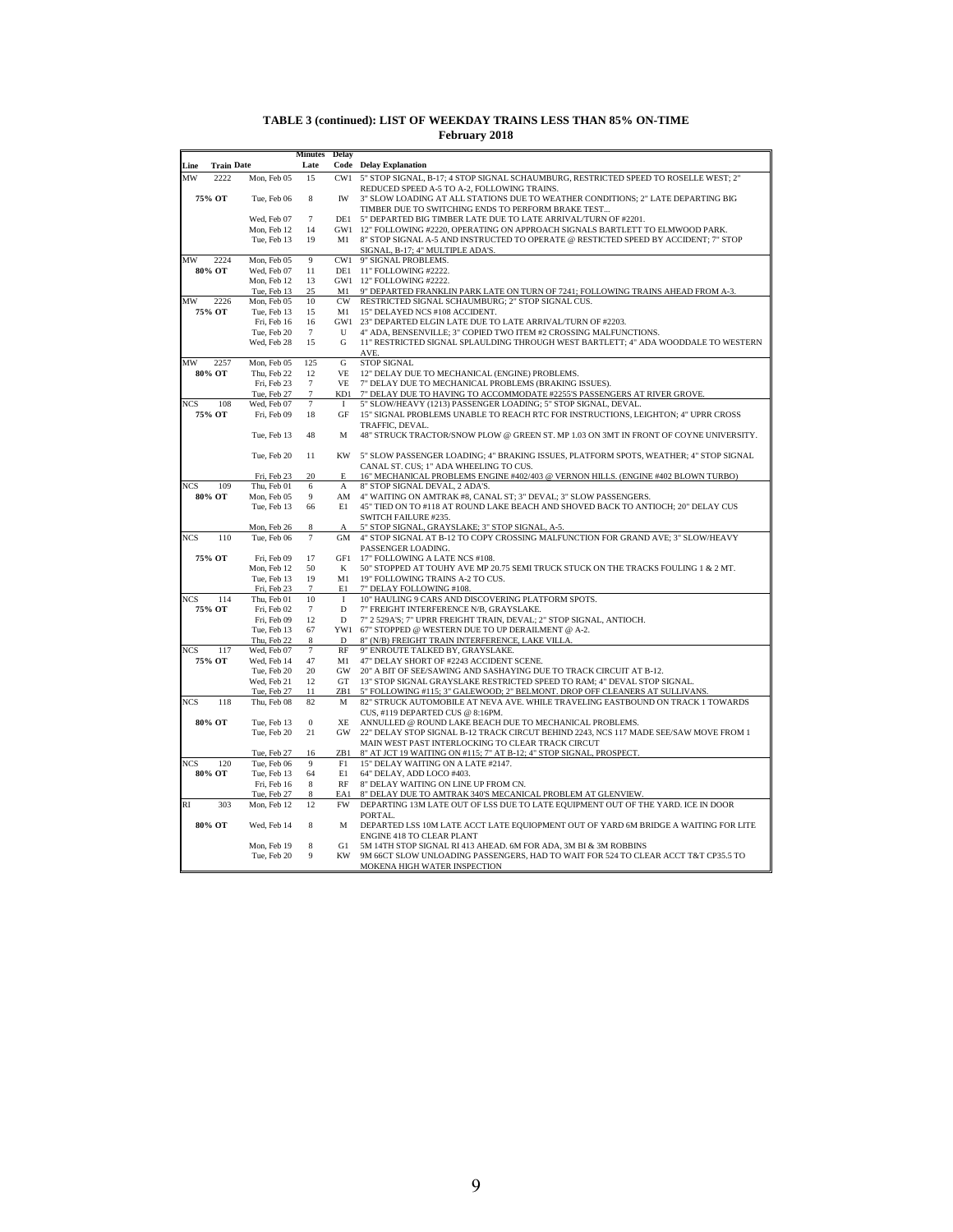**TABLE 3 (continued): LIST OF WEEKDAY TRAINS LESS THAN 85% ON-TIME**
**February 2018**

| Line | Train | Date | Minutes Late | Delay Code | Delay Explanation |
|---|---|---|---|---|---|
| MW | 2222 | Mon, Feb 05 | 15 | CW1 | 5" STOP SIGNAL, B-17; 4 STOP SIGNAL SCHAUMBURG, RESTRICTED SPEED TO ROSELLE WEST; 2" REDUCED SPEED A-5 TO A-2, FOLLOWING TRAINS. |
| | 75% OT | Tue, Feb 06 | 8 | IW | 3" SLOW LOADING AT ALL STATIONS DUE TO WEATHER CONDITIONS; 2" LATE DEPARTING BIG TIMBER DUE TO SWITCHING ENDS TO PERFORM BRAKE TEST... |
| | | Wed, Feb 07 | 7 | DE1 | 5" DEPARTED BIG TIMBER LATE DUE TO LATE ARRIVAL/TURN OF #2201. |
| | | Mon, Feb 12 | 14 | GW1 | 12" FOLLOWING #2220, OPERATING ON APPROACH SIGNALS BARTLETT TO ELMWOOD PARK. |
| | | Tue, Feb 13 | 19 | M1 | 8" STOP SIGNAL A-5 AND INSTRUCTED TO OPERATE @ RESTICTED SPEED BY ACCIDENT; 7" STOP SIGNAL, B-17; 4" MULTIPLE ADA'S. |
| MW | 2224 | Mon, Feb 05 | 9 | CW1 | 9" SIGNAL PROBLEMS. |
| | 80% OT | Wed, Feb 07 | 11 | DE1 | 11" FOLLOWING #2222. |
| | | Mon, Feb 12 | 13 | GW1 | 12" FOLLOWING #2222. |
| | | Tue, Feb 13 | 25 | M1 | 9" DEPARTED FRANKLIN PARK LATE ON TURN OF 7241; FOLLOWING TRAINS AHEAD FROM A-3. |
| MW | 2226 | Mon, Feb 05 | 10 | CW | RESTRICTED SIGNAL SCHAUMBURG; 2" STOP SIGNAL CUS. |
| | 75% OT | Tue, Feb 13 | 15 | M1 | 15" DELAYED NCS #108 ACCIDENT. |
| | | Fri, Feb 16 | 16 | GW1 | 23" DEPARTED ELGIN LATE DUE TO LATE ARRIVAL/TURN OF #2203. |
| | | Tue, Feb 20 | 7 | U | 4" ADA, BENSENVILLE; 3" COPIED TWO ITEM #2 CROSSING MALFUNCTIONS. |
| | | Wed, Feb 28 | 15 | G | 11" RESTRICTED SIGNAL SPLAULDING THROUGH WEST BARTLETT; 4" ADA WOODDALE TO WESTERN AVE. |
| MW | 2257 | Mon, Feb 05 | 125 | G | STOP SIGNAL |
| | 80% OT | Thu, Feb 22 | 12 | VE | 12" DELAY DUE TO MECHANICAL (ENGINE) PROBLEMS. |
| | | Fri, Feb 23 | 7 | VE | 7" DELAY DUE TO MECHANICAL PROBLEMS (BRAKING ISSUES). |
| | | Tue, Feb 27 | 7 | KD1 | 7" DELAY DUE TO HAVING TO ACCOMMODATE #2255'S PASSENGERS AT RIVER GROVE. |
| NCS | 108 | Wed, Feb 07 | 7 | I | 5" SLOW/HEAVY (1213) PASSENGER LOADING; 5" STOP SIGNAL, DEVAL. |
| | 75% OT | Fri, Feb 09 | 18 | GF | 15" SIGNAL PROBLEMS UNABLE TO REACH RTC FOR INSTRUCTIONS, LEIGHTON; 4" UPRR CROSS TRAFFIC, DEVAL. |
| | | Tue, Feb 13 | 48 | M | 48" STRUCK TRACTOR/SNOW PLOW @ GREEN ST. MP 1.03 ON 3MT IN FRONT OF COYNE UNIVERSITY. |
| | | Tue, Feb 20 | 11 | KW | 5" SLOW PASSENGER LOADING; 4" BRAKING ISSUES, PLATFORM SPOTS, WEATHER; 4" STOP SIGNAL CANAL ST. CUS; 1" ADA WHEELING TO CUS. |
| | | Fri, Feb 23 | 20 | E | 16" MECHANICAL PROBLEMS ENGINE #402/403 @ VERNON HILLS. (ENGINE #402 BLOWN TURBO) |
| NCS | 109 | Thu, Feb 01 | 6 | A | 8" STOP SIGNAL DEVAL, 2 ADA'S. |
| | 80% OT | Mon, Feb 05 | 9 | AM | 4" WAITING ON AMTRAK #8, CANAL ST; 3" DEVAL; 3" SLOW PASSENGERS. |
| | | Tue, Feb 13 | 66 | E1 | 45" TIED ON TO #118 AT ROUND LAKE BEACH AND SHOVED BACK TO ANTIOCH; 20" DELAY CUS SWITCH FAILURE #235. |
| | | Mon, Feb 26 | 8 | A | 5" STOP SIGNAL, GRAYSLAKE; 3" STOP SIGNAL, A-5. |
| NCS | 110 | Tue, Feb 06 | 7 | GM | 4" STOP SIGNAL AT B-12 TO COPY CROSSING MALFUNCTION FOR GRAND AVE; 3" SLOW/HEAVY PASSENGER LOADING. |
| | 75% OT | Fri, Feb 09 | 17 | GF1 | 17" FOLLOWING A LATE NCS #108. |
| | | Mon, Feb 12 | 50 | K | 50" STOPPED AT TOUHY AVE MP 20.75 SEMI TRUCK STUCK ON THE TRACKS FOULING 1 & 2 MT. |
| | | Tue, Feb 13 | 19 | M1 | 19" FOLLOWING TRAINS A-2 TO CUS. |
| | | Fri, Feb 23 | 7 | E1 | 7" DELAY FOLLOWING #108. |
| NCS | 114 | Thu, Feb 01 | 10 | I | 10" HAULING 9 CARS AND DISCOVERING PLATFORM SPOTS. |
| | 75% OT | Fri, Feb 02 | 7 | D | 7" FREIGHT INTERFERENCE N/B, GRAYSLAKE. |
| | | Fri, Feb 09 | 12 | D | 7" 2 529A'S; 7" UPRR FREIGHT TRAIN, DEVAL; 2" STOP SIGNAL, ANTIOCH. |
| | | Tue, Feb 13 | 67 | YW1 | 67" STOPPED @ WESTERN DUE TO UP DERAILMENT @ A-2. |
| | | Thu, Feb 22 | 8 | D | 8" (N/B) FREIGHT TRAIN INTERFERENCE, LAKE VILLA. |
| NCS | 117 | Wed, Feb 07 | 7 | RF | 9" ENROUTE TALKED BY, GRAYSLAKE. |
| | 75% OT | Wed, Feb 14 | 47 | M1 | 47" DELAY SHORT OF #2243 ACCIDENT SCENE. |
| | | Tue, Feb 20 | 20 | GW | 20" A BIT OF SEE/SAWING AND SASHAYING DUE TO TRACK CIRCUIT AT B-12. |
| | | Wed, Feb 21 | 12 | GT | 13" STOP SIGNAL GRAYSLAKE RESTRICTED SPEED TO RAM; 4" DEVAL STOP SIGNAL. |
| | | Tue, Feb 27 | 11 | ZB1 | 5" FOLLOWING #115; 3" GALEWOOD; 2" BELMONT. DROP OFF CLEANERS AT SULLIVANS. |
| NCS | 118 | Thu, Feb 08 | 82 | M | 82" STRUCK AUTOMOBILE AT NEVA AVE. WHILE TRAVELING EASTBOUND ON TRACK 1 TOWARDS CUS, #119 DEPARTED CUS @ 8:16PM. |
| | 80% OT | Tue, Feb 13 | 0 | XE | ANNULLED @ ROUND LAKE BEACH DUE TO MECHANICAL PROBLEMS. |
| | | Tue, Feb 20 | 21 | GW | 22" DELAY STOP SIGNAL B-12 TRACK CIRCUIT BEHIND 2243, NCS 117 MADE SEE/SAW MOVE FROM 1 MAIN WEST PAST INTERLOCKING TO CLEAR TRACK CIRCUT |
| | | Tue, Feb 27 | 16 | ZB1 | 8" AT JCT 19 WAITING ON #115; 7" AT B-12; 4" STOP SIGNAL, PROSPECT. |
| NCS | 120 | Tue, Feb 06 | 9 | F1 | 15" DELAY WAITING ON A LATE #2147. |
| | 80% OT | Tue, Feb 13 | 64 | E1 | 64" DELAY, ADD LOCO #403. |
| | | Fri, Feb 16 | 8 | RF | 8" DELAY WAITING ON LINE UP FROM CN. |
| | | Tue, Feb 27 | 8 | EA1 | 8" DELAY DUE TO AMTRAK 340'S MECANICAL PROBLEM AT GLENVIEW. |
| RI | 303 | Mon, Feb 12 | 12 | FW | DEPARTING 13M LATE OUT OF LSS DUE TO LATE EQUIPMENT OUT OF THE YARD. ICE IN DOOR PORTAL. |
| | 80% OT | Wed, Feb 14 | 8 | M | DEPARTED LSS 10M LATE ACCT LATE EQUIOPMENT OUT OF YARD 6M BRIDGE A WAITING FOR LITE ENGINE 418 TO CLEAR PLANT |
| | | Mon, Feb 19 | 8 | G1 | 5M 14TH STOP SIGNAL RI 413 AHEAD. 6M FOR ADA, 3M BI & 3M ROBBINS |
| | | Tue, Feb 20 | 9 | KW | 9M 66CT SLOW UNLOADING PASSENGERS, HAD TO WAIT FOR 524 TO CLEAR ACCT T&T CP35.5 TO MOKENA HIGH WATER INSPECTION |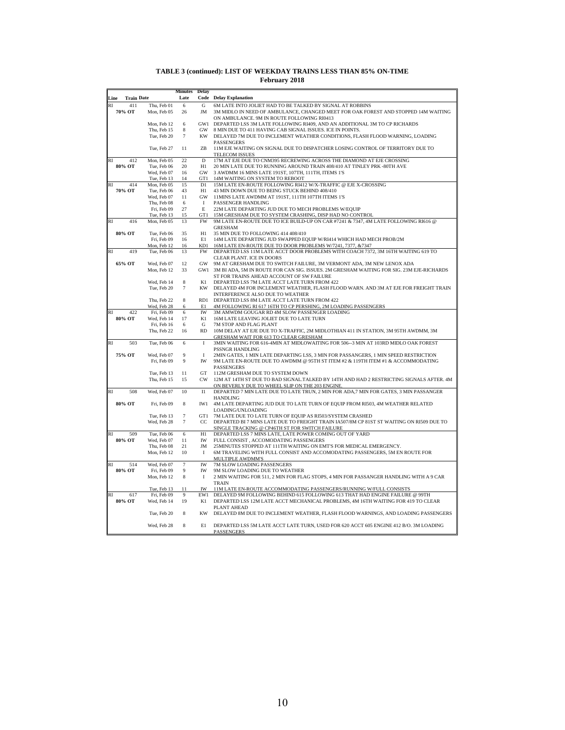**TABLE 3 (continued): LIST OF WEEKDAY TRAINS LESS THAN 85% ON-TIME**
**February 2018**

| Line | Train | Date | Minutes Late | Delay Code | Delay Explanation |
|---|---|---|---|---|---|
| RI | 411 | Thu, Feb 01 | 6 | G | 6M LATE INTO JOLIET HAD TO BE TALKED BY SIGNAL AT ROBBINS |
| | 70% OT | Mon, Feb 05 | 26 | JM | 3M MIDLO IN NEED OF AMBULANCE, CHANGED MEET FOR OAK FOREST AND STOPPED 14M WAITING ON AMBULANCE. 9M IN ROUTE FOLLOWING RI0413 |
| | | Mon, Feb 12 | 6 | GW1 | DEPARTED LSS 3M LATE FOLLOWING RI409, AND AN ADDITIONAL 3M TO CP RICHARDS |
| | | Thu, Feb 15 | 8 | GW | 8 MIN DUE TO 411 HAVING CAB SIGNAL ISSUES. ICE IN POINTS. |
| | | Tue, Feb 20 | 7 | KW | DELAYED 7M DUE TO INCLEMENT WEATHER CONDITIONS, FLASH FLOOD WARNING, LOADING PASSENGERS |
| | | Tue, Feb 27 | 11 | ZB | 11M EJE WAITING ON SIGNAL DUE TO DISPATCHER LOSING CONTROL OF TERRITORY DUE TO TELECOM ISSUES |
| RI | 412 | Mon, Feb 05 | 22 | D | 17M AT EJE DUE TO CNM395 RECREWING ACROSS THE DIAMOND AT EJE CROSSING |
| | 80% OT | Tue, Feb 06 | 20 | H1 | 20 MIN LATE DUE TO RUNNING AROUND TRAIN 408/410 AT TINLEY PRK -80TH AVE |
| | | Wed, Feb 07 | 16 | GW | 3 AWDMM 16 MINS LATE 191ST, 107TH, 111TH, ITEMS 1'S |
| | | Tue, Feb 13 | 14 | GT1 | 14M WAITING ON SYSTEM TO REBOOT |
| RI | 414 | Mon, Feb 05 | 15 | D1 | 15M LATE EN-ROUTE FOLLOWING RI412 W/X-TRAFFIC @ EJE X-CROSSING |
| | 70% OT | Tue, Feb 06 | 43 | H1 | 43 MIN DOWN DUE TO BEING STUCK BEHIND 408/410 |
| | | Wed, Feb 07 | 11 | GW | 11MINS LATE AWDMM AT 191ST, 111TH 107TH ITEMS 1'S |
| | | Thu, Feb 08 | 6 | I | PASSENGER HANDLING |
| | | Fri, Feb 09 | 27 | E | 22M LATE DEPARTING JUD DUE TO MECH PROBLEMS W/EQUIP |
| | | Tue, Feb 13 | 15 | GT1 | 15M GRESHAM DUE TO SYSTEM CRASHING, DISP HAD NO CONTROL |
| RI | 416 | Mon, Feb 05 | 13 | FW | 9M LATE EN-ROUTE DUE TO ICE BUILD-UP ON CAR #7241 & 7347, 4M LATE FOLLOWING RI616 @ GRESHAM |
| | 80% OT | Tue, Feb 06 | 35 | H1 | 35 MIN DUE TO FOLLOWING 414 408/410 |
| | | Fri, Feb 09 | 16 | E1 | 14M LATE DEPARTING JUD SWAPPED EQUIP W/RI414 WHICH HAD MECH PROB/2M |
| | | Mon, Feb 12 | 16 | KD1 | 16M LATE EN-ROUTE DUE TO DOOR PROBLEMS W/7241, 7377, &7347 |
| RI | 419 | Tue, Feb 06 | 13 | FW | DEPARTED LSS 11M LATE ACCT DOOR PROBLEMS WITH COACH 7372, 3M 16TH WAITING 619 TO CLEAR PLANT. ICE IN DOORS |
| | 65% OT | Wed, Feb 07 | 12 | GW | 9M AT GRESHAM DUE TO SWITCH FAILURE, 3M VERMONT ADA, 3M NEW LENOX ADA |
| | | Mon, Feb 12 | 33 | GW1 | 3M BI ADA, 5M IN ROUTE FOR CAN SIG. ISSUES. 2M GRESHAM WAITING FOR SIG. 23M EJE-RICHARDS ST FOR TRAINS AHEAD ACCOUNT OF SW FAILURE |
| | | Wed, Feb 14 | 8 | K1 | DEPARTED LSS 7M LATE ACCT LATE TURN FROM 422 |
| | | Tue, Feb 20 | 7 | KW | DELAYED 4M FOR INCLEMENT WEATHER, FLASH FLOOD WARN. AND 3M AT EJE FOR FREIGHT TRAIN INTERFERENCE ALSO DUE TO WEATHER |
| | | Thu, Feb 22 | 8 | RD1 | DEPARTED LSS 8M LATE ACCT LATE TURN FROM 422 |
| | | Wed, Feb 28 | 6 | E1 | 4M FOLLOWING RI 617 16TH TO CP PERSHING, 2M LOADING PASSENGERS |
| RI | 422 | Fri, Feb 09 | 6 | IW | 3M AMWDM GOUGAR RD 4M SLOW PASSENGER LOADING |
| | 80% OT | Wed, Feb 14 | 17 | K1 | 16M LATE LEAVING JOLIET DUE TO LATE TURN |
| | | Fri, Feb 16 | 6 | G | 7M STOP AND FLAG PLANT |
| | | Thu, Feb 22 | 16 | RD | 10M DELAY AT EJE DUE TO X-TRAFFIC, 2M MIDLOTHIAN 411 IN STATION, 3M 95TH AWDMM, 3M GRESHAM WAIT FOR 613 TO CLEAR GRESHAM |
| RI | 503 | Tue, Feb 06 | 6 | I | 3MIN WAITING FOR 616-4MIN AT MIDLOWAITING FOR 506--3 MIN AT 103RD MIDLO OAK FOREST PSSNGR HANDLING |
| | 75% OT | Wed, Feb 07 | 9 | I | 2MIN GATES, 1 MIN LATE DEPARTING LSS, 3 MIN FOR PASSANGERS, 1 MIN SPEED RESTRICTION |
| | | Fri, Feb 09 | 9 | IW | 9M LATE EN-ROUTE DUE TO AWDMM @ 95TH ST ITEM #2 & 119TH ITEM #1 & ACCOMMODATING PASSENGERS |
| | | Tue, Feb 13 | 11 | GT | 112M GRESHAM DUE TO SYSTEM DOWN |
| | | Thu, Feb 15 | 15 | CW | 12M AT 14TH ST DUE TO BAD SIGNAL.TALKED BY 14TH AND HAD 2 RESTRICTING SIGNALS AFTER. 4M ON BEVERLY DUE TO WHEEL SLIP ON THE 203 ENGINE. |
| RI | 508 | Wed, Feb 07 | 10 | I1 | DEPARTED 7 MIN LATE DUE TO LATE TRUN, 2 MIN FOR ADA,7 MIN FOR GATES, 3 MIN PASSANGER HANDLING |
| | 80% OT | Fri, Feb 09 | 8 | IW1 | 4M LATE DEPARTING JUD DUE TO LATE TURN OF EQUIP FROM RI503, 4M WEATHER RELATED LOADING/UNLOADING |
| | | Tue, Feb 13 | 7 | GT1 | 7M LATE DUE TO LATE TURN OF EQUIP AS RI503/SYSTEM CRASHED |
| | | Wed, Feb 28 | 7 | CC | DEPARTED BI 7 MINS LATE DUE TO FREIGHT TRAIN IA507/8M CP 81ST ST WAITING ON RI509 DUE TO SINGLE TRACKING @ CP46TH ST FOR SWITCH FAILURE |
| RI | 509 | Tue, Feb 06 | 6 | H1 | DEPARTED LSS 7 MINS LATE, LATE POWER COMING OUT OF YARD |
| | 80% OT | Wed, Feb 07 | 11 | IW | FULL CONSIST , ACCOMODATING PASSENGERS |
| | | Thu, Feb 08 | 21 | JM | 25MINUTES STOPPED AT 111TH WAITING ON EMT'S FOR MEDICAL EMERGENCY. |
| | | Mon, Feb 12 | 10 | I | 6M TRAVELING WITH FULL CONSIST AND ACCOMODATING PASSENGERS, 5M EN ROUTE FOR MULTIPLE AWDMM'S |
| RI | 514 | Wed, Feb 07 | 7 | IW | 7M SLOW LOADING PASSENGERS |
| | 80% OT | Fri, Feb 09 | 9 | IW | 9M SLOW LOADING DUE TO WEATHER |
| | | Mon, Feb 12 | 8 | I | 2 MIN WAITING FOR 511, 2 MIN FOR FLAG STOPS, 4 MIN FOR PASSANGER HANDLING WITH A 9 CAR TRAIN |
| | | Tue, Feb 13 | 11 | IW | 11M LATE EN-ROUTE ACCOMMODATING PASSENGERS/RUNNING W/FULL CONSISTS |
| RI | 617 | Fri, Feb 09 | 9 | EW1 | DELAYED 9M FOLLOWING BEHIND 615 FOLLOWING 613 THAT HAD ENGINE FAILURE @ 99TH |
| | 80% OT | Wed, Feb 14 | 19 | K1 | DEPARTED LSS 12M LATE ACCT MECHANICAL PROBLEMS, 4M 16TH WAITING FOR 419 TO CLEAR PLANT AHEAD |
| | | Tue, Feb 20 | 8 | KW | DELAYED 8M DUE TO INCLEMENT WEATHER, FLASH FLOOD WARNINGS, AND LOADING PASSENGERS |
| | | Wed, Feb 28 | 8 | E1 | DEPARTED LSS 5M LATE ACCT LATE TURN, USED FOR 620 ACCT 605 ENGINE 412 B/O. 3M LOADING PASSENGERS |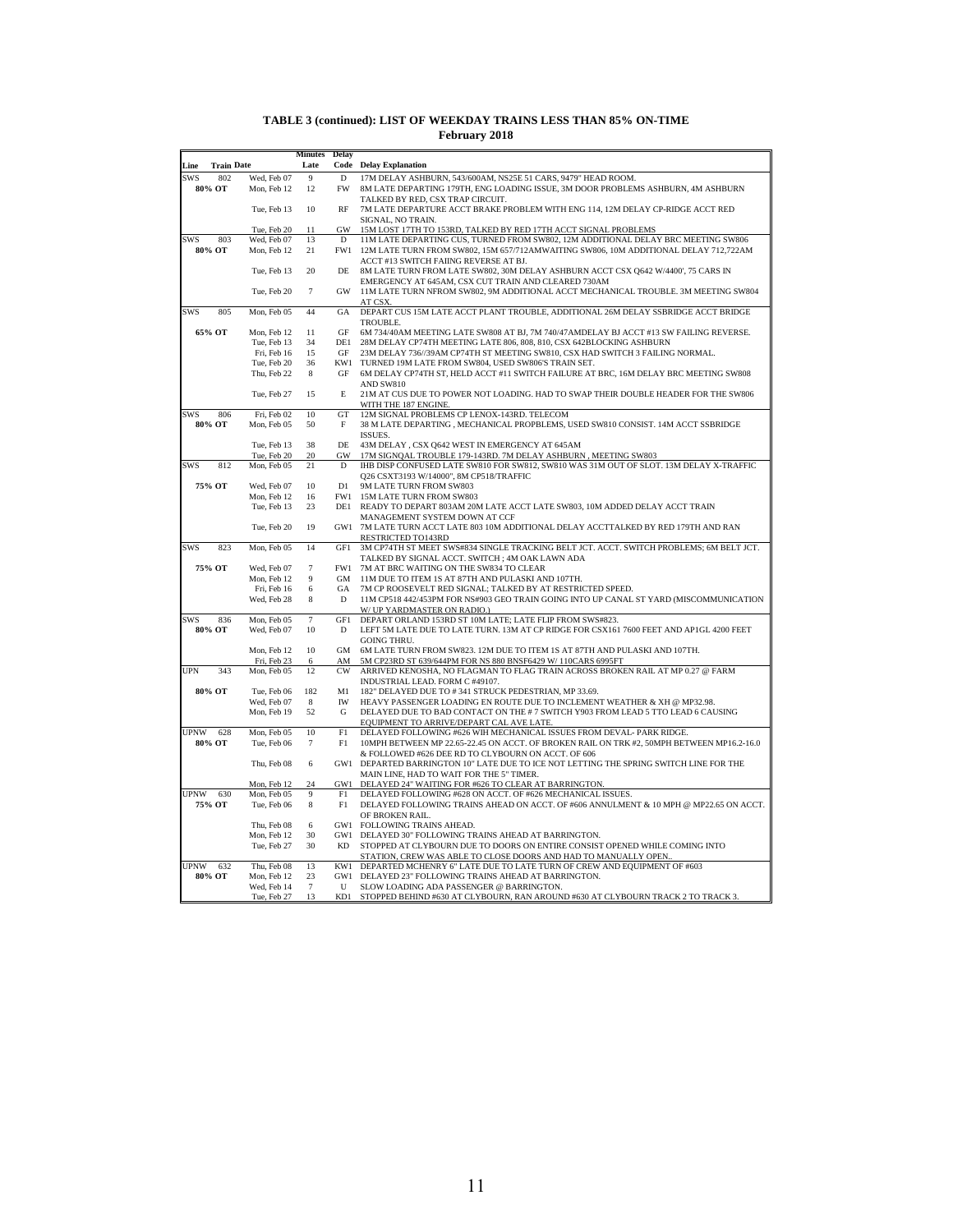**TABLE 3 (continued): LIST OF WEEKDAY TRAINS LESS THAN 85% ON-TIME**
**February 2018**

| Line | Train | Date | Minutes Late | Delay Code | Delay Explanation |
|---|---|---|---|---|---|
| SWS | 802 | Wed, Feb 07 | 9 | D | 17M DELAY ASHBURN, 543/600AM, NS25E 51 CARS, 9479" HEAD ROOM. |
| 80% OT | | Mon, Feb 12 | 12 | FW | 8M LATE DEPARTING 179TH, ENG LOADING ISSUE, 3M DOOR PROBLEMS ASHBURN, 4M ASHBURN TALKED BY RED, CSX TRAP CIRCUIT. |
| | | Tue, Feb 13 | 10 | RF | 7M LATE DEPARTURE ACCT BRAKE PROBLEM WITH ENG 114, 12M DELAY CP-RIDGE ACCT RED SIGNAL, NO TRAIN. |
| | | Tue, Feb 20 | 11 | GW | 15M LOST 17TH TO 153RD, TALKED BY RED 17TH ACCT SIGNAL PROBLEMS |
| SWS | 803 | Wed, Feb 07 | 13 | D | 11M LATE DEPARTING CUS, TURNED FROM SW802, 12M ADDITIONAL DELAY BRC MEETING SW806 |
| 80% OT | | Mon, Feb 12 | 21 | FW1 | 12M LATE TURN FROM SW802, 15M 657/712AMWAITING SW806, 10M ADDITIONAL DELAY 712,722AM ACCT #13 SWITCH FAIING REVERSE AT BJ. |
| | | Tue, Feb 13 | 20 | DE | 8M LATE TURN FROM LATE SW802, 30M DELAY ASHBURN ACCT CSX Q642 W/4400', 75 CARS IN EMERGENCY AT 645AM, CSX CUT TRAIN AND CLEARED 730AM |
| | | Tue, Feb 20 | 7 | GW | 11M LATE TURN NFROM SW802, 9M ADDITIONAL ACCT MECHANICAL TROUBLE. 3M MEETING SW804 AT CSX. |
| SWS | 805 | Mon, Feb 05 | 44 | GA | DEPART CUS 15M LATE ACCT PLANT TROUBLE, ADDITIONAL 26M DELAY SSBRIDGE ACCT BRIDGE TROUBLE. |
| 65% OT | | Mon, Feb 12 | 11 | GF | 6M 734/40AM MEETING LATE SW808 AT BJ, 7M 740/47AMDELAY BJ ACCT #13 SW FAILING REVERSE. |
| | | Tue, Feb 13 | 34 | DE1 | 28M DELAY CP74TH MEETING LATE 806, 808, 810, CSX 642BLOCKING ASHBURN |
| | | Fri, Feb 16 | 15 | GF | 23M DELAY 736//39AM CP74TH ST MEETING SW810, CSX HAD SWITCH 3 FAILING NORMAL. |
| | | Tue, Feb 20 | 36 | KW1 | TURNED 19M LATE FROM SW804, USED SW806'S TRAIN SET. |
| | | Thu, Feb 22 | 8 | GF | 6M DELAY CP74TH ST, HELD ACCT #11 SWITCH FAILURE AT BRC, 16M DELAY BRC MEETING SW808 AND SW810 |
| | | Tue, Feb 27 | 15 | E | 21M AT CUS DUE TO POWER NOT LOADING. HAD TO SWAP THEIR DOUBLE HEADER FOR THE SW806 WITH THE 187 ENGINE. |
| SWS | 806 | Fri, Feb 02 | 10 | GT | 12M SIGNAL PROBLEMS CP LENOX-143RD. TELECOM |
| 80% OT | | Mon, Feb 05 | 50 | F | 38 M LATE DEPARTING , MECHANICAL PROPBLEMS, USED SW810 CONSIST. 14M ACCT SSBRIDGE ISSUES. |
| | | Tue, Feb 13 | 38 | DE | 43M DELAY , CSX Q642 WEST IN EMERGENCY AT 645AM |
| | | Tue, Feb 20 | 20 | GW | 17M SIGNQAL TROUBLE 179-143RD. 7M DELAY ASHBURN , MEETING SW803 |
| SWS | 812 | Mon, Feb 05 | 21 | D | IHB DISP CONFUSED LATE SW810 FOR SW812, SW810 WAS 31M OUT OF SLOT. 13M DELAY X-TRAFFIC Q26 CSXT3193 W/14000", 8M CP518/TRAFFIC |
| 75% OT | | Wed, Feb 07 | 10 | D1 | 9M LATE TURN FROM SW803 |
| | | Mon, Feb 12 | 16 | FW1 | 15M LATE TURN FROM SW803 |
| | | Tue, Feb 13 | 23 | DE1 | READY TO DEPART 803AM 20M LATE ACCT LATE SW803, 10M ADDED DELAY ACCT TRAIN MANAGEMENT SYSTEM DOWN AT CCF |
| | | Tue, Feb 20 | 19 | GW1 | 7M LATE TURN ACCT LATE 803 10M ADDITIONAL DELAY ACCTTALKED BY RED 179TH AND RAN RESTRICTED TO143RD |
| SWS | 823 | Mon, Feb 05 | 14 | GF1 | 3M CP74TH ST MEET SWS#834 SINGLE TRACKING BELT JCT. ACCT. SWITCH PROBLEMS; 6M BELT JCT. TALKED BY SIGNAL ACCT. SWITCH ; 4M OAK LAWN ADA |
| 75% OT | | Wed, Feb 07 | 7 | FW1 | 7M AT BRC WAITING ON THE SW834 TO CLEAR |
| | | Mon, Feb 12 | 9 | GM | 11M DUE TO ITEM 1S AT 87TH AND PULASKI AND 107TH. |
| | | Fri, Feb 16 | 6 | GA | 7M CP ROOSEVELT RED SIGNAL; TALKED BY AT RESTRICTED SPEED. |
| | | Wed, Feb 28 | 8 | D | 11M CP518 442/453PM FOR NS#903 GEO TRAIN GOING INTO UP CANAL ST YARD (MISCOMMUNICATION W/ UP YARDMASTER ON RADIO.) |
| SWS | 836 | Mon, Feb 05 | 7 | GF1 | DEPART ORLAND 153RD ST 10M LATE; LATE FLIP FROM SWS#823. |
| 80% OT | | Wed, Feb 07 | 10 | D | LEFT 5M LATE DUE TO LATE TURN. 13M AT CP RIDGE FOR CSX161 7600 FEET AND AP1GL 4200 FEET GOING THRU. |
| | | Mon, Feb 12 | 10 | GM | 6M LATE TURN FROM SW823. 12M DUE TO ITEM 1S AT 87TH AND PULASKI AND 107TH. |
| | | Fri, Feb 23 | 6 | AM | 5M CP23RD ST 639/644PM FOR NS 880 BNSF6429 W/ 110CARS 6995FT |
| UPN | 343 | Mon, Feb 05 | 12 | CW | ARRIVED KENOSHA, NO FLAGMAN TO FLAG TRAIN ACROSS BROKEN RAIL AT MP 0.27 @ FARM INDUSTRIAL LEAD. FORM C #49107. |
| 80% OT | | Tue, Feb 06 | 182 | M1 | 182" DELAYED DUE TO # 341 STRUCK PEDESTRIAN, MP 33.69. |
| | | Wed, Feb 07 | 8 | IW | HEAVY PASSENGER LOADING EN ROUTE DUE TO INCLEMENT WEATHER & XH @ MP32.98. |
| | | Mon, Feb 19 | 52 | G | DELAYED DUE TO BAD CONTACT ON THE # 7 SWITCH Y903 FROM LEAD 5 TTO LEAD 6 CAUSING EQUIPMENT TO ARRIVE/DEPART CAL AVE LATE. |
| UPNW | 628 | Mon, Feb 05 | 10 | F1 | DELAYED FOLLOWING #626 WIH MECHANICAL ISSUES FROM DEVAL- PARK RIDGE. |
| 80% OT | | Tue, Feb 06 | 7 | F1 | 10MPH BETWEEN MP 22.65-22.45 ON ACCT. OF BROKEN RAIL ON TRK #2, 50MPH BETWEEN MP16.2-16.0 & FOLLOWED #626 DEE RD TO CLYBOURN ON ACCT. OF 606 |
| | | Thu, Feb 08 | 6 | GW1 | DEPARTED BARRINGTON 10" LATE DUE TO ICE NOT LETTING THE SPRING SWITCH LINE FOR THE MAIN LINE, HAD TO WAIT FOR THE 5" TIMER. |
| | | Mon, Feb 12 | 24 | GW1 | DELAYED 24" WAITING FOR #626 TO CLEAR AT BARRINGTON. |
| UPNW | 630 | Mon, Feb 05 | 9 | F1 | DELAYED FOLLOWING #628 ON ACCT. OF #626 MECHANICAL ISSUES. |
| 75% OT | | Tue, Feb 06 | 8 | F1 | DELAYED FOLLOWING TRAINS AHEAD ON ACCT. OF #606 ANNULMENT & 10 MPH @ MP22.65 ON ACCT. OF BROKEN RAIL. |
| | | Thu, Feb 08 | 6 | GW1 | FOLLOWING TRAINS AHEAD. |
| | | Mon, Feb 12 | 30 | GW1 | DELAYED 30" FOLLOWING TRAINS AHEAD AT BARRINGTON. |
| | | Tue, Feb 27 | 30 | KD | STOPPED AT CLYBOURN DUE TO DOORS ON ENTIRE CONSIST OPENED WHILE COMING INTO STATION, CREW WAS ABLE TO CLOSE DOORS AND HAD TO MANUALLY OPEN.. |
| UPNW | 632 | Thu, Feb 08 | 13 | KW1 | DEPARTED MCHENRY 6" LATE DUE TO LATE TURN OF CREW AND EQUIPMENT OF #603 |
| 80% OT | | Mon, Feb 12 | 23 | GW1 | DELAYED 23" FOLLOWING TRAINS AHEAD AT BARRINGTON. |
| | | Wed, Feb 14 | 7 | U | SLOW LOADING ADA PASSENGER @ BARRINGTON. |
| | | Tue, Feb 27 | 13 | KD1 | STOPPED BEHIND #630 AT CLYBOURN, RAN AROUND #630 AT CLYBOURN TRACK 2 TO TRACK 3. |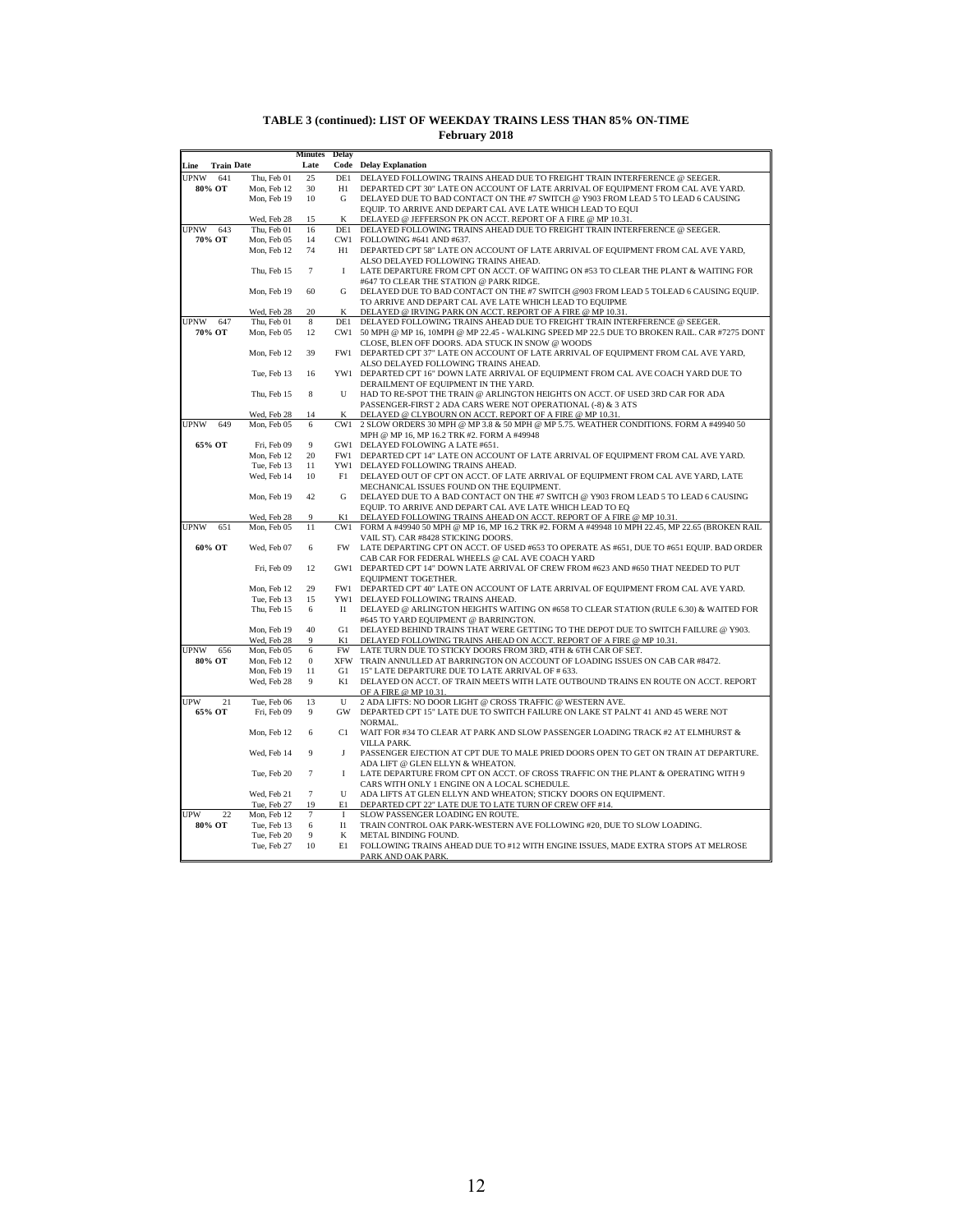**TABLE 3 (continued): LIST OF WEEKDAY TRAINS LESS THAN 85% ON-TIME**
**February 2018**

| Line | Train | Date | Minutes Late | Delay Code | Delay Explanation |
|---|---|---|---|---|---|
| UPNW | 641 | Thu, Feb 01 | 25 | DE1 | DELAYED FOLLOWING TRAINS AHEAD DUE TO FREIGHT TRAIN INTERFERENCE @ SEEGER. |
| **80% OT** | | Mon, Feb 12 | 30 | H1 | DEPARTED CPT 30" LATE ON ACCOUNT OF LATE ARRIVAL OF EQUIPMENT FROM CAL AVE YARD. |
| | | Mon, Feb 19 | 10 | G | DELAYED DUE TO BAD CONTACT ON THE #7 SWITCH @ Y903 FROM LEAD 5 TO LEAD 6 CAUSING EQUIP. TO ARRIVE AND DEPART CAL AVE LATE WHICH LEAD TO EQUI |
| | | Wed, Feb 28 | 15 | K | DELAYED @ JEFFERSON PK ON ACCT. REPORT OF A FIRE @ MP 10.31. |
| UPNW | 643 | Thu, Feb 01 | 16 | DE1 | DELAYED FOLLOWING TRAINS AHEAD DUE TO FREIGHT TRAIN INTERFERENCE @ SEEGER. |
| **70% OT** | | Mon, Feb 05 | 14 | CW1 | FOLLOWING #641 AND #637. |
| | | Mon, Feb 12 | 74 | H1 | DEPARTED CPT 58" LATE ON ACCOUNT OF LATE ARRIVAL OF EQUIPMENT FROM CAL AVE YARD, ALSO DELAYED FOLLOWING TRAINS AHEAD. |
| | | Thu, Feb 15 | 7 | I | LATE DEPARTURE FROM CPT ON ACCT. OF WAITING ON #53 TO CLEAR THE PLANT & WAITING FOR #647 TO CLEAR THE STATION @ PARK RIDGE. |
| | | Mon, Feb 19 | 60 | G | DELAYED DUE TO BAD CONTACT ON THE #7 SWITCH @903 FROM LEAD 5 TOLEAD 6 CAUSING EQUIP. TO ARRIVE AND DEPART CAL AVE LATE WHICH LEAD TO EQUIPME |
| | | Wed, Feb 28 | 20 | K | DELAYED @ IRVING PARK ON ACCT. REPORT OF A FIRE @ MP 10.31. |
| UPNW | 647 | Thu, Feb 01 | 8 | DE1 | DELAYED FOLLOWING TRAINS AHEAD DUE TO FREIGHT TRAIN INTERFERENCE @ SEEGER. |
| **70% OT** | | Mon, Feb 05 | 12 | CW1 | 50 MPH @ MP 16, 10MPH @ MP 22.45 - WALKING SPEED MP 22.5 DUE TO BROKEN RAIL. CAR #7275 DONT CLOSE, BLEN OFF DOORS. ADA STUCK IN SNOW @ WOODS |
| | | Mon, Feb 12 | 39 | FW1 | DEPARTED CPT 37" LATE ON ACCOUNT OF LATE ARRIVAL OF EQUIPMENT FROM CAL AVE YARD, ALSO DELAYED FOLLOWING TRAINS AHEAD. |
| | | Tue, Feb 13 | 16 | YW1 | DEPARTED CPT 16" DOWN LATE ARRIVAL OF EQUIPMENT FROM CAL AVE COACH YARD DUE TO DERAILMENT OF EQUIPMENT IN THE YARD. |
| | | Thu, Feb 15 | 8 | U | HAD TO RE-SPOT THE TRAIN @ ARLINGTON HEIGHTS ON ACCT. OF USED 3RD CAR FOR ADA PASSENGER-FIRST 2 ADA CARS WERE NOT OPERATIONAL (-8) & 3 ATS |
| | | Wed, Feb 28 | 14 | K | DELAYED @ CLYBOURN ON ACCT. REPORT OF A FIRE @ MP 10.31. |
| UPNW | 649 | Mon, Feb 05 | 6 | CW1 | 2 SLOW ORDERS 30 MPH @ MP 3.8 & 50 MPH @ MP 5.75. WEATHER CONDITIONS. FORM A #49940 50 MPH @ MP 16, MP 16.2 TRK #2. FORM A #49948 |
| **65% OT** | | Fri, Feb 09 | 9 | GW1 | DELAYED FOLOWING A LATE #651. |
| | | Mon, Feb 12 | 20 | FW1 | DEPARTED CPT 14" LATE ON ACCOUNT OF LATE ARRIVAL OF EQUIPMENT FROM CAL AVE YARD. |
| | | Tue, Feb 13 | 11 | YW1 | DELAYED FOLLOWING TRAINS AHEAD. |
| | | Wed, Feb 14 | 10 | F1 | DELAYED OUT OF CPT ON ACCT. OF LATE ARRIVAL OF EQUIPMENT FROM CAL AVE YARD, LATE MECHANICAL ISSUES FOUND ON THE EQUIPMENT. |
| | | Mon, Feb 19 | 42 | G | DELAYED DUE TO A BAD CONTACT ON THE #7 SWITCH @ Y903 FROM LEAD 5 TO LEAD 6 CAUSING EQUIP. TO ARRIVE AND DEPART CAL AVE LATE WHICH LEAD TO EQ |
| | | Wed, Feb 28 | 9 | K1 | DELAYED FOLLOWING TRAINS AHEAD ON ACCT. REPORT OF A FIRE @ MP 10.31. |
| UPNW | 651 | Mon, Feb 05 | 11 | CW1 | FORM A #49940 50 MPH @ MP 16, MP 16.2 TRK #2. FORM A #49948 10 MPH 22.45, MP 22.65 (BROKEN RAIL VAIL ST). CAR #8428 STICKING DOORS. |
| **60% OT** | | Wed, Feb 07 | 6 | FW | LATE DEPARTING CPT ON ACCT. OF USED #653 TO OPERATE AS #651, DUE TO #651 EQUIP. BAD ORDER CAB CAR FOR FEDERAL WHEELS @ CAL AVE COACH YARD |
| | | Fri, Feb 09 | 12 | GW1 | DEPARTED CPT 14" DOWN LATE ARRIVAL OF CREW FROM #623 AND #650 THAT NEEDED TO PUT EQUIPMENT TOGETHER. |
| | | Mon, Feb 12 | 29 | FW1 | DEPARTED CPT 40" LATE ON ACCOUNT OF LATE ARRIVAL OF EQUIPMENT FROM CAL AVE YARD. |
| | | Tue, Feb 13 | 15 | YW1 | DELAYED FOLLOWING TRAINS AHEAD. |
| | | Thu, Feb 15 | 6 | I1 | DELAYED @ ARLINGTON HEIGHTS WAITING ON #658 TO CLEAR STATION (RULE 6.30) & WAITED FOR #645 TO YARD EQUIPMENT @ BARRINGTON. |
| | | Mon, Feb 19 | 40 | G1 | DELAYED BEHIND TRAINS THAT WERE GETTING TO THE DEPOT DUE TO SWITCH FAILURE @ Y903. |
| | | Wed, Feb 28 | 9 | K1 | DELAYED FOLLOWING TRAINS AHEAD ON ACCT. REPORT OF A FIRE @ MP 10.31. |
| UPNW | 656 | Mon, Feb 05 | 6 | FW | LATE TURN DUE TO STICKY DOORS FROM 3RD, 4TH & 6TH CAR OF SET. |
| **80% OT** | | Mon, Feb 12 | 0 | XFW | TRAIN ANNULLED AT BARRINGTON ON ACCOUNT OF LOADING ISSUES ON CAB CAR #8472. |
| | | Mon, Feb 19 | 11 | G1 | 15" LATE DEPARTURE DUE TO LATE ARRIVAL OF # 633. |
| | | Wed, Feb 28 | 9 | K1 | DELAYED ON ACCT. OF TRAIN MEETS WITH LATE OUTBOUND TRAINS EN ROUTE ON ACCT. REPORT OF A FIRE @ MP 10.31. |
| UPW | 21 | Tue, Feb 06 | 13 | U | 2 ADA LIFTS: NO DOOR LIGHT @ CROSS TRAFFIC @ WESTERN AVE. |
| **65% OT** | | Fri, Feb 09 | 9 | GW | DEPARTED CPT 15" LATE DUE TO SWITCH FAILURE ON LAKE ST PALNT 41 AND 45 WERE NOT NORMAL. |
| | | Mon, Feb 12 | 6 | C1 | WAIT FOR #34 TO CLEAR AT PARK AND SLOW PASSENGER LOADING TRACK #2 AT ELMHURST & VILLA PARK. |
| | | Wed, Feb 14 | 9 | J | PASSENGER EJECTION AT CPT DUE TO MALE PRIED DOORS OPEN TO GET ON TRAIN AT DEPARTURE. ADA LIFT @ GLEN ELLYN & WHEATON. |
| | | Tue, Feb 20 | 7 | I | LATE DEPARTURE FROM CPT ON ACCT. OF CROSS TRAFFIC ON THE PLANT & OPERATING WITH 9 CARS WITH ONLY 1 ENGINE ON A LOCAL SCHEDULE. |
| | | Wed, Feb 21 | 7 | U | ADA LIFTS AT GLEN ELLYN AND WHEATON; STICKY DOORS ON EQUIPMENT. |
| | | Tue, Feb 27 | 19 | E1 | DEPARTED CPT 22" LATE DUE TO LATE TURN OF CREW OFF #14. |
| UPW | 22 | Mon, Feb 12 | 7 | I | SLOW PASSENGER LOADING EN ROUTE. |
| **80% OT** | | Tue, Feb 13 | 6 | I1 | TRAIN CONTROL OAK PARK-WESTERN AVE FOLLOWING #20, DUE TO SLOW LOADING. |
| | | Tue, Feb 20 | 9 | K | METAL BINDING FOUND. |
| | | Tue, Feb 27 | 10 | E1 | FOLLOWING TRAINS AHEAD DUE TO #12 WITH ENGINE ISSUES, MADE EXTRA STOPS AT MELROSE PARK AND OAK PARK. |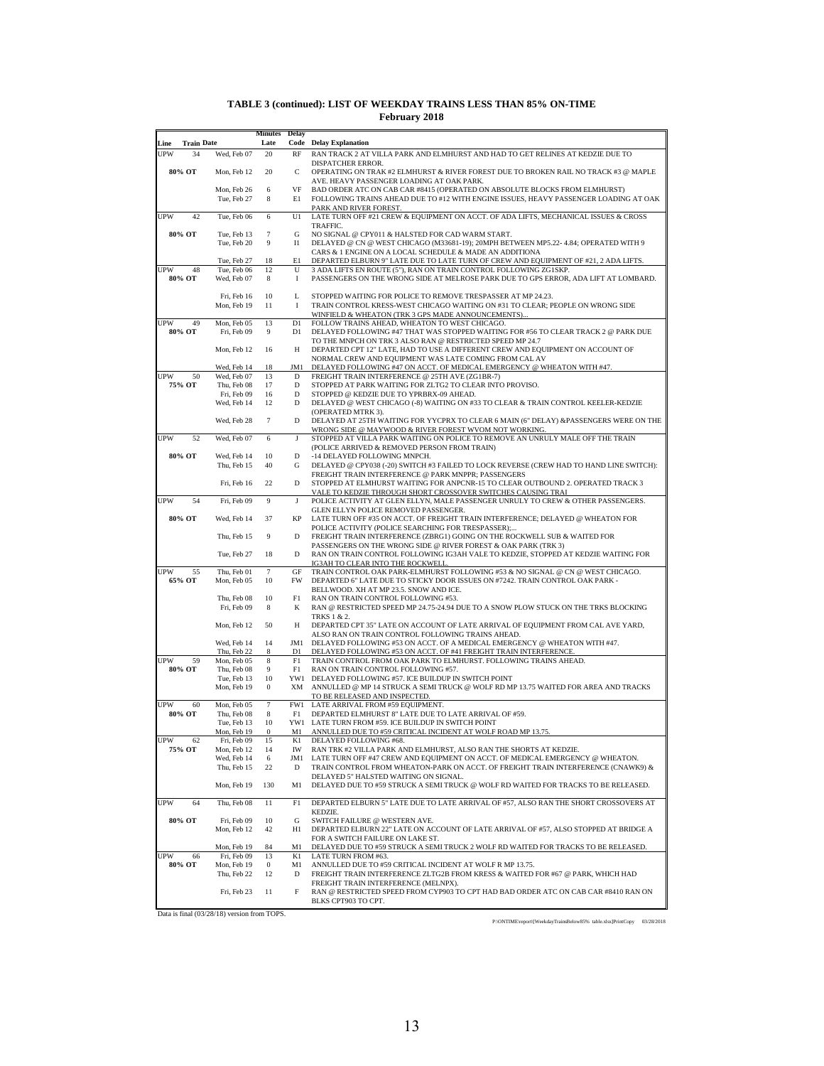**TABLE 3 (continued): LIST OF WEEKDAY TRAINS LESS THAN 85% ON-TIME**
**February 2018**

| Line | Train | Date | Minutes Late | Delay Code | Delay Explanation |
|---|---|---|---|---|---|
| UPW | 34 | Wed, Feb 07 | 20 | RF | RAN TRACK 2 AT VILLA PARK AND ELMHURST AND HAD TO GET RELINES AT KEDZIE DUE TO DISPATCHER ERROR. |
| 80% OT | | Mon, Feb 12 | 20 | C | OPERATING ON TRAK #2 ELMHURST & RIVER FOREST DUE TO BROKEN RAIL NO TRACK #3 @ MAPLE AVE. HEAVY PASSENGER LOADING AT OAK PARK. |
| | | Mon, Feb 26 | 6 | VF | BAD ORDER ATC ON CAB CAR #8415 (OPERATED ON ABSOLUTE BLOCKS FROM ELMHURST) |
| | | Tue, Feb 27 | 8 | E1 | FOLLOWING TRAINS AHEAD DUE TO #12 WITH ENGINE ISSUES, HEAVY PASSENGER LOADING AT OAK PARK AND RIVER FOREST. |
| UPW | 42 | Tue, Feb 06 | 6 | U1 | LATE TURN OFF #21 CREW & EQUIPMENT ON ACCT. OF ADA LIFTS, MECHANICAL ISSUES & CROSS TRAFFIC. |
| 80% OT | | Tue, Feb 13 | 7 | G | NO SIGNAL @ CPY011 & HALSTED FOR CAD WARM START. |
| | | Tue, Feb 20 | 9 | I1 | DELAYED @ CN @ WEST CHICAGO (M33681-19); 20MPH BETWEEN MP5.22- 4.84; OPERATED WITH 9 CARS & 1 ENGINE ON A LOCAL SCHEDULE & MADE AN ADDITIONA |
| | | Tue, Feb 27 | 18 | E1 | DEPARTED ELBURN 9" LATE DUE TO LATE TURN OF CREW AND EQUIPMENT OF #21, 2 ADA LIFTS. |
| UPW | 48 | Tue, Feb 06 | 12 | U | 3 ADA LIFTS EN ROUTE (5"), RAN ON TRAIN CONTROL FOLLOWING ZG1SKP. |
| 80% OT | | Wed, Feb 07 | 8 | I | PASSENGERS ON THE WRONG SIDE AT MELROSE PARK DUE TO GPS ERROR, ADA LIFT AT LOMBARD. |
| | | Fri, Feb 16 | 10 | L | STOPPED WAITING FOR POLICE TO REMOVE TRESPASSER AT MP 24.23. |
| | | Mon, Feb 19 | 11 | I | TRAIN CONTROL KRESS-WEST CHICAGO WAITING ON #31 TO CLEAR; PEOPLE ON WRONG SIDE WINFIELD & WHEATON (TRK 3 GPS MADE ANNOUNCEMENTS)... |
| UPW | 49 | Mon, Feb 05 | 13 | D1 | FOLLOW TRAINS AHEAD, WHEATON TO WEST CHICAGO. |
| 80% OT | | Fri, Feb 09 | 9 | D1 | DELAYED FOLLOWING #47 THAT WAS STOPPED WAITING FOR #56 TO CLEAR TRACK 2 @ PARK DUE TO THE MNPCH ON TRK 3 ALSO RAN @ RESTRICTED SPEED MP 24.7 |
| | | Mon, Feb 12 | 16 | H | DEPARTED CPT 12" LATE, HAD TO USE A DIFFERENT CREW AND EQUIPMENT ON ACCOUNT OF NORMAL CREW AND EQUIPMENT WAS LATE COMING FROM CAL AV |
| | | Wed, Feb 14 | 18 | JM1 | DELAYED FOLLOWING #47 ON ACCT. OF MEDICAL EMERGENCY @ WHEATON WITH #47. |
| UPW | 50 | Wed, Feb 07 | 13 | D | FREIGHT TRAIN INTERFERENCE @ 25TH AVE (ZG1BR-7) |
| 75% OT | | Thu, Feb 08 | 17 | D | STOPPED AT PARK WAITING FOR ZLTG2 TO CLEAR INTO PROVISO. |
| | | Fri, Feb 09 | 16 | D | STOPPED @ KEDZIE DUE TO YPRBRX-09 AHEAD. |
| | | Wed, Feb 14 | 12 | D | DELAYED @ WEST CHICAGO (-8) WAITING ON #33 TO CLEAR & TRAIN CONTROL KEELER-KEDZIE (OPERATED MTRK 3). |
| | | Wed, Feb 28 | 7 | D | DELAYED AT 25TH WAITING FOR YYCPRX TO CLEAR 6 MAIN (6" DELAY) &PASSENGERS WERE ON THE WRONG SIDE @ MAYWOOD & RIVER FOREST WVOM NOT WORKING. |
| UPW | 52 | Wed, Feb 07 | 6 | J | STOPPED AT VILLA PARK WAITING ON POLICE TO REMOVE AN UNRULY MALE OFF THE TRAIN (POLICE ARRIVED & REMOVED PERSON FROM TRAIN) |
| 80% OT | | Wed, Feb 14 | 10 | D | -14 DELAYED FOLLOWING MNPCH. |
| | | Thu, Feb 15 | 40 | G | DELAYED @ CPY038 (-20) SWITCH #3 FAILED TO LOCK REVERSE (CREW HAD TO HAND LINE SWITCH): FREIGHT TRAIN INTERFERENCE @ PARK MNPPR; PASSENGERS |
| | | Fri, Feb 16 | 22 | D | STOPPED AT ELMHURST WAITING FOR ANPCNR-15 TO CLEAR OUTBOUND 2. OPERATED TRACK 3 VALE TO KEDZIE THROUGH SHORT CROSSOVER SWITCHES CAUSING TRAI |
| UPW | 54 | Fri, Feb 09 | 9 | J | POLICE ACTIVITY AT GLEN ELLYN, MALE PASSENGER UNRULY TO CREW & OTHER PASSENGERS. GLEN ELLYN POLICE REMOVED PASSENGER. |
| 80% OT | | Wed, Feb 14 | 37 | KP | LATE TURN OFF #35 ON ACCT. OF FREIGHT TRAIN INTERFERENCE; DELAYED @ WHEATON FOR POLICE ACTIVITY (POLICE SEARCHING FOR TRESPASSER);... |
| | | Thu, Feb 15 | 9 | D | FREIGHT TRAIN INTERFERENCE (ZBRG1) GOING ON THE ROCKWELL SUB & WAITED FOR PASSENGERS ON THE WRONG SIDE @ RIVER FOREST & OAK PARK (TRK 3) |
| | | Tue, Feb 27 | 18 | D | RAN ON TRAIN CONTROL FOLLOWING IG3AH VALE TO KEDZIE, STOPPED AT KEDZIE WAITING FOR IG3AH TO CLEAR INTO THE ROCKWELL. |
| UPW | 55 | Thu, Feb 01 | 7 | GF | TRAIN CONTROL OAK PARK-ELMHURST FOLLOWING #53 & NO SIGNAL @ CN @ WEST CHICAGO. |
| 65% OT | | Mon, Feb 05 | 10 | FW | DEPARTED 6" LATE DUE TO STICKY DOOR ISSUES ON #7242. TRAIN CONTROL OAK PARK - BELLWOOD. XH AT MP 23.5. SNOW AND ICE. |
| | | Thu, Feb 08 | 10 | F1 | RAN ON TRAIN CONTROL FOLLOWING #53. |
| | | Fri, Feb 09 | 8 | K | RAN @ RESTRICTED SPEED MP 24.75-24.94 DUE TO A SNOW PLOW STUCK ON THE TRKS BLOCKING TRKS 1 & 2. |
| | | Mon, Feb 12 | 50 | H | DEPARTED CPT 35" LATE ON ACCOUNT OF LATE ARRIVAL OF EQUIPMENT FROM CAL AVE YARD, ALSO RAN ON TRAIN CONTROL FOLLOWING TRAINS AHEAD. |
| | | Wed, Feb 14 | 14 | JM1 | DELAYED FOLLOWING #53 ON ACCT. OF A MEDICAL EMERGENCY @ WHEATON WITH #47. |
| | | Thu, Feb 22 | 8 | D1 | DELAYED FOLLOWING #53 ON ACCT. OF #41 FREIGHT TRAIN INTERFERENCE. |
| UPW | 59 | Mon, Feb 05 | 8 | F1 | TRAIN CONTROL FROM OAK PARK TO ELMHURST. FOLLOWING TRAINS AHEAD. |
| 80% OT | | Thu, Feb 08 | 9 | F1 | RAN ON TRAIN CONTROL FOLLOWING #57. |
| | | Tue, Feb 13 | 10 | YW1 | DELAYED FOLLOWING #57. ICE BUILDUP IN SWITCH POINT |
| | | Mon, Feb 19 | 0 | XM | ANNULLED @ MP 14 STRUCK A SEMI TRUCK @ WOLF RD MP 13.75 WAITED FOR AREA AND TRACKS TO BE RELEASED AND INSPECTED. |
| UPW | 60 | Mon, Feb 05 | 7 | FW1 | LATE ARRIVAL FROM #59 EQUIPMENT. |
| 80% OT | | Thu, Feb 08 | 8 | F1 | DEPARTED ELMHURST 8" LATE DUE TO LATE ARRIVAL OF #59. |
| | | Tue, Feb 13 | 10 | YW1 | LATE TURN FROM #59. ICE BUILDUP IN SWITCH POINT |
| | | Mon, Feb 19 | 0 | M1 | ANNULLED DUE TO #59 CRITICAL INCIDENT AT WOLF ROAD MP 13.75. |
| UPW | 62 | Fri, Feb 09 | 15 | K1 | DELAYED FOLLOWING #68. |
| 75% OT | | Mon, Feb 12 | 14 | IW | RAN TRK #2 VILLA PARK AND ELMHURST, ALSO RAN THE SHORTS AT KEDZIE. |
| | | Wed, Feb 14 | 6 | JM1 | LATE TURN OFF #47 CREW AND EQUIPMENT ON ACCT. OF MEDICAL EMERGENCY @ WHEATON. |
| | | Thu, Feb 15 | 22 | D | TRAIN CONTROL FROM WHEATON-PARK ON ACCT. OF FREIGHT TRAIN INTERFERENCE (CNAWK9) & DELAYED 5" HALSTED WAITING ON SIGNAL. |
| | | Mon, Feb 19 | 130 | M1 | DELAYED DUE TO #59 STRUCK A SEMI TRUCK @ WOLF RD WAITED FOR TRACKS TO BE RELEASED. |
| UPW | 64 | Thu, Feb 08 | 11 | F1 | DEPARTED ELBURN 5" LATE DUE TO LATE ARRIVAL OF #57, ALSO RAN THE SHORT CROSSOVERS AT KEDZIE. |
| 80% OT | | Fri, Feb 09 | 10 | G | SWITCH FAILURE @ WESTERN AVE. |
| | | Mon, Feb 12 | 42 | H1 | DEPARTED ELBURN 22" LATE ON ACCOUNT OF LATE ARRIVAL OF #57, ALSO STOPPED AT BRIDGE A FOR A SWITCH FAILURE ON LAKE ST. |
| | | Mon, Feb 19 | 84 | M1 | DELAYED DUE TO #59 STRUCK A SEMI TRUCK 2 WOLF RD WAITED FOR TRACKS TO BE RELEASED. |
| UPW | 66 | Fri, Feb 09 | 13 | K1 | LATE TURN FROM #63. |
| 80% OT | | Mon, Feb 19 | 0 | M1 | ANNULLED DUE TO #59 CRITICAL INCIDENT AT WOLF R MP 13.75. |
| | | Thu, Feb 22 | 12 | D | FREIGHT TRAIN INTERFERENCE ZLTG2B FROM KRESS & WAITED FOR #67 @ PARK, WHICH HAD FREIGHT TRAIN INTERFERENCE (MELNPX). |
| | | Fri, Feb 23 | 11 | F | RAN @ RESTRICTED SPEED FROM CYP903 TO CPT HAD BAD ORDER ATC ON CAB CAR #8410 RAN ON BLKS CPT903 TO CPT. |

Data is final (03/28/18) version from TOPS.

P:\ONTIME\report\[WeekdayTrainsBelow85% table.xlsx]PrintCopy 03/28/2018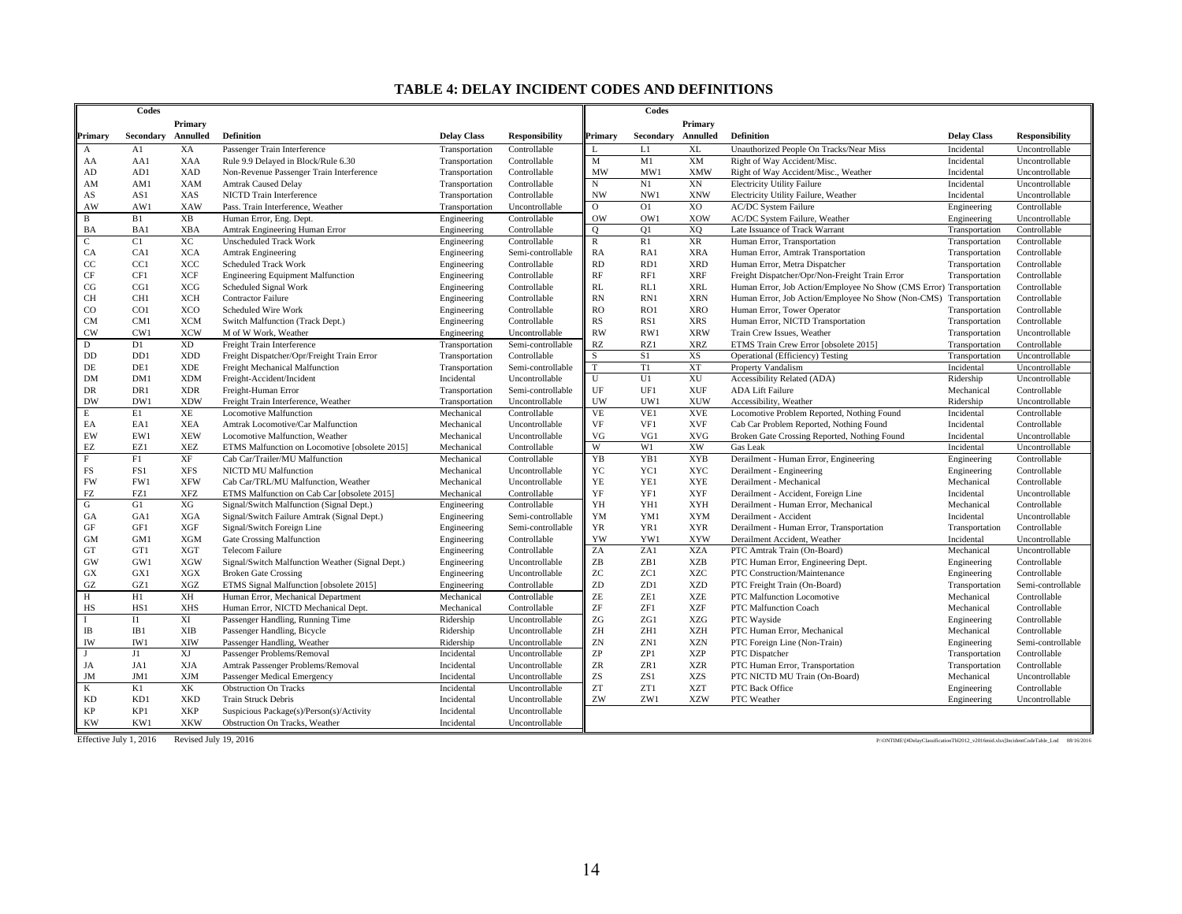# TABLE 4: DELAY INCIDENT CODES AND DEFINITIONS

| Codes Primary | Secondary | Primary Annulled | Definition | Delay Class | Responsibility |
|---|---|---|---|---|---|
| A | A1 | XA | Passenger Train Interference | Transportation | Controllable |
| AA | AA1 | XAA | Rule 9.9 Delayed in Block/Rule 6.30 | Transportation | Controllable |
| AD | AD1 | XAD | Non-Revenue Passenger Train Interference | Transportation | Controllable |
| AM | AM1 | XAM | Amtrak Caused Delay | Transportation | Controllable |
| AS | AS1 | XAS | NICTD Train Interference | Transportation | Controllable |
| AW | AW1 | XAW | Pass. Train Interference, Weather | Transportation | Uncontrollable |
| B | B1 | XB | Human Error, Eng. Dept. | Engineering | Controllable |
| BA | BA1 | XBA | Amtrak Engineering Human Error | Engineering | Controllable |
| C | C1 | XC | Unscheduled Track Work | Engineering | Controllable |
| CA | CA1 | XCA | Amtrak Engineering | Engineering | Semi-controllable |
| CC | CC1 | XCC | Scheduled Track Work | Engineering | Controllable |
| CF | CF1 | XCF | Engineering Equipment Malfunction | Engineering | Controllable |
| CG | CG1 | XCG | Scheduled Signal Work | Engineering | Controllable |
| CH | CH1 | XCH | Contractor Failure | Engineering | Controllable |
| CO | CO1 | XCO | Scheduled Wire Work | Engineering | Controllable |
| CM | CM1 | XCM | Switch Malfunction (Track Dept.) | Engineering | Controllable |
| CW | CW1 | XCW | M of W Work, Weather | Engineering | Uncontrollable |
| D | D1 | XD | Freight Train Interference | Transportation | Semi-controllable |
| DD | DD1 | XDD | Freight Dispatcher/Opr/Freight Train Error | Transportation | Controllable |
| DE | DE1 | XDE | Freight Mechanical Malfunction | Transportation | Semi-controllable |
| DM | DM1 | XDM | Freight-Accident/Incident | Incidental | Uncontrollable |
| DR | DR1 | XDR | Freight-Human Error | Transportation | Semi-controllable |
| DW | DW1 | XDW | Freight Train Interference, Weather | Transportation | Uncontrollable |
| E | E1 | XE | Locomotive Malfunction | Mechanical | Controllable |
| EA | EA1 | XEA | Amtrak Locomotive/Car Malfunction | Mechanical | Uncontrollable |
| EW | EW1 | XEW | Locomotive Malfunction, Weather | Mechanical | Uncontrollable |
| EZ | EZ1 | XEZ | ETMS Malfunction on Locomotive [obsolete 2015] | Mechanical | Controllable |
| F | F1 | XF | Cab Car/Trailer/MU Malfunction | Mechanical | Controllable |
| FS | FS1 | XFS | NICTD MU Malfunction | Mechanical | Uncontrollable |
| FW | FW1 | XFW | Cab Car/TRL/MU Malfunction, Weather | Mechanical | Uncontrollable |
| FZ | FZ1 | XFZ | ETMS Malfunction on Cab Car [obsolete 2015] | Mechanical | Controllable |
| G | G1 | XG | Signal/Switch Malfunction (Signal Dept.) | Engineering | Controllable |
| GA | GA1 | XGA | Signal/Switch Failure Amtrak (Signal Dept.) | Engineering | Semi-controllable |
| GF | GF1 | XGF | Signal/Switch Foreign Line | Engineering | Semi-controllable |
| GM | GM1 | XGM | Gate Crossing Malfunction | Engineering | Controllable |
| GT | GT1 | XGT | Telecom Failure | Engineering | Controllable |
| GW | GW1 | XGW | Signal/Switch Malfunction Weather (Signal Dept.) | Engineering | Uncontrollable |
| GX | GX1 | XGX | Broken Gate Crossing | Engineering | Uncontrollable |
| GZ | GZ1 | XGZ | ETMS Signal Malfunction [obsolete 2015] | Engineering | Controllable |
| H | H1 | XH | Human Error, Mechanical Department | Mechanical | Controllable |
| HS | HS1 | XHS | Human Error, NICTD Mechanical Dept. | Mechanical | Controllable |
| I | I1 | XI | Passenger Handling, Running Time | Ridership | Uncontrollable |
| IB | IB1 | XIB | Passenger Handling, Bicycle | Ridership | Uncontrollable |
| IW | IW1 | XIW | Passenger Handling, Weather | Ridership | Uncontrollable |
| J | J1 | XJ | Passenger Problems/Removal | Incidental | Uncontrollable |
| JA | JA1 | XJA | Amtrak Passenger Problems/Removal | Incidental | Uncontrollable |
| JM | JM1 | XJM | Passenger Medical Emergency | Incidental | Uncontrollable |
| K | K1 | XK | Obstruction On Tracks | Incidental | Uncontrollable |
| KD | KD1 | XKD | Train Struck Debris | Incidental | Uncontrollable |
| KP | KP1 | XKP | Suspicious Package(s)/Person(s)/Activity | Incidental | Uncontrollable |
| KW | KW1 | XKW | Obstruction On Tracks, Weather | Incidental | Uncontrollable |
| L | L1 | XL | Unauthorized People On Tracks/Near Miss | Incidental | Uncontrollable |
| M | M1 | XM | Right of Way Accident/Misc. | Incidental | Uncontrollable |
| MW | MW1 | XMW | Right of Way Accident/Misc., Weather | Incidental | Uncontrollable |
| N | N1 | XN | Electricity Utility Failure | Incidental | Uncontrollable |
| NW | NW1 | XNW | Electricity Utility Failure, Weather | Incidental | Uncontrollable |
| O | O1 | XO | AC/DC System Failure | Engineering | Controllable |
| OW | OW1 | XOW | AC/DC System Failure, Weather | Engineering | Uncontrollable |
| Q | Q1 | XQ | Late Issuance of Track Warrant | Transportation | Controllable |
| R | R1 | XR | Human Error, Transportation | Transportation | Controllable |
| RA | RA1 | XRA | Human Error, Amtrak Transportation | Transportation | Controllable |
| RD | RD1 | XRD | Human Error, Metra Dispatcher | Transportation | Controllable |
| RF | RF1 | XRF | Freight Dispatcher/Opr/Non-Freight Train Error | Transportation | Controllable |
| RL | RL1 | XRL | Human Error, Job Action/Employee No Show (CMS Error) | Transportation | Controllable |
| RN | RN1 | XRN | Human Error, Job Action/Employee No Show (Non-CMS) | Transportation | Controllable |
| RO | RO1 | XRO | Human Error, Tower Operator | Transportation | Controllable |
| RS | RS1 | XRS | Human Error, NICTD Transportation | Transportation | Controllable |
| RW | RW1 | XRW | Train Crew Issues, Weather | Transportation | Uncontrollable |
| RZ | RZ1 | XRZ | ETMS Train Crew Error [obsolete 2015] | Transportation | Controllable |
| S | S1 | XS | Operational (Efficiency) Testing | Transportation | Uncontrollable |
| T | T1 | XT | Property Vandalism | Incidental | Uncontrollable |
| U | U1 | XU | Accessibility Related (ADA) | Ridership | Uncontrollable |
| UF | UF1 | XUF | ADA Lift Failure | Mechanical | Controllable |
| UW | UW1 | XUW | Accessibility, Weather | Ridership | Uncontrollable |
| VE | VE1 | XVE | Locomotive Problem Reported, Nothing Found | Incidental | Controllable |
| VF | VF1 | XVF | Cab Car Problem Reported, Nothing Found | Incidental | Controllable |
| VG | VG1 | XVG | Broken Gate Crossing Reported, Nothing Found | Incidental | Uncontrollable |
| W | W1 | XW | Gas Leak | Incidental | Uncontrollable |
| YB | YB1 | XYB | Derailment - Human Error, Engineering | Engineering | Controllable |
| YC | YC1 | XYC | Derailment - Engineering | Engineering | Controllable |
| YE | YE1 | XYE | Derailment - Mechanical | Mechanical | Controllable |
| YF | YF1 | XYF | Derailment - Accident, Foreign Line | Incidental | Uncontrollable |
| YH | YH1 | XYH | Derailment - Human Error, Mechanical | Mechanical | Controllable |
| YM | YM1 | XYM | Derailment - Accident | Incidental | Uncontrollable |
| YR | YR1 | XYR | Derailment - Human Error, Transportation | Transportation | Controllable |
| YW | YW1 | XYW | Derailment Accident, Weather | Incidental | Uncontrollable |
| ZA | ZA1 | XZA | PTC Amtrak Train (On-Board) | Mechanical | Uncontrollable |
| ZB | ZB1 | XZB | PTC Human Error, Engineering Dept. | Engineering | Controllable |
| ZC | ZC1 | XZC | PTC Construction/Maintenance | Engineering | Controllable |
| ZD | ZD1 | XZD | PTC Freight Train (On-Board) | Transportation | Semi-controllable |
| ZE | ZE1 | XZE | PTC Malfunction Locomotive | Mechanical | Controllable |
| ZF | ZF1 | XZF | PTC Malfunction Coach | Mechanical | Controllable |
| ZG | ZG1 | XZG | PTC Wayside | Engineering | Controllable |
| ZH | ZH1 | XZH | PTC Human Error, Mechanical | Mechanical | Controllable |
| ZN | ZN1 | XZN | PTC Foreign Line (Non-Train) | Engineering | Semi-controllable |
| ZP | ZP1 | XZP | PTC Dispatcher | Transportation | Controllable |
| ZR | ZR1 | XZR | PTC Human Error, Transportation | Transportation | Controllable |
| ZS | ZS1 | XZS | PTC NICTD MU Train (On-Board) | Mechanical | Uncontrollable |
| ZT | ZT1 | XZT | PTC Back Office | Engineering | Controllable |
| ZW | ZW1 | XZW | PTC Weather | Engineering | Uncontrollable |

Effective July 1, 2016 Revised July 19, 2016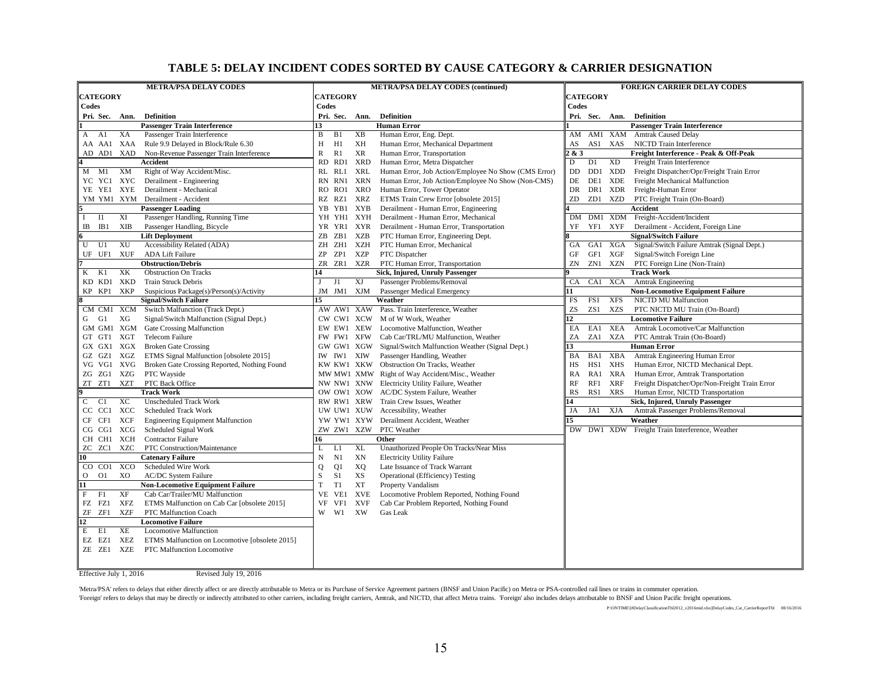# TABLE 5: DELAY INCIDENT CODES SORTED BY CAUSE CATEGORY & CARRIER DESIGNATION

## METRA/PSA DELAY CODES

| Pri. | Sec. | Ann. | Definition |
|---|---|---|---|
| **1** | | | **Passenger Train Interference** |
| A | A1 | XA | Passenger Train Interference |
| AA | AA1 | XAA | Rule 9.9 Delayed in Block/Rule 6.30 |
| AD | AD1 | XAD | Non-Revenue Passenger Train Interference |
| **4** | | | **Accident** |
| M | M1 | XM | Right of Way Accident/Misc. |
| YC | YC1 | XYC | Derailment - Engineering |
| YE | YE1 | XYE | Derailment - Mechanical |
| YM | YM1 | XYM | Derailment - Accident |
| **5** | | | **Passenger Loading** |
| I | I1 | XI | Passenger Handling, Running Time |
| IB | IB1 | XIB | Passenger Handling, Bicycle |
| **6** | | | **Lift Deployment** |
| U | U1 | XU | Accessibility Related (ADA) |
| UF | UF1 | XUF | ADA Lift Failure |
| **7** | | | **Obstruction/Debris** |
| K | K1 | XK | Obstruction On Tracks |
| KD | KD1 | XKD | Train Struck Debris |
| KP | KP1 | XKP | Suspicious Package(s)/Person(s)/Activity |
| **8** | | | **Signal/Switch Failure** |
| CM | CM1 | XCM | Switch Malfunction (Track Dept.) |
| G | G1 | XG | Signal/Switch Malfunction (Signal Dept.) |
| GM | GM1 | XGM | Gate Crossing Malfunction |
| GT | GT1 | XGT | Telecom Failure |
| GX | GX1 | XGX | Broken Gate Crossing |
| GZ | GZ1 | XGZ | ETMS Signal Malfunction [obsolete 2015] |
| VG | VG1 | XVG | Broken Gate Crossing Reported, Nothing Found |
| ZG | ZG1 | XZG | PTC Wayside |
| ZT | ZT1 | XZT | PTC Back Office |
| **9** | | | **Track Work** |
| C | C1 | XC | Unscheduled Track Work |
| CC | CC1 | XCC | Scheduled Track Work |
| CF | CF1 | XCF | Engineering Equipment Malfunction |
| CG | CG1 | XCG | Scheduled Signal Work |
| CH | CH1 | XCH | Contractor Failure |
| ZC | ZC1 | XZC | PTC Construction/Maintenance |
| **10** | | | **Catenary Failure** |
| CO | CO1 | XCO | Scheduled Wire Work |
| O | O1 | XO | AC/DC System Failure |
| **11** | | | **Non-Locomotive Equipment Failure** |
| F | F1 | XF | Cab Car/Trailer/MU Malfunction |
| FZ | FZ1 | XFZ | ETMS Malfunction on Cab Car [obsolete 2015] |
| ZF | ZF1 | XZF | PTC Malfunction Coach |
| **12** | | | **Locomotive Failure** |
| E | E1 | XE | Locomotive Malfunction |
| EZ | EZ1 | XEZ | ETMS Malfunction on Locomotive [obsolete 2015] |
| ZE | ZE1 | XZE | PTC Malfunction Locomotive |

## METRA/PSA DELAY CODES (continued)

| Pri. | Sec. | Ann. | Definition |
|---|---|---|---|
| **13** | | | **Human Error** |
| B | B1 | XB | Human Error, Eng. Dept. |
| H | H1 | XH | Human Error, Mechanical Department |
| R | R1 | XR | Human Error, Transportation |
| RD | RD1 | XRD | Human Error, Metra Dispatcher |
| RL | RL1 | XRL | Human Error, Job Action/Employee No Show (CMS Error) |
| RN | RN1 | XRN | Human Error, Job Action/Employee No Show (Non-CMS) |
| RO | RO1 | XRO | Human Error, Tower Operator |
| RZ | RZ1 | XRZ | ETMS Train Crew Error [obsolete 2015] |
| YB | YB1 | XYB | Derailment - Human Error, Engineering |
| YH | YH1 | XYH | Derailment - Human Error, Mechanical |
| YR | YR1 | XYR | Derailment - Human Error, Transportation |
| ZB | ZB1 | XZB | PTC Human Error, Engineering Dept. |
| ZH | ZH1 | XZH | PTC Human Error, Mechanical |
| ZP | ZP1 | XZP | PTC Dispatcher |
| ZR | ZR1 | XZR | PTC Human Error, Transportation |
| **14** | | | **Sick, Injured, Unruly Passenger** |
| J | J1 | XJ | Passenger Problems/Removal |
| JM | JM1 | XJM | Passenger Medical Emergency |
| **15** | | | **Weather** |
| AW | AW1 | XAW | Pass. Train Interference, Weather |
| CW | CW1 | XCW | M of W Work, Weather |
| EW | EW1 | XEW | Locomotive Malfunction, Weather |
| FW | FW1 | XFW | Cab Car/TRL/MU Malfunction, Weather |
| GW | GW1 | XGW | Signal/Switch Malfunction Weather (Signal Dept.) |
| IW | IW1 | XIW | Passenger Handling, Weather |
| KW | KW1 | XKW | Obstruction On Tracks, Weather |
| MW | MW1 | XMW | Right of Way Accident/Misc., Weather |
| NW | NW1 | XNW | Electricity Utility Failure, Weather |
| OW | OW1 | XOW | AC/DC System Failure, Weather |
| RW | RW1 | XRW | Train Crew Issues, Weather |
| UW | UW1 | XUW | Accessibility, Weather |
| YW | YW1 | XYW | Derailment Accident, Weather |
| ZW | ZW1 | XZW | PTC Weather |
| **16** | | | **Other** |
| L | L1 | XL | Unauthorized People On Tracks/Near Miss |
| N | N1 | XN | Electricity Utility Failure |
| Q | Q1 | XQ | Late Issuance of Track Warrant |
| S | S1 | XS | Operational (Efficiency) Testing |
| T | T1 | XT | Property Vandalism |
| VE | VE1 | XVE | Locomotive Problem Reported, Nothing Found |
| VF | VF1 | XVF | Cab Car Problem Reported, Nothing Found |
| W | W1 | XW | Gas Leak |

## FOREIGN CARRIER DELAY CODES

| Pri. | Sec. | Ann. | Definition |
|---|---|---|---|
| **1** | | | **Passenger Train Interference** |
| AM | AM1 | XAM | Amtrak Caused Delay |
| AS | AS1 | XAS | NICTD Train Interference |
| **2 & 3** | | | **Freight Interference - Peak & Off-Peak** |
| D | D1 | XD | Freight Train Interference |
| DD | DD1 | XDD | Freight Dispatcher/Opr/Freight Train Error |
| DE | DE1 | XDE | Freight Mechanical Malfunction |
| DR | DR1 | XDR | Freight-Human Error |
| ZD | ZD1 | XZD | PTC Freight Train (On-Board) |
| **4** | | | **Accident** |
| DM | DM1 | XDM | Freight-Accident/Incident |
| YF | YF1 | XYF | Derailment - Accident, Foreign Line |
| **8** | | | **Signal/Switch Failure** |
| GA | GA1 | XGA | Signal/Switch Failure Amtrak (Signal Dept.) |
| GF | GF1 | XGF | Signal/Switch Foreign Line |
| ZN | ZN1 | XZN | PTC Foreign Line (Non-Train) |
| **9** | | | **Track Work** |
| CA | CA1 | XCA | Amtrak Engineering |
| **11** | | | **Non-Locomotive Equipment Failure** |
| FS | FS1 | XFS | NICTD MU Malfunction |
| ZS | ZS1 | XZS | PTC NICTD MU Train (On-Board) |
| **12** | | | **Locomotive Failure** |
| EA | EA1 | XEA | Amtrak Locomotive/Car Malfunction |
| ZA | ZA1 | XZA | PTC Amtrak Train (On-Board) |
| **13** | | | **Human Error** |
| BA | BA1 | XBA | Amtrak Engineering Human Error |
| HS | HS1 | XHS | Human Error, NICTD Mechanical Dept. |
| RA | RA1 | XRA | Human Error, Amtrak Transportation |
| RF | RF1 | XRF | Freight Dispatcher/Opr/Non-Freight Train Error |
| RS | RS1 | XRS | Human Error, NICTD Transportation |
| **14** | | | **Sick, Injured, Unruly Passenger** |
| JA | JA1 | XJA | Amtrak Passenger Problems/Removal |
| **15** | | | **Weather** |
| DW | DW1 | XDW | Freight Train Interference, Weather |

Effective July 1, 2016 &nbsp;&nbsp;&nbsp;&nbsp; Revised July 19, 2016

'Metra/PSA' refers to delays that either directly affect or are directly attributable to Metra or its Purchase of Service Agreement partners (BNSF and Union Pacific) on Metra or PSA-controlled rail lines or trains in commuter operation.
'Foreign' refers to delays that may be directly or indirectly attributed to other carriers, including freight carriers, Amtrak, and NICTD, that affect Metra trains. 'Foreign' also includes delays attributable to BNSF and Union Pacific freight operations.

P:\ONTIME\[#DelayClassificationTbl2012_v2016mid.xlsx]DelayCodes_Cat_CarrierReportTbl 08/16/2016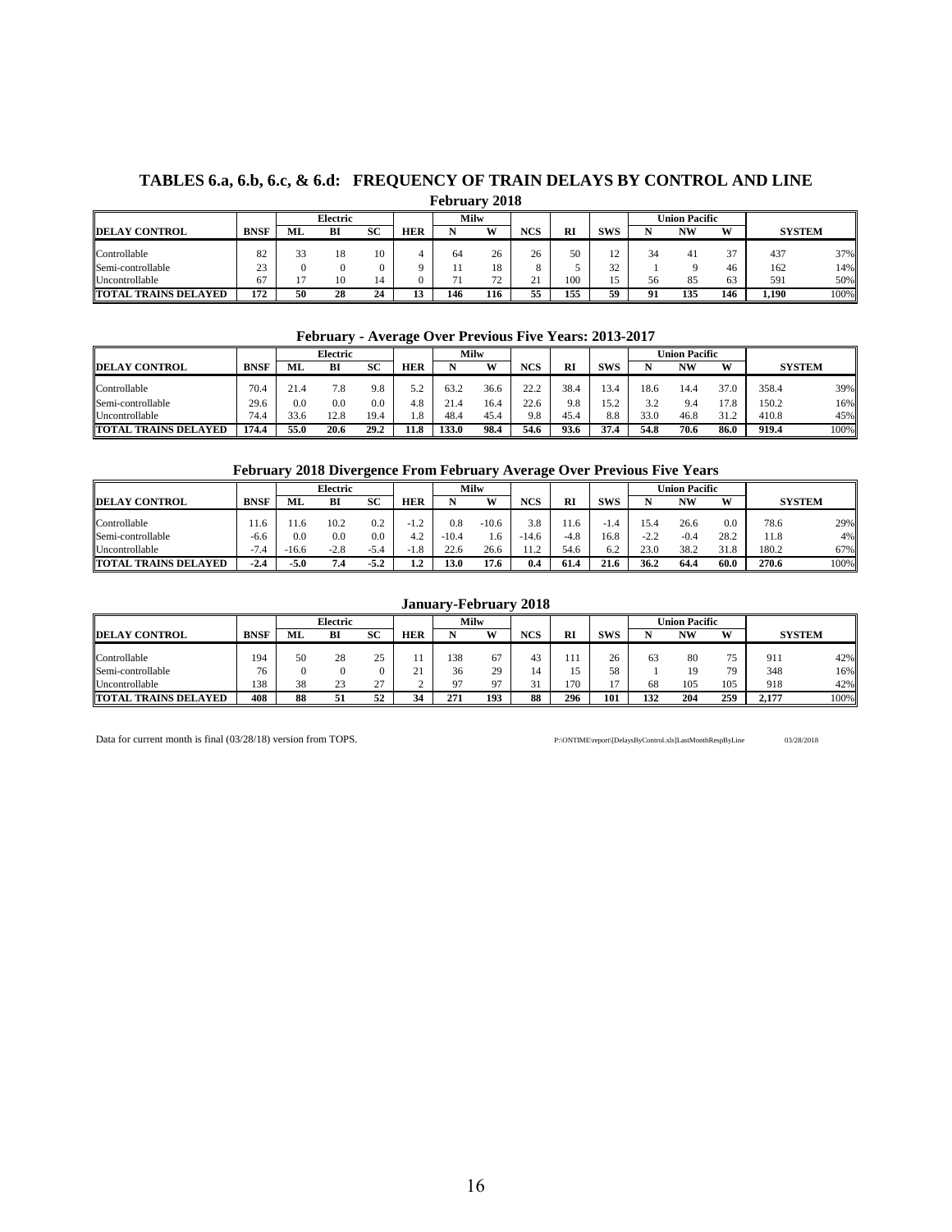# TABLES 6.a, 6.b, 6.c, & 6.d: FREQUENCY OF TRAIN DELAYS BY CONTROL AND LINE

### February 2018

| | | Electric | | | | Milw | | | | | Union Pacific | | | | |
|---|---|---|---|---|---|---|---|---|---|---|---|---|---|---|---|
| **DELAY CONTROL** | **BNSF** | **ML** | **BI** | **SC** | **HER** | **N** | **W** | **NCS** | **RI** | **SWS** | **N** | **NW** | **W** | **SYSTEM** | |
| Controllable | 82 | 33 | 18 | 10 | 4 | 64 | 26 | 26 | 50 | 12 | 34 | 41 | 37 | 437 | 37% |
| Semi-controllable | 23 | 0 | 0 | 0 | 9 | 11 | 18 | 8 | 5 | 32 | 1 | 9 | 46 | 162 | 14% |
| Uncontrollable | 67 | 17 | 10 | 14 | 0 | 71 | 72 | 21 | 100 | 15 | 56 | 85 | 63 | 591 | 50% |
| **TOTAL TRAINS DELAYED** | **172** | **50** | **28** | **24** | **13** | **146** | **116** | **55** | **155** | **59** | **91** | **135** | **146** | **1,190** | 100% |

### February - Average Over Previous Five Years: 2013-2017

| | | Electric | | | | Milw | | | | | Union Pacific | | | | |
|---|---|---|---|---|---|---|---|---|---|---|---|---|---|---|---|
| **DELAY CONTROL** | **BNSF** | **ML** | **BI** | **SC** | **HER** | **N** | **W** | **NCS** | **RI** | **SWS** | **N** | **NW** | **W** | **SYSTEM** | |
| Controllable | 70.4 | 21.4 | 7.8 | 9.8 | 5.2 | 63.2 | 36.6 | 22.2 | 38.4 | 13.4 | 18.6 | 14.4 | 37.0 | 358.4 | 39% |
| Semi-controllable | 29.6 | 0.0 | 0.0 | 0.0 | 4.8 | 21.4 | 16.4 | 22.6 | 9.8 | 15.2 | 3.2 | 9.4 | 17.8 | 150.2 | 16% |
| Uncontrollable | 74.4 | 33.6 | 12.8 | 19.4 | 1.8 | 48.4 | 45.4 | 9.8 | 45.4 | 8.8 | 33.0 | 46.8 | 31.2 | 410.8 | 45% |
| **TOTAL TRAINS DELAYED** | **174.4** | **55.0** | **20.6** | **29.2** | **11.8** | **133.0** | **98.4** | **54.6** | **93.6** | **37.4** | **54.8** | **70.6** | **86.0** | **919.4** | 100% |

### February 2018 Divergence From February Average Over Previous Five Years

| | | Electric | | | | Milw | | | | | Union Pacific | | | | |
|---|---|---|---|---|---|---|---|---|---|---|---|---|---|---|---|
| **DELAY CONTROL** | **BNSF** | **ML** | **BI** | **SC** | **HER** | **N** | **W** | **NCS** | **RI** | **SWS** | **N** | **NW** | **W** | **SYSTEM** | |
| Controllable | 11.6 | 11.6 | 10.2 | 0.2 | -1.2 | 0.8 | -10.6 | 3.8 | 11.6 | -1.4 | 15.4 | 26.6 | 0.0 | 78.6 | 29% |
| Semi-controllable | -6.6 | 0.0 | 0.0 | 0.0 | 4.2 | -10.4 | 1.6 | -14.6 | -4.8 | 16.8 | -2.2 | -0.4 | 28.2 | 11.8 | 4% |
| Uncontrollable | -7.4 | -16.6 | -2.8 | -5.4 | -1.8 | 22.6 | 26.6 | 11.2 | 54.6 | 6.2 | 23.0 | 38.2 | 31.8 | 180.2 | 67% |
| **TOTAL TRAINS DELAYED** | **-2.4** | **-5.0** | **7.4** | **-5.2** | **1.2** | **13.0** | **17.6** | **0.4** | **61.4** | **21.6** | **36.2** | **64.4** | **60.0** | **270.6** | 100% |

### January-February 2018

| | | Electric | | | | Milw | | | | | Union Pacific | | | | |
|---|---|---|---|---|---|---|---|---|---|---|---|---|---|---|---|
| **DELAY CONTROL** | **BNSF** | **ML** | **BI** | **SC** | **HER** | **N** | **W** | **NCS** | **RI** | **SWS** | **N** | **NW** | **W** | **SYSTEM** | |
| Controllable | 194 | 50 | 28 | 25 | 11 | 138 | 67 | 43 | 111 | 26 | 63 | 80 | 75 | 911 | 42% |
| Semi-controllable | 76 | 0 | 0 | 0 | 21 | 36 | 29 | 14 | 15 | 58 | 1 | 19 | 79 | 348 | 16% |
| Uncontrollable | 138 | 38 | 23 | 27 | 2 | 97 | 97 | 31 | 170 | 17 | 68 | 105 | 105 | 918 | 42% |
| **TOTAL TRAINS DELAYED** | **408** | **88** | **51** | **52** | **34** | **271** | **193** | **88** | **296** | **101** | **132** | **204** | **259** | **2,177** | 100% |

Data for current month is final (03/28/18) version from TOPS.

P:\ONTIME\report\[DelaysByControl.xls]LastMonthRespByLine 03/28/2018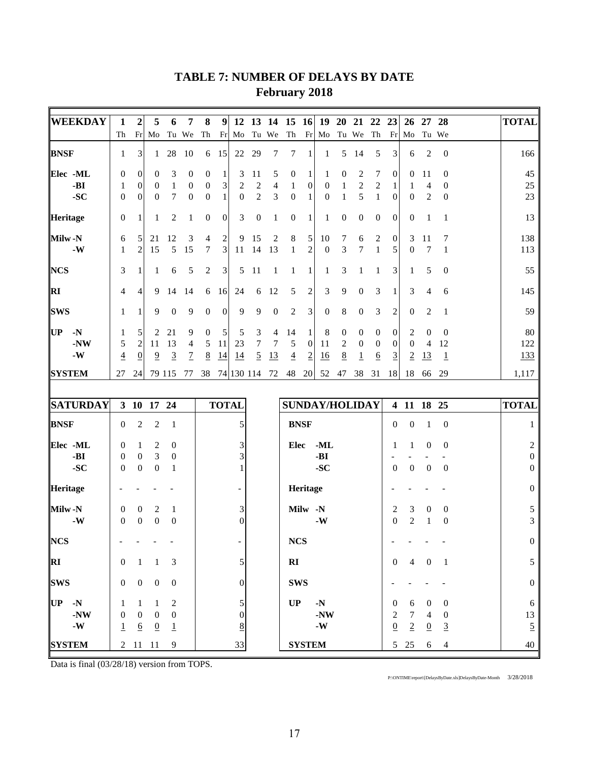# TABLE 7: NUMBER OF DELAYS BY DATE
## February 2018

| WEEKDAY | 1 Th | 2 Fr | 5 Mo | 6 Tu | 7 We | 8 Th | 9 Fr | 12 Mo | 13 Tu | 14 We | 15 Th | 16 Fr | 19 Mo | 20 Tu | 21 We | 22 Th | 23 Fr | 26 Mo | 27 Tu | 28 We | TOTAL |
|---|---|---|---|---|---|---|---|---|---|---|---|---|---|---|---|---|---|---|---|---|---|
| **BNSF** | 1 | 3 | 1 | 28 | 10 | 6 | 15 | 22 | 29 | 7 | 7 | 1 | 1 | 5 | 14 | 5 | 3 | 6 | 2 | 0 | 166 |
| **Elec -ML** | 0 | 0 | 0 | 3 | 0 | 0 | 1 | 3 | 11 | 5 | 0 | 1 | 1 | 0 | 2 | 7 | 0 | 0 | 11 | 0 | 45 |
| **-BI** | 1 | 0 | 0 | 1 | 0 | 0 | 3 | 2 | 2 | 4 | 1 | 0 | 0 | 1 | 2 | 2 | 1 | 1 | 4 | 0 | 25 |
| **-SC** | 0 | 0 | 0 | 7 | 0 | 0 | 1 | 0 | 2 | 3 | 0 | 1 | 0 | 1 | 5 | 1 | 0 | 0 | 2 | 0 | 23 |
| **Heritage** | 0 | 1 | 1 | 2 | 1 | 0 | 0 | 3 | 0 | 1 | 0 | 1 | 1 | 0 | 0 | 0 | 0 | 0 | 1 | 1 | 13 |
| **Milw -N** | 6 | 5 | 21 | 12 | 3 | 4 | 2 | 9 | 15 | 2 | 8 | 5 | 10 | 7 | 6 | 2 | 0 | 3 | 11 | 7 | 138 |
| **-W** | 1 | 2 | 15 | 5 | 15 | 7 | 3 | 11 | 14 | 13 | 1 | 2 | 0 | 3 | 7 | 1 | 5 | 0 | 7 | 1 | 113 |
| **NCS** | 3 | 1 | 1 | 6 | 5 | 2 | 3 | 5 | 11 | 1 | 1 | 1 | 1 | 3 | 1 | 1 | 3 | 1 | 5 | 0 | 55 |
| **RI** | 4 | 4 | 9 | 14 | 14 | 6 | 16 | 24 | 6 | 12 | 5 | 2 | 3 | 9 | 0 | 3 | 1 | 3 | 4 | 6 | 145 |
| **SWS** | 1 | 1 | 9 | 0 | 9 | 0 | 0 | 9 | 9 | 0 | 2 | 3 | 0 | 8 | 0 | 3 | 2 | 0 | 2 | 1 | 59 |
| **UP -N** | 1 | 5 | 2 | 21 | 9 | 0 | 5 | 5 | 3 | 4 | 14 | 1 | 8 | 0 | 0 | 0 | 0 | 2 | 0 | 0 | 80 |
| **-NW** | 5 | 2 | 11 | 13 | 4 | 5 | 11 | 23 | 7 | 7 | 5 | 0 | 11 | 2 | 0 | 0 | 0 | 0 | 4 | 12 | 122 |
| **-W** | 4 | 0 | 9 | 3 | 7 | 8 | 14 | 14 | 5 | 13 | 4 | 2 | 16 | 8 | 1 | 6 | 3 | 2 | 13 | 1 | 133 |
| **SYSTEM** | 27 | 24 | 79 | 115 | 77 | 38 | 74 | 130 | 114 | 72 | 48 | 20 | 52 | 47 | 38 | 31 | 18 | 18 | 66 | 29 | 1,117 |

| SATURDAY | 3 | 10 | 17 | 24 | TOTAL |
|---|---|---|---|---|---|
| **BNSF** | 0 | 2 | 2 | 1 | 5 |
| **Elec -ML** | 0 | 1 | 2 | 0 | 3 |
| **-BI** | 0 | 0 | 3 | 0 | 3 |
| **-SC** | 0 | 0 | 0 | 1 | 1 |
| **Heritage** | - | - | - | - | - |
| **Milw -N** | 0 | 0 | 2 | 1 | 3 |
| **-W** | 0 | 0 | 0 | 0 | 0 |
| **NCS** | - | - | - | - | - |
| **RI** | 0 | 1 | 1 | 3 | 5 |
| **SWS** | 0 | 0 | 0 | 0 | 0 |
| **UP -N** | 1 | 1 | 1 | 2 | 5 |
| **-NW** | 0 | 0 | 0 | 0 | 0 |
| **-W** | 1 | 6 | 0 | 1 | 8 |
| **SYSTEM** | 2 | 11 | 11 | 9 | 33 |

| SUNDAY/HOLIDAY | 4 | 11 | 18 | 25 | TOTAL |
|---|---|---|---|---|---|
| **BNSF** | 0 | 0 | 1 | 0 | 1 |
| **Elec -ML** | 1 | 1 | 0 | 0 | 2 |
| **-BI** | - | - | - | - | 0 |
| **-SC** | 0 | 0 | 0 | 0 | 0 |
| **Heritage** | - | - | - | - | 0 |
| **Milw -N** | 2 | 3 | 0 | 0 | 5 |
| **-W** | 0 | 2 | 1 | 0 | 3 |
| **NCS** | - | - | - | - | 0 |
| **RI** | 0 | 4 | 0 | 1 | 5 |
| **SWS** | - | - | - | - | 0 |
| **UP -N** | 0 | 6 | 0 | 0 | 6 |
| **-NW** | 2 | 7 | 4 | 0 | 13 |
| **-W** | 0 | 2 | 0 | 3 | 5 |
| **SYSTEM** | 5 | 25 | 6 | 4 | 40 |

Data is final (03/28/18) version from TOPS.

P:\ONTIME\report\[DelaysByDate.xls]DelaysByDate-Month 3/28/2018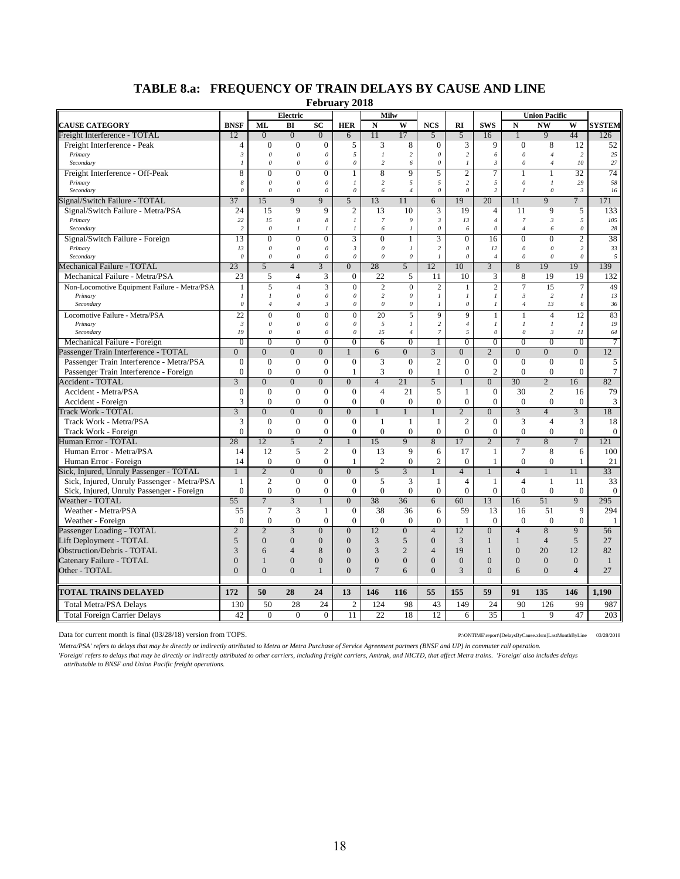# TABLE 8.a: FREQUENCY OF TRAIN DELAYS BY CAUSE AND LINE

**February 2018**

| | | Electric | | | | Milw | | | | | Union Pacific | | | |
|---|---|---|---|---|---|---|---|---|---|---|---|---|---|---|
| **CAUSE CATEGORY** | **BNSF** | **ML** | **BI** | **SC** | **HER** | **N** | **W** | **NCS** | **RI** | **SWS** | **N** | **NW** | **W** | **SYSTEM** |
| Freight Interference - TOTAL | 12 | 0 | 0 | 0 | 6 | 11 | 17 | 5 | 5 | 16 | 1 | 9 | 44 | 126 |
| Freight Interference - Peak | 4 | 0 | 0 | 0 | 5 | 3 | 8 | 0 | 3 | 9 | 0 | 8 | 12 | 52 |
| *Primary* | *3* | *0* | *0* | *0* | *5* | *1* | *2* | *0* | *2* | *6* | *0* | *4* | *2* | *25* |
| *Secondary* | *1* | *0* | *0* | *0* | *0* | *2* | *6* | *0* | *1* | *3* | *0* | *4* | *10* | *27* |
| Freight Interference - Off-Peak | 8 | 0 | 0 | 0 | 1 | 8 | 9 | 5 | 2 | 7 | 1 | 1 | 32 | 74 |
| *Primary* | *8* | *0* | *0* | *0* | *1* | *2* | *5* | *5* | *2* | *5* | *0* | *1* | *29* | *58* |
| *Secondary* | *0* | *0* | *0* | *0* | *0* | *6* | *4* | *0* | *0* | *2* | *1* | *0* | *3* | *16* |
| Signal/Switch Failure - TOTAL | 37 | 15 | 9 | 9 | 5 | 13 | 11 | 6 | 19 | 20 | 11 | 9 | 7 | 171 |
| Signal/Switch Failure - Metra/PSA | 24 | 15 | 9 | 9 | 2 | 13 | 10 | 3 | 19 | 4 | 11 | 9 | 5 | 133 |
| *Primary* | *22* | *15* | *8* | *8* | *1* | *7* | *9* | *3* | *13* | *4* | *7* | *3* | *5* | *105* |
| *Secondary* | *2* | *0* | *1* | *1* | *1* | *6* | *1* | *0* | *6* | *0* | *4* | *6* | *0* | *28* |
| Signal/Switch Failure - Foreign | 13 | 0 | 0 | 0 | 3 | 0 | 1 | 3 | 0 | 16 | 0 | 0 | 2 | 38 |
| *Primary* | *13* | *0* | *0* | *0* | *3* | *0* | *1* | *2* | *0* | *12* | *0* | *0* | *2* | *33* |
| *Secondary* | *0* | *0* | *0* | *0* | *0* | *0* | *0* | *1* | *0* | *4* | *0* | *0* | *0* | *5* |
| Mechanical Failure - TOTAL | 23 | 5 | 4 | 3 | 0 | 28 | 5 | 12 | 10 | 3 | 8 | 19 | 19 | 139 |
| Mechanical Failure - Metra/PSA | 23 | 5 | 4 | 3 | 0 | 22 | 5 | 11 | 10 | 3 | 8 | 19 | 19 | 132 |
| Non-Locomotive Equipment Failure - Metra/PSA | 1 | 5 | 4 | 3 | 0 | 2 | 0 | 2 | 1 | 2 | 7 | 15 | 7 | 49 |
| *Primary* | *1* | *1* | *0* | *0* | *0* | *2* | *0* | *1* | *1* | *1* | *3* | *2* | *1* | *13* |
| *Secondary* | *0* | *4* | *4* | *3* | *0* | *0* | *0* | *1* | *0* | *1* | *4* | *13* | *6* | *36* |
| Locomotive Failure - Metra/PSA | 22 | 0 | 0 | 0 | 0 | 20 | 5 | 9 | 9 | 1 | 1 | 4 | 12 | 83 |
| *Primary* | *3* | *0* | *0* | *0* | *0* | *5* | *1* | *2* | *4* | *1* | *1* | *1* | *1* | *19* |
| *Secondary* | *19* | *0* | *0* | *0* | *0* | *15* | *4* | *7* | *5* | *0* | *0* | *3* | *11* | *64* |
| Mechanical Failure - Foreign | 0 | 0 | 0 | 0 | 0 | 6 | 0 | 1 | 0 | 0 | 0 | 0 | 0 | 7 |
| Passenger Train Interference - TOTAL | 0 | 0 | 0 | 0 | 1 | 6 | 0 | 3 | 0 | 2 | 0 | 0 | 0 | 12 |
| Passenger Train Interference - Metra/PSA | 0 | 0 | 0 | 0 | 0 | 3 | 0 | 2 | 0 | 0 | 0 | 0 | 0 | 5 |
| Passenger Train Interference - Foreign | 0 | 0 | 0 | 0 | 1 | 3 | 0 | 1 | 0 | 2 | 0 | 0 | 0 | 7 |
| Accident - TOTAL | 3 | 0 | 0 | 0 | 0 | 4 | 21 | 5 | 1 | 0 | 30 | 2 | 16 | 82 |
| Accident - Metra/PSA | 0 | 0 | 0 | 0 | 0 | 4 | 21 | 5 | 1 | 0 | 30 | 2 | 16 | 79 |
| Accident - Foreign | 3 | 0 | 0 | 0 | 0 | 0 | 0 | 0 | 0 | 0 | 0 | 0 | 0 | 3 |
| Track Work - TOTAL | 3 | 0 | 0 | 0 | 0 | 1 | 1 | 1 | 2 | 0 | 3 | 4 | 3 | 18 |
| Track Work - Metra/PSA | 3 | 0 | 0 | 0 | 0 | 1 | 1 | 1 | 2 | 0 | 3 | 4 | 3 | 18 |
| Track Work - Foreign | 0 | 0 | 0 | 0 | 0 | 0 | 0 | 0 | 0 | 0 | 0 | 0 | 0 | 0 |
| Human Error - TOTAL | 28 | 12 | 5 | 2 | 1 | 15 | 9 | 8 | 17 | 2 | 7 | 8 | 7 | 121 |
| Human Error - Metra/PSA | 14 | 12 | 5 | 2 | 0 | 13 | 9 | 6 | 17 | 1 | 7 | 8 | 6 | 100 |
| Human Error - Foreign | 14 | 0 | 0 | 0 | 1 | 2 | 0 | 2 | 0 | 1 | 0 | 0 | 1 | 21 |
| Sick, Injured, Unruly Passenger - TOTAL | 1 | 2 | 0 | 0 | 0 | 5 | 3 | 1 | 4 | 1 | 4 | 1 | 11 | 33 |
| Sick, Injured, Unruly Passenger - Metra/PSA | 1 | 2 | 0 | 0 | 0 | 5 | 3 | 1 | 4 | 1 | 4 | 1 | 11 | 33 |
| Sick, Injured, Unruly Passenger - Foreign | 0 | 0 | 0 | 0 | 0 | 0 | 0 | 0 | 0 | 0 | 0 | 0 | 0 | 0 |
| Weather - TOTAL | 55 | 7 | 3 | 1 | 0 | 38 | 36 | 6 | 60 | 13 | 16 | 51 | 9 | 295 |
| Weather - Metra/PSA | 55 | 7 | 3 | 1 | 0 | 38 | 36 | 6 | 59 | 13 | 16 | 51 | 9 | 294 |
| Weather - Foreign | 0 | 0 | 0 | 0 | 0 | 0 | 0 | 0 | 1 | 0 | 0 | 0 | 0 | 1 |
| Passenger Loading - TOTAL | 2 | 2 | 3 | 0 | 0 | 12 | 0 | 4 | 12 | 0 | 4 | 8 | 9 | 56 |
| Lift Deployment - TOTAL | 5 | 0 | 0 | 0 | 0 | 3 | 5 | 0 | 3 | 1 | 1 | 4 | 5 | 27 |
| Obstruction/Debris - TOTAL | 3 | 6 | 4 | 8 | 0 | 3 | 2 | 4 | 19 | 1 | 0 | 20 | 12 | 82 |
| Catenary Failure - TOTAL | 0 | 1 | 0 | 0 | 0 | 0 | 0 | 0 | 0 | 0 | 0 | 0 | 0 | 1 |
| Other - TOTAL | 0 | 0 | 0 | 1 | 0 | 7 | 6 | 0 | 3 | 0 | 6 | 0 | 4 | 27 |
| **TOTAL TRAINS DELAYED** | **172** | **50** | **28** | **24** | **13** | **146** | **116** | **55** | **155** | **59** | **91** | **135** | **146** | **1,190** |
| Total Metra/PSA Delays | 130 | 50 | 28 | 24 | 2 | 124 | 98 | 43 | 149 | 24 | 90 | 126 | 99 | 987 |
| Total Foreign Carrier Delays | 42 | 0 | 0 | 0 | 11 | 22 | 18 | 12 | 6 | 35 | 1 | 9 | 47 | 203 |

Data for current month is final (03/28/18) version from TOPS.

P:\ONTIME\report\[DelaysByCause.xlsm]LastMonthByLine 03/28/2018

*'Metra/PSA' refers to delays that may be directly or indirectly attributed to Metra or Metra Purchase of Service Agreement partners (BNSF and UP) in commuter rail operation.*

*'Foreign' refers to delays that may be directly or indirectly attributed to other carriers, including freight carriers, Amtrak, and NICTD, that affect Metra trains. 'Foreign' also includes delays attributable to BNSF and Union Pacific freight operations.*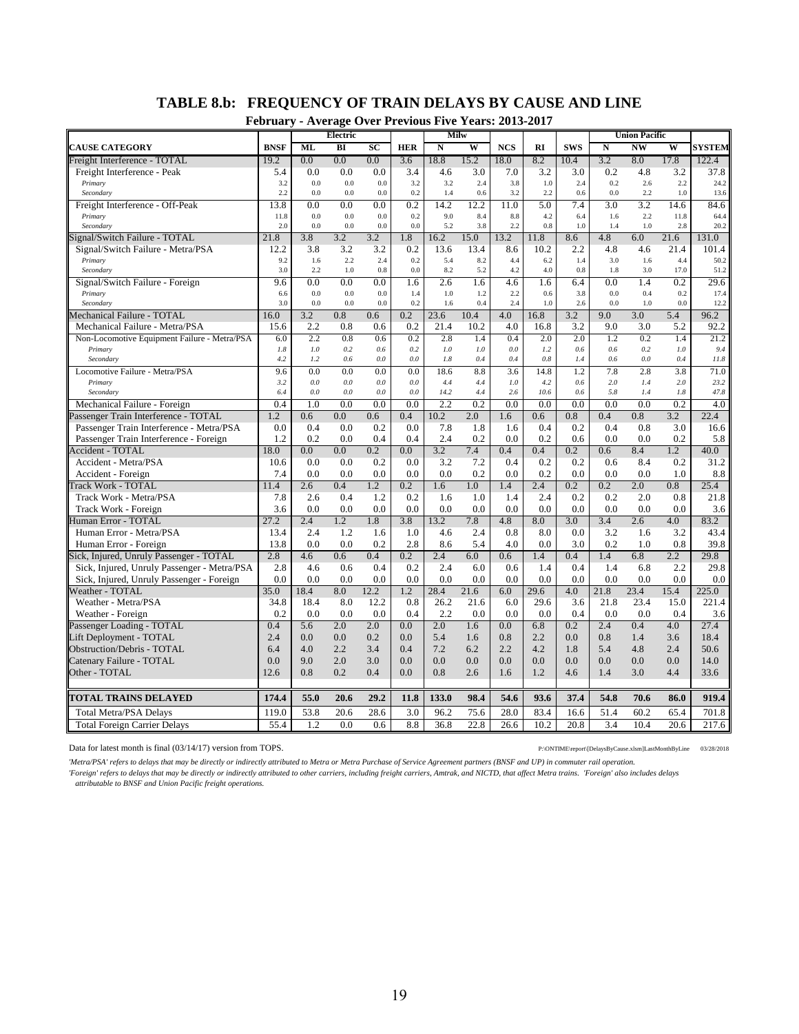## TABLE 8.b: FREQUENCY OF TRAIN DELAYS BY CAUSE AND LINE

**February - Average Over Previous Five Years: 2013-2017**

| | | Electric | | | | Milw | | | | | Union Pacific | | | |
|---|---|---|---|---|---|---|---|---|---|---|---|---|---|---|
| **CAUSE CATEGORY** | **BNSF** | **ML** | **BI** | **SC** | **HER** | **N** | **W** | **NCS** | **RI** | **SWS** | **N** | **NW** | **W** | **SYSTEM** |
| Freight Interference - TOTAL | 19.2 | 0.0 | 0.0 | 0.0 | 3.6 | 18.8 | 15.2 | 18.0 | 8.2 | 10.4 | 3.2 | 8.0 | 17.8 | 122.4 |
| Freight Interference - Peak | 5.4 | 0.0 | 0.0 | 0.0 | 3.4 | 4.6 | 3.0 | 7.0 | 3.2 | 3.0 | 0.2 | 4.8 | 3.2 | 37.8 |
| *Primary* | 3.2 | 0.0 | 0.0 | 0.0 | 3.2 | 3.2 | 2.4 | 3.8 | 1.0 | 2.4 | 0.2 | 2.6 | 2.2 | 24.2 |
| *Secondary* | 2.2 | 0.0 | 0.0 | 0.0 | 0.2 | 1.4 | 0.6 | 3.2 | 2.2 | 0.6 | 0.0 | 2.2 | 1.0 | 13.6 |
| Freight Interference - Off-Peak | 13.8 | 0.0 | 0.0 | 0.0 | 0.2 | 14.2 | 12.2 | 11.0 | 5.0 | 7.4 | 3.0 | 3.2 | 14.6 | 84.6 |
| *Primary* | 11.8 | 0.0 | 0.0 | 0.0 | 0.2 | 9.0 | 8.4 | 8.8 | 4.2 | 6.4 | 1.6 | 2.2 | 11.8 | 64.4 |
| *Secondary* | 2.0 | 0.0 | 0.0 | 0.0 | 0.0 | 5.2 | 3.8 | 2.2 | 0.8 | 1.0 | 1.4 | 1.0 | 2.8 | 20.2 |
| Signal/Switch Failure - TOTAL | 21.8 | 3.8 | 3.2 | 3.2 | 1.8 | 16.2 | 15.0 | 13.2 | 11.8 | 8.6 | 4.8 | 6.0 | 21.6 | 131.0 |
| Signal/Switch Failure - Metra/PSA | 12.2 | 3.8 | 3.2 | 3.2 | 0.2 | 13.6 | 13.4 | 8.6 | 10.2 | 2.2 | 4.8 | 4.6 | 21.4 | 101.4 |
| *Primary* | 9.2 | 1.6 | 2.2 | 2.4 | 0.2 | 5.4 | 8.2 | 4.4 | 6.2 | 1.4 | 3.0 | 1.6 | 4.4 | 50.2 |
| *Secondary* | 3.0 | 2.2 | 1.0 | 0.8 | 0.0 | 8.2 | 5.2 | 4.2 | 4.0 | 0.8 | 1.8 | 3.0 | 17.0 | 51.2 |
| Signal/Switch Failure - Foreign | 9.6 | 0.0 | 0.0 | 0.0 | 1.6 | 2.6 | 1.6 | 4.6 | 1.6 | 6.4 | 0.0 | 1.4 | 0.2 | 29.6 |
| *Primary* | 6.6 | 0.0 | 0.0 | 0.0 | 1.4 | 1.0 | 1.2 | 2.2 | 0.6 | 3.8 | 0.0 | 0.4 | 0.2 | 17.4 |
| *Secondary* | 3.0 | 0.0 | 0.0 | 0.0 | 0.2 | 1.6 | 0.4 | 2.4 | 1.0 | 2.6 | 0.0 | 1.0 | 0.0 | 12.2 |
| Mechanical Failure - TOTAL | 16.0 | 3.2 | 0.8 | 0.6 | 0.2 | 23.6 | 10.4 | 4.0 | 16.8 | 3.2 | 9.0 | 3.0 | 5.4 | 96.2 |
| Mechanical Failure - Metra/PSA | 15.6 | 2.2 | 0.8 | 0.6 | 0.2 | 21.4 | 10.2 | 4.0 | 16.8 | 3.2 | 9.0 | 3.0 | 5.2 | 92.2 |
| Non-Locomotive Equipment Failure - Metra/PSA | 6.0 | 2.2 | 0.8 | 0.6 | 0.2 | 2.8 | 1.4 | 0.4 | 2.0 | 2.0 | 1.2 | 0.2 | 1.4 | 21.2 |
| *Primary* | *1.8* | *1.0* | *0.2* | *0.6* | *0.2* | *1.0* | *1.0* | *0.0* | *1.2* | *0.6* | *0.6* | *0.2* | *1.0* | *9.4* |
| *Secondary* | *4.2* | *1.2* | *0.6* | *0.0* | *0.0* | *1.8* | *0.4* | *0.4* | *0.8* | *1.4* | *0.6* | *0.0* | *0.4* | *11.8* |
| Locomotive Failure - Metra/PSA | 9.6 | 0.0 | 0.0 | 0.0 | 0.0 | 18.6 | 8.8 | 3.6 | 14.8 | 1.2 | 7.8 | 2.8 | 3.8 | 71.0 |
| *Primary* | *3.2* | *0.0* | *0.0* | *0.0* | *0.0* | *4.4* | *4.4* | *1.0* | *4.2* | *0.6* | *2.0* | *1.4* | *2.0* | *23.2* |
| *Secondary* | *6.4* | *0.0* | *0.0* | *0.0* | *0.0* | *14.2* | *4.4* | *2.6* | *10.6* | *0.6* | *5.8* | *1.4* | *1.8* | *47.8* |
| Mechanical Failure - Foreign | 0.4 | 1.0 | 0.0 | 0.0 | 0.0 | 2.2 | 0.2 | 0.0 | 0.0 | 0.0 | 0.0 | 0.0 | 0.2 | 4.0 |
| Passenger Train Interference - TOTAL | 1.2 | 0.6 | 0.0 | 0.6 | 0.4 | 10.2 | 2.0 | 1.6 | 0.6 | 0.8 | 0.4 | 0.8 | 3.2 | 22.4 |
| Passenger Train Interference - Metra/PSA | 0.0 | 0.4 | 0.0 | 0.2 | 0.0 | 7.8 | 1.8 | 1.6 | 0.4 | 0.2 | 0.4 | 0.8 | 3.0 | 16.6 |
| Passenger Train Interference - Foreign | 1.2 | 0.2 | 0.0 | 0.4 | 0.4 | 2.4 | 0.2 | 0.0 | 0.2 | 0.6 | 0.0 | 0.0 | 0.2 | 5.8 |
| Accident - TOTAL | 18.0 | 0.0 | 0.0 | 0.2 | 0.0 | 3.2 | 7.4 | 0.4 | 0.4 | 0.2 | 0.6 | 8.4 | 1.2 | 40.0 |
| Accident - Metra/PSA | 10.6 | 0.0 | 0.0 | 0.2 | 0.0 | 3.2 | 7.2 | 0.4 | 0.2 | 0.2 | 0.6 | 8.4 | 0.2 | 31.2 |
| Accident - Foreign | 7.4 | 0.0 | 0.0 | 0.0 | 0.0 | 0.0 | 0.2 | 0.0 | 0.2 | 0.0 | 0.0 | 0.0 | 1.0 | 8.8 |
| Track Work - TOTAL | 11.4 | 2.6 | 0.4 | 1.2 | 0.2 | 1.6 | 1.0 | 1.4 | 2.4 | 0.2 | 0.2 | 2.0 | 0.8 | 25.4 |
| Track Work - Metra/PSA | 7.8 | 2.6 | 0.4 | 1.2 | 0.2 | 1.6 | 1.0 | 1.4 | 2.4 | 0.2 | 0.2 | 2.0 | 0.8 | 21.8 |
| Track Work - Foreign | 3.6 | 0.0 | 0.0 | 0.0 | 0.0 | 0.0 | 0.0 | 0.0 | 0.0 | 0.0 | 0.0 | 0.0 | 0.0 | 3.6 |
| Human Error - TOTAL | 27.2 | 2.4 | 1.2 | 1.8 | 3.8 | 13.2 | 7.8 | 4.8 | 8.0 | 3.0 | 3.4 | 2.6 | 4.0 | 83.2 |
| Human Error - Metra/PSA | 13.4 | 2.4 | 1.2 | 1.6 | 1.0 | 4.6 | 2.4 | 0.8 | 8.0 | 0.0 | 3.2 | 1.6 | 3.2 | 43.4 |
| Human Error - Foreign | 13.8 | 0.0 | 0.0 | 0.2 | 2.8 | 8.6 | 5.4 | 4.0 | 0.0 | 3.0 | 0.2 | 1.0 | 0.8 | 39.8 |
| Sick, Injured, Unruly Passenger - TOTAL | 2.8 | 4.6 | 0.6 | 0.4 | 0.2 | 2.4 | 6.0 | 0.6 | 1.4 | 0.4 | 1.4 | 6.8 | 2.2 | 29.8 |
| Sick, Injured, Unruly Passenger - Metra/PSA | 2.8 | 4.6 | 0.6 | 0.4 | 0.2 | 2.4 | 6.0 | 0.6 | 1.4 | 0.4 | 1.4 | 6.8 | 2.2 | 29.8 |
| Sick, Injured, Unruly Passenger - Foreign | 0.0 | 0.0 | 0.0 | 0.0 | 0.0 | 0.0 | 0.0 | 0.0 | 0.0 | 0.0 | 0.0 | 0.0 | 0.0 | 0.0 |
| Weather - TOTAL | 35.0 | 18.4 | 8.0 | 12.2 | 1.2 | 28.4 | 21.6 | 6.0 | 29.6 | 4.0 | 21.8 | 23.4 | 15.4 | 225.0 |
| Weather - Metra/PSA | 34.8 | 18.4 | 8.0 | 12.2 | 0.8 | 26.2 | 21.6 | 6.0 | 29.6 | 3.6 | 21.8 | 23.4 | 15.0 | 221.4 |
| Weather - Foreign | 0.2 | 0.0 | 0.0 | 0.0 | 0.4 | 2.2 | 0.0 | 0.0 | 0.0 | 0.4 | 0.0 | 0.0 | 0.4 | 3.6 |
| Passenger Loading - TOTAL | 0.4 | 5.6 | 2.0 | 2.0 | 0.0 | 2.0 | 1.6 | 0.0 | 6.8 | 0.2 | 2.4 | 0.4 | 4.0 | 27.4 |
| Lift Deployment - TOTAL | 2.4 | 0.0 | 0.0 | 0.2 | 0.0 | 5.4 | 1.6 | 0.8 | 2.2 | 0.0 | 0.8 | 1.4 | 3.6 | 18.4 |
| Obstruction/Debris - TOTAL | 6.4 | 4.0 | 2.2 | 3.4 | 0.4 | 7.2 | 6.2 | 2.2 | 4.2 | 1.8 | 5.4 | 4.8 | 2.4 | 50.6 |
| Catenary Failure - TOTAL | 0.0 | 9.0 | 2.0 | 3.0 | 0.0 | 0.0 | 0.0 | 0.0 | 0.0 | 0.0 | 0.0 | 0.0 | 0.0 | 14.0 |
| Other - TOTAL | 12.6 | 0.8 | 0.2 | 0.4 | 0.0 | 0.8 | 2.6 | 1.6 | 1.2 | 4.6 | 1.4 | 3.0 | 4.4 | 33.6 |
| **TOTAL TRAINS DELAYED** | **174.4** | **55.0** | **20.6** | **29.2** | **11.8** | **133.0** | **98.4** | **54.6** | **93.6** | **37.4** | **54.8** | **70.6** | **86.0** | **919.4** |
| Total Metra/PSA Delays | 119.0 | 53.8 | 20.6 | 28.6 | 3.0 | 96.2 | 75.6 | 28.0 | 83.4 | 16.6 | 51.4 | 60.2 | 65.4 | 701.8 |
| Total Foreign Carrier Delays | 55.4 | 1.2 | 0.0 | 0.6 | 8.8 | 36.8 | 22.8 | 26.6 | 10.2 | 20.8 | 3.4 | 10.4 | 20.6 | 217.6 |

Data for latest month is final (03/14/17) version from TOPS.

P:\ONTIME\report\[DelaysByCause.xlsm]LastMonthByLine 03/28/2018

*'Metra/PSA' refers to delays that may be directly or indirectly attributed to Metra or Metra Purchase of Service Agreement partners (BNSF and UP) in commuter rail operation.*

*'Foreign' refers to delays that may be directly or indirectly attributed to other carriers, including freight carriers, Amtrak, and NICTD, that affect Metra trains. 'Foreign' also includes delays attributable to BNSF and Union Pacific freight operations.*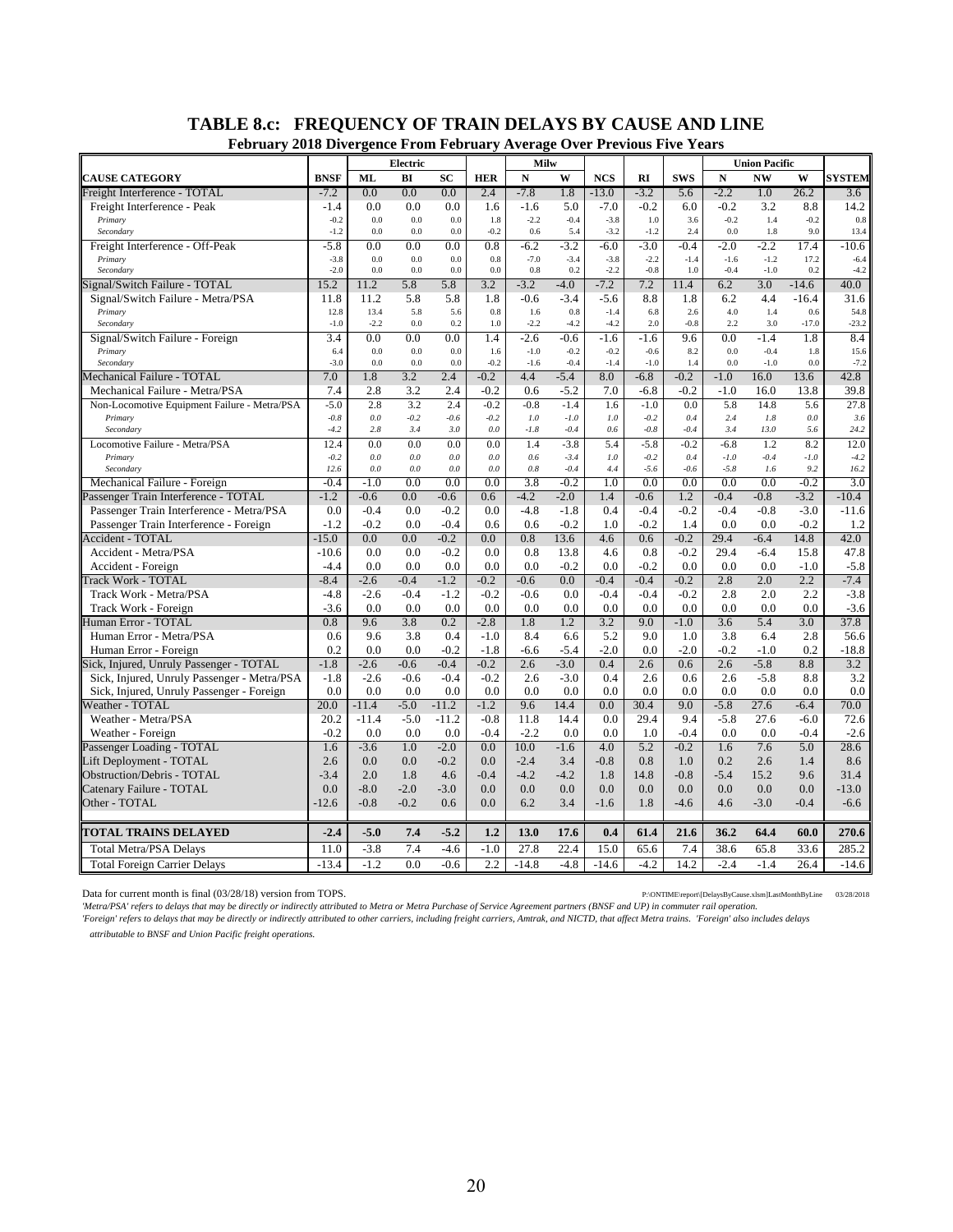# TABLE 8.c: FREQUENCY OF TRAIN DELAYS BY CAUSE AND LINE

**February 2018 Divergence From February Average Over Previous Five Years**

| | | Electric | | | | Milw | | | | | Union Pacific | | | |
|---|---|---|---|---|---|---|---|---|---|---|---|---|---|---|
| **CAUSE CATEGORY** | **BNSF** | **ML** | **BI** | **SC** | **HER** | **N** | **W** | **NCS** | **RI** | **SWS** | **N** | **NW** | **W** | **SYSTEM** |
| Freight Interference - TOTAL | -7.2 | 0.0 | 0.0 | 0.0 | 2.4 | -7.8 | 1.8 | -13.0 | -3.2 | 5.6 | -2.2 | 1.0 | 26.2 | 3.6 |
| Freight Interference - Peak | -1.4 | 0.0 | 0.0 | 0.0 | 1.6 | -1.6 | 5.0 | -7.0 | -0.2 | 6.0 | -0.2 | 3.2 | 8.8 | 14.2 |
| *Primary* | -0.2 | 0.0 | 0.0 | 0.0 | 1.8 | -2.2 | -0.4 | -3.8 | 1.0 | 3.6 | -0.2 | 1.4 | -0.2 | 0.8 |
| *Secondary* | -1.2 | 0.0 | 0.0 | 0.0 | -0.2 | 0.6 | 5.4 | -3.2 | -1.2 | 2.4 | 0.0 | 1.8 | 9.0 | 13.4 |
| Freight Interference - Off-Peak | -5.8 | 0.0 | 0.0 | 0.0 | 0.8 | -6.2 | -3.2 | -6.0 | -3.0 | -0.4 | -2.0 | -2.2 | 17.4 | -10.6 |
| *Primary* | -3.8 | 0.0 | 0.0 | 0.0 | 0.8 | -7.0 | -3.4 | -3.8 | -2.2 | -1.4 | -1.6 | -1.2 | 17.2 | -6.4 |
| *Secondary* | -2.0 | 0.0 | 0.0 | 0.0 | 0.0 | 0.8 | 0.2 | -2.2 | -0.8 | 1.0 | -0.4 | -1.0 | 0.2 | -4.2 |
| Signal/Switch Failure - TOTAL | 15.2 | 11.2 | 5.8 | 5.8 | 3.2 | -3.2 | -4.0 | -7.2 | 7.2 | 11.4 | 6.2 | 3.0 | -14.6 | 40.0 |
| Signal/Switch Failure - Metra/PSA | 11.8 | 11.2 | 5.8 | 5.8 | 1.8 | -0.6 | -3.4 | -5.6 | 8.8 | 1.8 | 6.2 | 4.4 | -16.4 | 31.6 |
| *Primary* | 12.8 | 13.4 | 5.8 | 5.6 | 0.8 | 1.6 | 0.8 | -1.4 | 6.8 | 2.6 | 4.0 | 1.4 | 0.6 | 54.8 |
| *Secondary* | -1.0 | -2.2 | 0.0 | 0.2 | 1.0 | -2.2 | -4.2 | -4.2 | 2.0 | -0.8 | 2.2 | 3.0 | -17.0 | -23.2 |
| Signal/Switch Failure - Foreign | 3.4 | 0.0 | 0.0 | 0.0 | 1.4 | -2.6 | -0.6 | -1.6 | -1.6 | 9.6 | 0.0 | -1.4 | 1.8 | 8.4 |
| *Primary* | 6.4 | 0.0 | 0.0 | 0.0 | 1.6 | -1.0 | -0.2 | -0.2 | -0.6 | 8.2 | 0.0 | -0.4 | 1.8 | 15.6 |
| *Secondary* | -3.0 | 0.0 | 0.0 | 0.0 | -0.2 | -1.6 | -0.4 | -1.4 | -1.0 | 1.4 | 0.0 | -1.0 | 0.0 | -7.2 |
| Mechanical Failure - TOTAL | 7.0 | 1.8 | 3.2 | 2.4 | -0.2 | 4.4 | -5.4 | 8.0 | -6.8 | -0.2 | -1.0 | 16.0 | 13.6 | 42.8 |
| Mechanical Failure - Metra/PSA | 7.4 | 2.8 | 3.2 | 2.4 | -0.2 | 0.6 | -5.2 | 7.0 | -6.8 | -0.2 | -1.0 | 16.0 | 13.8 | 39.8 |
| Non-Locomotive Equipment Failure - Metra/PSA | -5.0 | 2.8 | 3.2 | 2.4 | -0.2 | -0.8 | -1.4 | 1.6 | -1.0 | 0.0 | 5.8 | 14.8 | 5.6 | 27.8 |
| *Primary* | *-0.8* | *0.0* | *-0.2* | *-0.6* | *-0.2* | *1.0* | *-1.0* | *1.0* | *-0.2* | *0.4* | *2.4* | *1.8* | *0.0* | *3.6* |
| *Secondary* | *-4.2* | *2.8* | *3.4* | *3.0* | *0.0* | *-1.8* | *-0.4* | *0.6* | *-0.8* | *-0.4* | *3.4* | *13.0* | *5.6* | *24.2* |
| Locomotive Failure - Metra/PSA | 12.4 | 0.0 | 0.0 | 0.0 | 0.0 | 1.4 | -3.8 | 5.4 | -5.8 | -0.2 | -6.8 | 1.2 | 8.2 | 12.0 |
| *Primary* | *-0.2* | *0.0* | *0.0* | *0.0* | *0.0* | *0.6* | *-3.4* | *1.0* | *-0.2* | *0.4* | *-1.0* | *-0.4* | *-1.0* | *-4.2* |
| *Secondary* | *12.6* | *0.0* | *0.0* | *0.0* | *0.0* | *0.8* | *-0.4* | *4.4* | *-5.6* | *-0.6* | *-5.8* | *1.6* | *9.2* | *16.2* |
| Mechanical Failure - Foreign | -0.4 | -1.0 | 0.0 | 0.0 | 0.0 | 3.8 | -0.2 | 1.0 | 0.0 | 0.0 | 0.0 | 0.0 | -0.2 | 3.0 |
| Passenger Train Interference - TOTAL | -1.2 | -0.6 | 0.0 | -0.6 | 0.6 | -4.2 | -2.0 | 1.4 | -0.6 | 1.2 | -0.4 | -0.8 | -3.2 | -10.4 |
| Passenger Train Interference - Metra/PSA | 0.0 | -0.4 | 0.0 | -0.2 | 0.0 | -4.8 | -1.8 | 0.4 | -0.4 | -0.2 | -0.4 | -0.8 | -3.0 | -11.6 |
| Passenger Train Interference - Foreign | -1.2 | -0.2 | 0.0 | -0.4 | 0.6 | 0.6 | -0.2 | 1.0 | -0.2 | 1.4 | 0.0 | 0.0 | -0.2 | 1.2 |
| Accident - TOTAL | -15.0 | 0.0 | 0.0 | -0.2 | 0.0 | 0.8 | 13.6 | 4.6 | 0.6 | -0.2 | 29.4 | -6.4 | 14.8 | 42.0 |
| Accident - Metra/PSA | -10.6 | 0.0 | 0.0 | -0.2 | 0.0 | 0.8 | 13.8 | 4.6 | 0.8 | -0.2 | 29.4 | -6.4 | 15.8 | 47.8 |
| Accident - Foreign | -4.4 | 0.0 | 0.0 | 0.0 | 0.0 | 0.0 | -0.2 | 0.0 | -0.2 | 0.0 | 0.0 | 0.0 | -1.0 | -5.8 |
| Track Work - TOTAL | -8.4 | -2.6 | -0.4 | -1.2 | -0.2 | -0.6 | 0.0 | -0.4 | -0.4 | -0.2 | 2.8 | 2.0 | 2.2 | -7.4 |
| Track Work - Metra/PSA | -4.8 | -2.6 | -0.4 | -1.2 | -0.2 | -0.6 | 0.0 | -0.4 | -0.4 | -0.2 | 2.8 | 2.0 | 2.2 | -3.8 |
| Track Work - Foreign | -3.6 | 0.0 | 0.0 | 0.0 | 0.0 | 0.0 | 0.0 | 0.0 | 0.0 | 0.0 | 0.0 | 0.0 | 0.0 | -3.6 |
| Human Error - TOTAL | 0.8 | 9.6 | 3.8 | 0.2 | -2.8 | 1.8 | 1.2 | 3.2 | 9.0 | -1.0 | 3.6 | 5.4 | 3.0 | 37.8 |
| Human Error - Metra/PSA | 0.6 | 9.6 | 3.8 | 0.4 | -1.0 | 8.4 | 6.6 | 5.2 | 9.0 | 1.0 | 3.8 | 6.4 | 2.8 | 56.6 |
| Human Error - Foreign | 0.2 | 0.0 | 0.0 | -0.2 | -1.8 | -6.6 | -5.4 | -2.0 | 0.0 | -2.0 | -0.2 | -1.0 | 0.2 | -18.8 |
| Sick, Injured, Unruly Passenger - TOTAL | -1.8 | -2.6 | -0.6 | -0.4 | -0.2 | 2.6 | -3.0 | 0.4 | 2.6 | 0.6 | 2.6 | -5.8 | 8.8 | 3.2 |
| Sick, Injured, Unruly Passenger - Metra/PSA | -1.8 | -2.6 | -0.6 | -0.4 | -0.2 | 2.6 | -3.0 | 0.4 | 2.6 | 0.6 | 2.6 | -5.8 | 8.8 | 3.2 |
| Sick, Injured, Unruly Passenger - Foreign | 0.0 | 0.0 | 0.0 | 0.0 | 0.0 | 0.0 | 0.0 | 0.0 | 0.0 | 0.0 | 0.0 | 0.0 | 0.0 | 0.0 |
| Weather - TOTAL | 20.0 | -11.4 | -5.0 | -11.2 | -1.2 | 9.6 | 14.4 | 0.0 | 30.4 | 9.0 | -5.8 | 27.6 | -6.4 | 70.0 |
| Weather - Metra/PSA | 20.2 | -11.4 | -5.0 | -11.2 | -0.8 | 11.8 | 14.4 | 0.0 | 29.4 | 9.4 | -5.8 | 27.6 | -6.0 | 72.6 |
| Weather - Foreign | -0.2 | 0.0 | 0.0 | 0.0 | -0.4 | -2.2 | 0.0 | 0.0 | 1.0 | -0.4 | 0.0 | 0.0 | -0.4 | -2.6 |
| Passenger Loading - TOTAL | 1.6 | -3.6 | 1.0 | -2.0 | 0.0 | 10.0 | -1.6 | 4.0 | 5.2 | -0.2 | 1.6 | 7.6 | 5.0 | 28.6 |
| Lift Deployment - TOTAL | 2.6 | 0.0 | 0.0 | -0.2 | 0.0 | -2.4 | 3.4 | -0.8 | 0.8 | 1.0 | 0.2 | 2.6 | 1.4 | 8.6 |
| Obstruction/Debris - TOTAL | -3.4 | 2.0 | 1.8 | 4.6 | -0.4 | -4.2 | -4.2 | 1.8 | 14.8 | -0.8 | -5.4 | 15.2 | 9.6 | 31.4 |
| Catenary Failure - TOTAL | 0.0 | -8.0 | -2.0 | -3.0 | 0.0 | 0.0 | 0.0 | 0.0 | 0.0 | 0.0 | 0.0 | 0.0 | 0.0 | -13.0 |
| Other - TOTAL | -12.6 | -0.8 | -0.2 | 0.6 | 0.0 | 6.2 | 3.4 | -1.6 | 1.8 | -4.6 | 4.6 | -3.0 | -0.4 | -6.6 |
| **TOTAL TRAINS DELAYED** | **-2.4** | **-5.0** | **7.4** | **-5.2** | **1.2** | **13.0** | **17.6** | **0.4** | **61.4** | **21.6** | **36.2** | **64.4** | **60.0** | **270.6** |
| Total Metra/PSA Delays | 11.0 | -3.8 | 7.4 | -4.6 | -1.0 | 27.8 | 22.4 | 15.0 | 65.6 | 7.4 | 38.6 | 65.8 | 33.6 | 285.2 |
| Total Foreign Carrier Delays | -13.4 | -1.2 | 0.0 | -0.6 | 2.2 | -14.8 | -4.8 | -14.6 | -4.2 | 14.2 | -2.4 | -1.4 | 26.4 | -14.6 |

Data for current month is final (03/28/18) version from TOPS. P:\ONTIME\report\[DelaysByCause.xlsm]LastMonthByLine 03/28/2018

*'Metra/PSA' refers to delays that may be directly or indirectly attributed to Metra or Metra Purchase of Service Agreement partners (BNSF and UP) in commuter rail operation.*

*'Foreign' refers to delays that may be directly or indirectly attributed to other carriers, including freight carriers, Amtrak, and NICTD, that affect Metra trains. 'Foreign' also includes delays attributable to BNSF and Union Pacific freight operations.*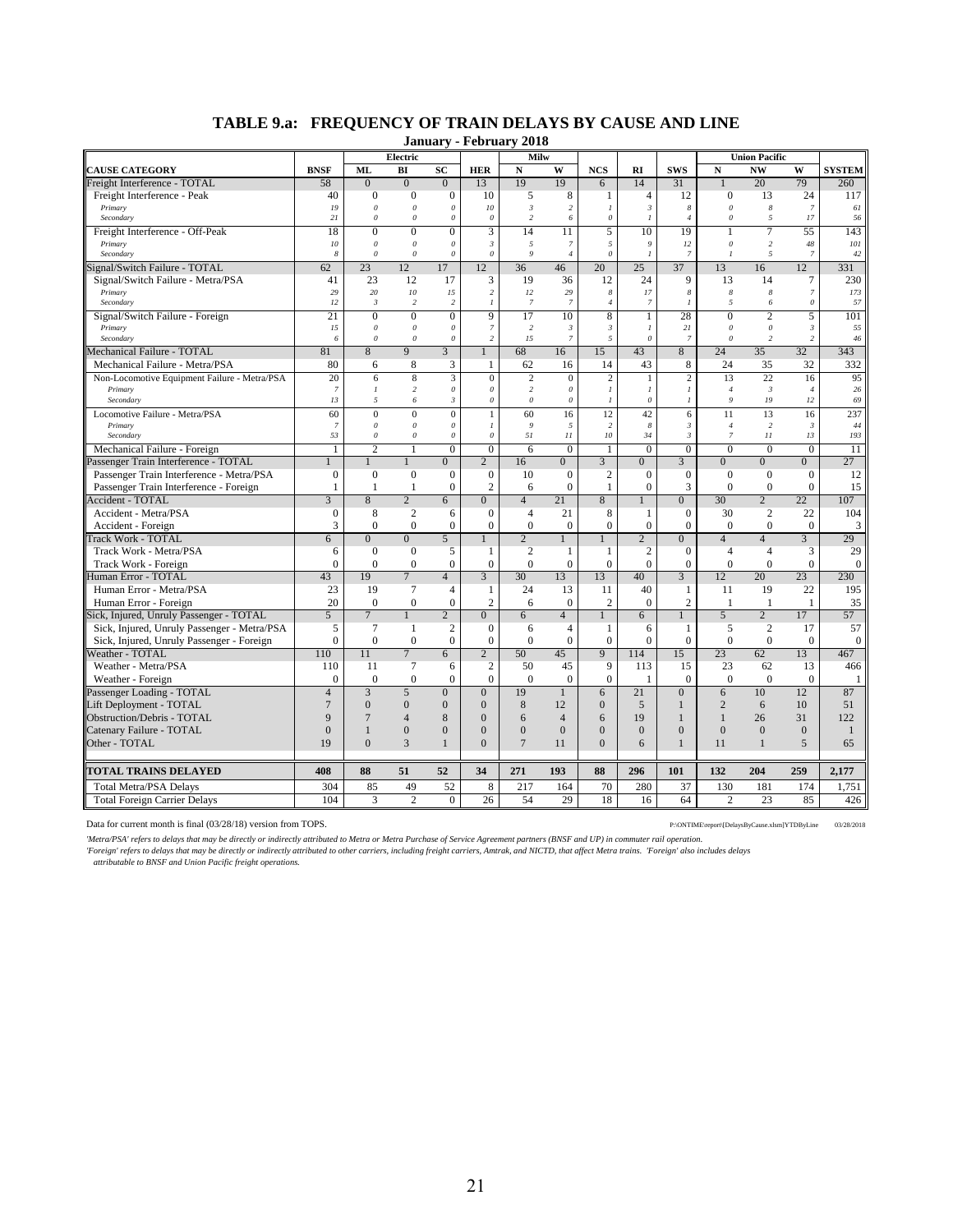## TABLE 9.a: FREQUENCY OF TRAIN DELAYS BY CAUSE AND LINE

### January - February 2018

| | | Electric | | | | Milw | | | | | Union Pacific | | | |
|---|---|---|---|---|---|---|---|---|---|---|---|---|---|---|
| CAUSE CATEGORY | BNSF | ML | BI | SC | HER | N | W | NCS | RI | SWS | N | NW | W | SYSTEM |
| Freight Interference - TOTAL | 58 | 0 | 0 | 0 | 13 | 19 | 19 | 6 | 14 | 31 | 1 | 20 | 79 | 260 |
| Freight Interference - Peak | 40 | 0 | 0 | 0 | 10 | 5 | 8 | 1 | 4 | 12 | 0 | 13 | 24 | 117 |
| *Primary* | *19* | *0* | *0* | *0* | *10* | *3* | *2* | *1* | *3* | *8* | *0* | *8* | *7* | *61* |
| *Secondary* | *21* | *0* | *0* | *0* | *0* | *2* | *6* | *0* | *1* | *4* | *0* | *5* | *17* | *56* |
| Freight Interference - Off-Peak | 18 | 0 | 0 | 0 | 3 | 14 | 11 | 5 | 10 | 19 | 1 | 7 | 55 | 143 |
| *Primary* | *10* | *0* | *0* | *0* | *3* | *5* | *7* | *5* | *9* | *12* | *0* | *2* | *48* | *101* |
| *Secondary* | *8* | *0* | *0* | *0* | *0* | *9* | *4* | *0* | *1* | *7* | *1* | *5* | *7* | *42* |
| Signal/Switch Failure - TOTAL | 62 | 23 | 12 | 17 | 12 | 36 | 46 | 20 | 25 | 37 | 13 | 16 | 12 | 331 |
| Signal/Switch Failure - Metra/PSA | 41 | 23 | 12 | 17 | 3 | 19 | 36 | 12 | 24 | 9 | 13 | 14 | 7 | 230 |
| *Primary* | *29* | *20* | *10* | *15* | *2* | *12* | *29* | *8* | *17* | *8* | *8* | *8* | *7* | *173* |
| *Secondary* | *12* | *3* | *2* | *2* | *1* | *7* | *7* | *4* | *7* | *1* | *5* | *6* | *0* | *57* |
| Signal/Switch Failure - Foreign | 21 | 0 | 0 | 0 | 9 | 17 | 10 | 8 | 1 | 28 | 0 | 2 | 5 | 101 |
| *Primary* | *15* | *0* | *0* | *0* | *7* | *2* | *3* | *3* | *1* | *21* | *0* | *0* | *3* | *55* |
| *Secondary* | *6* | *0* | *0* | *0* | *2* | *15* | *7* | *5* | *0* | *7* | *0* | *2* | *2* | *46* |
| Mechanical Failure - TOTAL | 81 | 8 | 9 | 3 | 1 | 68 | 16 | 15 | 43 | 8 | 24 | 35 | 32 | 343 |
| Mechanical Failure - Metra/PSA | 80 | 6 | 8 | 3 | 1 | 62 | 16 | 14 | 43 | 8 | 24 | 35 | 32 | 332 |
| Non-Locomotive Equipment Failure - Metra/PSA | 20 | 6 | 8 | 3 | 0 | 2 | 0 | 2 | 1 | 2 | 13 | 22 | 16 | 95 |
| *Primary* | *7* | *1* | *2* | *0* | *0* | *2* | *0* | *1* | *1* | *1* | *4* | *3* | *4* | *26* |
| *Secondary* | *13* | *5* | *6* | *3* | *0* | *0* | *0* | *1* | *0* | *1* | *9* | *19* | *12* | *69* |
| Locomotive Failure - Metra/PSA | 60 | 0 | 0 | 0 | 1 | 60 | 16 | 12 | 42 | 6 | 11 | 13 | 16 | 237 |
| *Primary* | *7* | *0* | *0* | *0* | *1* | *9* | *5* | *2* | *8* | *3* | *4* | *2* | *3* | *44* |
| *Secondary* | *53* | *0* | *0* | *0* | *0* | *51* | *11* | *10* | *34* | *3* | *7* | *11* | *13* | *193* |
| Mechanical Failure - Foreign | 1 | 2 | 1 | 0 | 0 | 6 | 0 | 1 | 0 | 0 | 0 | 0 | 0 | 11 |
| Passenger Train Interference - TOTAL | 1 | 1 | 1 | 0 | 2 | 16 | 0 | 3 | 0 | 3 | 0 | 0 | 0 | 27 |
| Passenger Train Interference - Metra/PSA | 0 | 0 | 0 | 0 | 0 | 10 | 0 | 2 | 0 | 0 | 0 | 0 | 0 | 12 |
| Passenger Train Interference - Foreign | 1 | 1 | 1 | 0 | 2 | 6 | 0 | 1 | 0 | 3 | 0 | 0 | 0 | 15 |
| Accident - TOTAL | 3 | 8 | 2 | 6 | 0 | 4 | 21 | 8 | 1 | 0 | 30 | 2 | 22 | 107 |
| Accident - Metra/PSA | 0 | 8 | 2 | 6 | 0 | 4 | 21 | 8 | 1 | 0 | 30 | 2 | 22 | 104 |
| Accident - Foreign | 3 | 0 | 0 | 0 | 0 | 0 | 0 | 0 | 0 | 0 | 0 | 0 | 0 | 3 |
| Track Work - TOTAL | 6 | 0 | 0 | 5 | 1 | 2 | 1 | 1 | 2 | 0 | 4 | 4 | 3 | 29 |
| Track Work - Metra/PSA | 6 | 0 | 0 | 5 | 1 | 2 | 1 | 1 | 2 | 0 | 4 | 4 | 3 | 29 |
| Track Work - Foreign | 0 | 0 | 0 | 0 | 0 | 0 | 0 | 0 | 0 | 0 | 0 | 0 | 0 | 0 |
| Human Error - TOTAL | 43 | 19 | 7 | 4 | 3 | 30 | 13 | 13 | 40 | 3 | 12 | 20 | 23 | 230 |
| Human Error - Metra/PSA | 23 | 19 | 7 | 4 | 1 | 24 | 13 | 11 | 40 | 1 | 11 | 19 | 22 | 195 |
| Human Error - Foreign | 20 | 0 | 0 | 0 | 2 | 6 | 0 | 2 | 0 | 2 | 1 | 1 | 1 | 35 |
| Sick, Injured, Unruly Passenger - TOTAL | 5 | 7 | 1 | 2 | 0 | 6 | 4 | 1 | 6 | 1 | 5 | 2 | 17 | 57 |
| Sick, Injured, Unruly Passenger - Metra/PSA | 5 | 7 | 1 | 2 | 0 | 6 | 4 | 1 | 6 | 1 | 5 | 2 | 17 | 57 |
| Sick, Injured, Unruly Passenger - Foreign | 0 | 0 | 0 | 0 | 0 | 0 | 0 | 0 | 0 | 0 | 0 | 0 | 0 | 0 |
| Weather - TOTAL | 110 | 11 | 7 | 6 | 2 | 50 | 45 | 9 | 114 | 15 | 23 | 62 | 13 | 467 |
| Weather - Metra/PSA | 110 | 11 | 7 | 6 | 2 | 50 | 45 | 9 | 113 | 15 | 23 | 62 | 13 | 466 |
| Weather - Foreign | 0 | 0 | 0 | 0 | 0 | 0 | 0 | 0 | 1 | 0 | 0 | 0 | 0 | 1 |
| Passenger Loading - TOTAL | 4 | 3 | 5 | 0 | 0 | 19 | 1 | 6 | 21 | 0 | 6 | 10 | 12 | 87 |
| Lift Deployment - TOTAL | 7 | 0 | 0 | 0 | 0 | 8 | 12 | 0 | 5 | 1 | 2 | 6 | 10 | 51 |
| Obstruction/Debris - TOTAL | 9 | 7 | 4 | 8 | 0 | 6 | 4 | 6 | 19 | 1 | 1 | 26 | 31 | 122 |
| Catenary Failure - TOTAL | 0 | 1 | 0 | 0 | 0 | 0 | 0 | 0 | 0 | 0 | 0 | 0 | 0 | 1 |
| Other - TOTAL | 19 | 0 | 3 | 1 | 0 | 7 | 11 | 0 | 6 | 1 | 11 | 1 | 5 | 65 |
| **TOTAL TRAINS DELAYED** | **408** | **88** | **51** | **52** | **34** | **271** | **193** | **88** | **296** | **101** | **132** | **204** | **259** | **2,177** |
| Total Metra/PSA Delays | 304 | 85 | 49 | 52 | 8 | 217 | 164 | 70 | 280 | 37 | 130 | 181 | 174 | 1,751 |
| Total Foreign Carrier Delays | 104 | 3 | 2 | 0 | 26 | 54 | 29 | 18 | 16 | 64 | 2 | 23 | 85 | 426 |

Data for current month is final (03/28/18) version from TOPS.

P:\ONTIME\report\[DelaysByCause.xlsm]YTDByLine 03/28/2018

*'Metra/PSA' refers to delays that may be directly or indirectly attributed to Metra or Metra Purchase of Service Agreement partners (BNSF and UP) in commuter rail operation.*

*'Foreign' refers to delays that may be directly or indirectly attributed to other carriers, including freight carriers, Amtrak, and NICTD, that affect Metra trains. 'Foreign' also includes delays attributable to BNSF and Union Pacific freight operations.*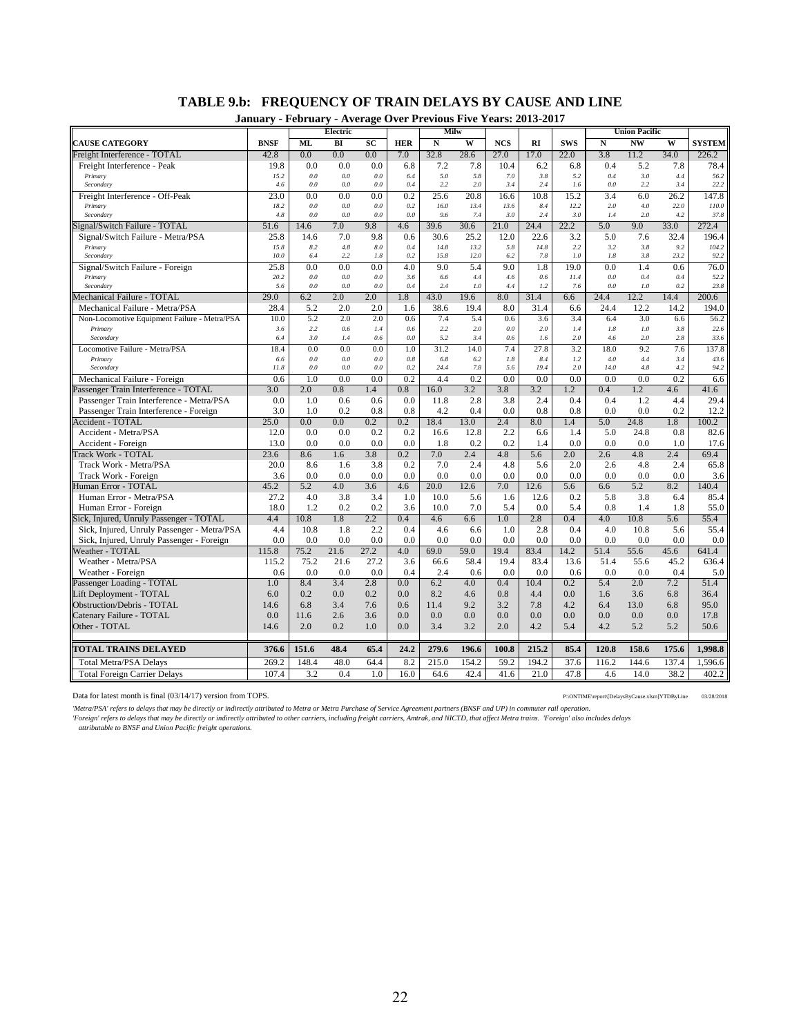## TABLE 9.b: FREQUENCY OF TRAIN DELAYS BY CAUSE AND LINE

**January - February - Average Over Previous Five Years: 2013-2017**

| | | Electric | | | | Milw | | | | | Union Pacific | | | |
|---|---|---|---|---|---|---|---|---|---|---|---|---|---|---|
| **CAUSE CATEGORY** | **BNSF** | **ML** | **BI** | **SC** | **HER** | **N** | **W** | **NCS** | **RI** | **SWS** | **N** | **NW** | **W** | **SYSTEM** |
| Freight Interference - TOTAL | 42.8 | 0.0 | 0.0 | 0.0 | 7.0 | 32.8 | 28.6 | 27.0 | 17.0 | 22.0 | 3.8 | 11.2 | 34.0 | 226.2 |
| Freight Interference - Peak | 19.8 | 0.0 | 0.0 | 0.0 | 6.8 | 7.2 | 7.8 | 10.4 | 6.2 | 6.8 | 0.4 | 5.2 | 7.8 | 78.4 |
| *Primary* | *15.2* | *0.0* | *0.0* | *0.0* | *6.4* | *5.0* | *5.8* | *7.0* | *3.8* | *5.2* | *0.4* | *3.0* | *4.4* | *56.2* |
| *Secondary* | *4.6* | *0.0* | *0.0* | *0.0* | *0.4* | *2.2* | *2.0* | *3.4* | *2.4* | *1.6* | *0.0* | *2.2* | *3.4* | *22.2* |
| Freight Interference - Off-Peak | 23.0 | 0.0 | 0.0 | 0.0 | 0.2 | 25.6 | 20.8 | 16.6 | 10.8 | 15.2 | 3.4 | 6.0 | 26.2 | 147.8 |
| *Primary* | *18.2* | *0.0* | *0.0* | *0.0* | *0.2* | *16.0* | *13.4* | *13.6* | *8.4* | *12.2* | *2.0* | *4.0* | *22.0* | *110.0* |
| *Secondary* | *4.8* | *0.0* | *0.0* | *0.0* | *0.0* | *9.6* | *7.4* | *3.0* | *2.4* | *3.0* | *1.4* | *2.0* | *4.2* | *37.8* |
| Signal/Switch Failure - TOTAL | 51.6 | 14.6 | 7.0 | 9.8 | 4.6 | 39.6 | 30.6 | 21.0 | 24.4 | 22.2 | 5.0 | 9.0 | 33.0 | 272.4 |
| Signal/Switch Failure - Metra/PSA | 25.8 | 14.6 | 7.0 | 9.8 | 0.6 | 30.6 | 25.2 | 12.0 | 22.6 | 3.2 | 5.0 | 7.6 | 32.4 | 196.4 |
| *Primary* | *15.8* | *8.2* | *4.8* | *8.0* | *0.4* | *14.8* | *13.2* | *5.8* | *14.8* | *2.2* | *3.2* | *3.8* | *9.2* | *104.2* |
| *Secondary* | *10.0* | *6.4* | *2.2* | *1.8* | *0.2* | *15.8* | *12.0* | *6.2* | *7.8* | *1.0* | *1.8* | *3.8* | *23.2* | *92.2* |
| Signal/Switch Failure - Foreign | 25.8 | 0.0 | 0.0 | 0.0 | 4.0 | 9.0 | 5.4 | 9.0 | 1.8 | 19.0 | 0.0 | 1.4 | 0.6 | 76.0 |
| *Primary* | *20.2* | *0.0* | *0.0* | *0.0* | *3.6* | *6.6* | *4.4* | *4.6* | *0.6* | *11.4* | *0.0* | *0.4* | *0.4* | *52.2* |
| *Secondary* | *5.6* | *0.0* | *0.0* | *0.0* | *0.4* | *2.4* | *1.0* | *4.4* | *1.2* | *7.6* | *0.0* | *1.0* | *0.2* | *23.8* |
| Mechanical Failure - TOTAL | 29.0 | 6.2 | 2.0 | 2.0 | 1.8 | 43.0 | 19.6 | 8.0 | 31.4 | 6.6 | 24.4 | 12.2 | 14.4 | 200.6 |
| Mechanical Failure - Metra/PSA | 28.4 | 5.2 | 2.0 | 2.0 | 1.6 | 38.6 | 19.4 | 8.0 | 31.4 | 6.6 | 24.4 | 12.2 | 14.2 | 194.0 |
| Non-Locomotive Equipment Failure - Metra/PSA | 10.0 | 5.2 | 2.0 | 2.0 | 0.6 | 7.4 | 5.4 | 0.6 | 3.6 | 3.4 | 6.4 | 3.0 | 6.6 | 56.2 |
| *Primary* | *3.6* | *2.2* | *0.6* | *1.4* | *0.6* | *2.2* | *2.0* | *0.0* | *2.0* | *1.4* | *1.8* | *1.0* | *3.8* | *22.6* |
| *Secondary* | *6.4* | *3.0* | *1.4* | *0.6* | *0.0* | *5.2* | *3.4* | *0.6* | *1.6* | *2.0* | *4.6* | *2.0* | *2.8* | *33.6* |
| Locomotive Failure - Metra/PSA | 18.4 | 0.0 | 0.0 | 0.0 | 1.0 | 31.2 | 14.0 | 7.4 | 27.8 | 3.2 | 18.0 | 9.2 | 7.6 | 137.8 |
| *Primary* | *6.6* | *0.0* | *0.0* | *0.0* | *0.8* | *6.8* | *6.2* | *1.8* | *8.4* | *1.2* | *4.0* | *4.4* | *3.4* | *43.6* |
| *Secondary* | *11.8* | *0.0* | *0.0* | *0.0* | *0.2* | *24.4* | *7.8* | *5.6* | *19.4* | *2.0* | *14.0* | *4.8* | *4.2* | *94.2* |
| Mechanical Failure - Foreign | 0.6 | 1.0 | 0.0 | 0.0 | 0.2 | 4.4 | 0.2 | 0.0 | 0.0 | 0.0 | 0.0 | 0.0 | 0.2 | 6.6 |
| Passenger Train Interference - TOTAL | 3.0 | 2.0 | 0.8 | 1.4 | 0.8 | 16.0 | 3.2 | 3.8 | 3.2 | 1.2 | 0.4 | 1.2 | 4.6 | 41.6 |
| Passenger Train Interference - Metra/PSA | 0.0 | 1.0 | 0.6 | 0.6 | 0.0 | 11.8 | 2.8 | 3.8 | 2.4 | 0.4 | 0.4 | 1.2 | 4.4 | 29.4 |
| Passenger Train Interference - Foreign | 3.0 | 1.0 | 0.2 | 0.8 | 0.8 | 4.2 | 0.4 | 0.0 | 0.8 | 0.8 | 0.0 | 0.0 | 0.2 | 12.2 |
| Accident - TOTAL | 25.0 | 0.0 | 0.0 | 0.2 | 0.2 | 18.4 | 13.0 | 2.4 | 8.0 | 1.4 | 5.0 | 24.8 | 1.8 | 100.2 |
| Accident - Metra/PSA | 12.0 | 0.0 | 0.0 | 0.2 | 0.2 | 16.6 | 12.8 | 2.2 | 6.6 | 1.4 | 5.0 | 24.8 | 0.8 | 82.6 |
| Accident - Foreign | 13.0 | 0.0 | 0.0 | 0.0 | 0.0 | 1.8 | 0.2 | 0.2 | 1.4 | 0.0 | 0.0 | 0.0 | 1.0 | 17.6 |
| Track Work - TOTAL | 23.6 | 8.6 | 1.6 | 3.8 | 0.2 | 7.0 | 2.4 | 4.8 | 5.6 | 2.0 | 2.6 | 4.8 | 2.4 | 69.4 |
| Track Work - Metra/PSA | 20.0 | 8.6 | 1.6 | 3.8 | 0.2 | 7.0 | 2.4 | 4.8 | 5.6 | 2.0 | 2.6 | 4.8 | 2.4 | 65.8 |
| Track Work - Foreign | 3.6 | 0.0 | 0.0 | 0.0 | 0.0 | 0.0 | 0.0 | 0.0 | 0.0 | 0.0 | 0.0 | 0.0 | 0.0 | 3.6 |
| Human Error - TOTAL | 45.2 | 5.2 | 4.0 | 3.6 | 4.6 | 20.0 | 12.6 | 7.0 | 12.6 | 5.6 | 6.6 | 5.2 | 8.2 | 140.4 |
| Human Error - Metra/PSA | 27.2 | 4.0 | 3.8 | 3.4 | 1.0 | 10.0 | 5.6 | 1.6 | 12.6 | 0.2 | 5.8 | 3.8 | 6.4 | 85.4 |
| Human Error - Foreign | 18.0 | 1.2 | 0.2 | 0.2 | 3.6 | 10.0 | 7.0 | 5.4 | 0.0 | 5.4 | 0.8 | 1.4 | 1.8 | 55.0 |
| Sick, Injured, Unruly Passenger - TOTAL | 4.4 | 10.8 | 1.8 | 2.2 | 0.4 | 4.6 | 6.6 | 1.0 | 2.8 | 0.4 | 4.0 | 10.8 | 5.6 | 55.4 |
| Sick, Injured, Unruly Passenger - Metra/PSA | 4.4 | 10.8 | 1.8 | 2.2 | 0.4 | 4.6 | 6.6 | 1.0 | 2.8 | 0.4 | 4.0 | 10.8 | 5.6 | 55.4 |
| Sick, Injured, Unruly Passenger - Foreign | 0.0 | 0.0 | 0.0 | 0.0 | 0.0 | 0.0 | 0.0 | 0.0 | 0.0 | 0.0 | 0.0 | 0.0 | 0.0 | 0.0 |
| Weather - TOTAL | 115.8 | 75.2 | 21.6 | 27.2 | 4.0 | 69.0 | 59.0 | 19.4 | 83.4 | 14.2 | 51.4 | 55.6 | 45.6 | 641.4 |
| Weather - Metra/PSA | 115.2 | 75.2 | 21.6 | 27.2 | 3.6 | 66.6 | 58.4 | 19.4 | 83.4 | 13.6 | 51.4 | 55.6 | 45.2 | 636.4 |
| Weather - Foreign | 0.6 | 0.0 | 0.0 | 0.0 | 0.4 | 2.4 | 0.6 | 0.0 | 0.0 | 0.6 | 0.0 | 0.0 | 0.4 | 5.0 |
| Passenger Loading - TOTAL | 1.0 | 8.4 | 3.4 | 2.8 | 0.0 | 6.2 | 4.0 | 0.4 | 10.4 | 0.2 | 5.4 | 2.0 | 7.2 | 51.4 |
| Lift Deployment - TOTAL | 6.0 | 0.2 | 0.0 | 0.2 | 0.0 | 8.2 | 4.6 | 0.8 | 4.4 | 0.0 | 1.6 | 3.6 | 6.8 | 36.4 |
| Obstruction/Debris - TOTAL | 14.6 | 6.8 | 3.4 | 7.6 | 0.6 | 11.4 | 9.2 | 3.2 | 7.8 | 4.2 | 6.4 | 13.0 | 6.8 | 95.0 |
| Catenary Failure - TOTAL | 0.0 | 11.6 | 2.6 | 3.6 | 0.0 | 0.0 | 0.0 | 0.0 | 0.0 | 0.0 | 0.0 | 0.0 | 0.0 | 17.8 |
| Other - TOTAL | 14.6 | 2.0 | 0.2 | 1.0 | 0.0 | 3.4 | 3.2 | 2.0 | 4.2 | 5.4 | 4.2 | 5.2 | 5.2 | 50.6 |
| **TOTAL TRAINS DELAYED** | **376.6** | **151.6** | **48.4** | **65.4** | **24.2** | **279.6** | **196.6** | **100.8** | **215.2** | **85.4** | **120.8** | **158.6** | **175.6** | **1,998.8** |
| Total Metra/PSA Delays | 269.2 | 148.4 | 48.0 | 64.4 | 8.2 | 215.0 | 154.2 | 59.2 | 194.2 | 37.6 | 116.2 | 144.6 | 137.4 | 1,596.6 |
| Total Foreign Carrier Delays | 107.4 | 3.2 | 0.4 | 1.0 | 16.0 | 64.6 | 42.4 | 41.6 | 21.0 | 47.8 | 4.6 | 14.0 | 38.2 | 402.2 |

Data for latest month is final (03/14/17) version from TOPS.

P:\ONTIME\report\[DelaysByCause.xlsm]YTDByLine 03/28/2018

*'Metra/PSA' refers to delays that may be directly or indirectly attributed to Metra or Metra Purchase of Service Agreement partners (BNSF and UP) in commuter rail operation.*
*'Foreign' refers to delays that may be directly or indirectly attributed to other carriers, including freight carriers, Amtrak, and NICTD, that affect Metra trains. 'Foreign' also includes delays attributable to BNSF and Union Pacific freight operations.*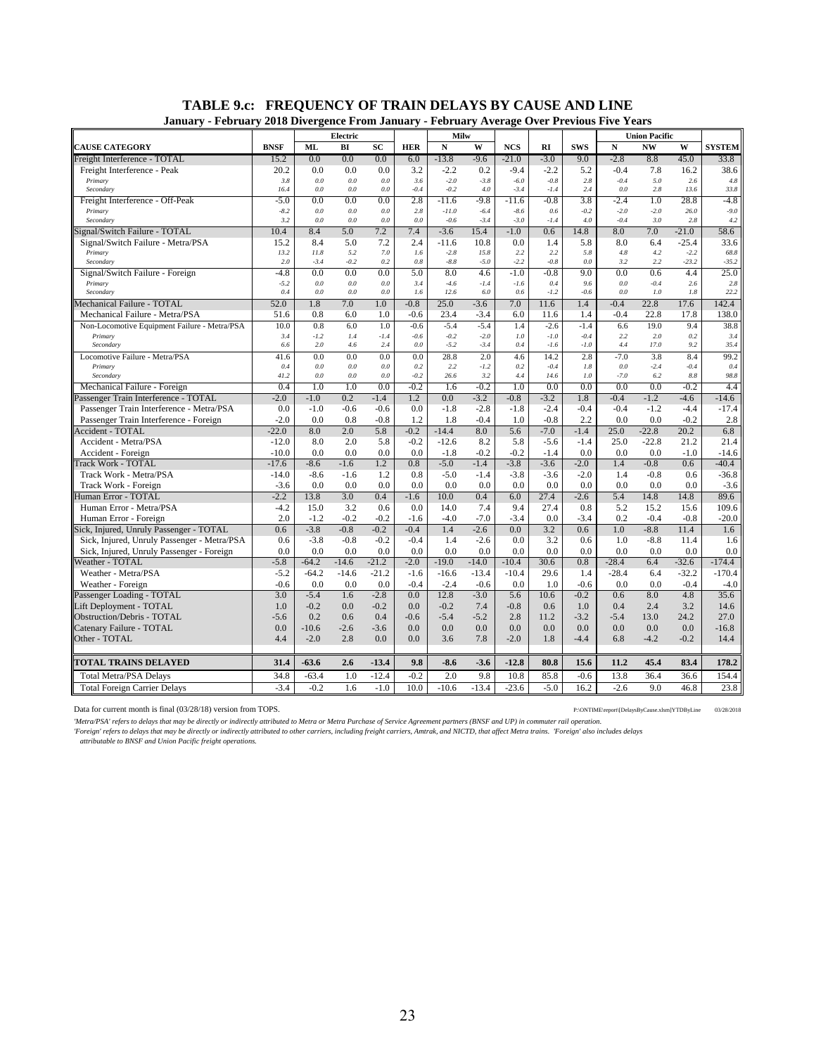# TABLE 9.c: FREQUENCY OF TRAIN DELAYS BY CAUSE AND LINE

**January - February 2018 Divergence From January - February Average Over Previous Five Years**

| | | Electric | | | | Milw | | | | | Union Pacific | | | |
|---|---|---|---|---|---|---|---|---|---|---|---|---|---|---|
| **CAUSE CATEGORY** | **BNSF** | **ML** | **BI** | **SC** | **HER** | **N** | **W** | **NCS** | **RI** | **SWS** | **N** | **NW** | **W** | **SYSTEM** |
| Freight Interference - TOTAL | 15.2 | 0.0 | 0.0 | 0.0 | 6.0 | -13.8 | -9.6 | -21.0 | -3.0 | 9.0 | -2.8 | 8.8 | 45.0 | 33.8 |
| Freight Interference - Peak | 20.2 | 0.0 | 0.0 | 0.0 | 3.2 | -2.2 | 0.2 | -9.4 | -2.2 | 5.2 | -0.4 | 7.8 | 16.2 | 38.6 |
| *Primary* | *3.8* | *0.0* | *0.0* | *0.0* | *3.6* | *-2.0* | *-3.8* | *-6.0* | *-0.8* | *2.8* | *-0.4* | *5.0* | *2.6* | *4.8* |
| *Secondary* | *16.4* | *0.0* | *0.0* | *0.0* | *-0.4* | *-0.2* | *4.0* | *-3.4* | *-1.4* | *2.4* | *0.0* | *2.8* | *13.6* | *33.8* |
| Freight Interference - Off-Peak | -5.0 | 0.0 | 0.0 | 0.0 | 2.8 | -11.6 | -9.8 | -11.6 | -0.8 | 3.8 | -2.4 | 1.0 | 28.8 | -4.8 |
| *Primary* | *-8.2* | *0.0* | *0.0* | *0.0* | *2.8* | *-11.0* | *-6.4* | *-8.6* | *0.6* | *-0.2* | *-2.0* | *-2.0* | *26.0* | *-9.0* |
| *Secondary* | *3.2* | *0.0* | *0.0* | *0.0* | *0.0* | *-0.6* | *-3.4* | *-3.0* | *-1.4* | *4.0* | *-0.4* | *3.0* | *2.8* | *4.2* |
| Signal/Switch Failure - TOTAL | 10.4 | 8.4 | 5.0 | 7.2 | 7.4 | -3.6 | 15.4 | -1.0 | 0.6 | 14.8 | 8.0 | 7.0 | -21.0 | 58.6 |
| Signal/Switch Failure - Metra/PSA | 15.2 | 8.4 | 5.0 | 7.2 | 2.4 | -11.6 | 10.8 | 0.0 | 1.4 | 5.8 | 8.0 | 6.4 | -25.4 | 33.6 |
| *Primary* | *13.2* | *11.8* | *5.2* | *7.0* | *1.6* | *-2.8* | *15.8* | *2.2* | *2.2* | *5.8* | *4.8* | *4.2* | *-2.2* | *68.8* |
| *Secondary* | *2.0* | *-3.4* | *-0.2* | *0.2* | *0.8* | *-8.8* | *-5.0* | *-2.2* | *-0.8* | *0.0* | *3.2* | *2.2* | *-23.2* | *-35.2* |
| Signal/Switch Failure - Foreign | -4.8 | 0.0 | 0.0 | 0.0 | 5.0 | 8.0 | 4.6 | -1.0 | -0.8 | 9.0 | 0.0 | 0.6 | 4.4 | 25.0 |
| *Primary* | *-5.2* | *0.0* | *0.0* | *0.0* | *3.4* | *-4.6* | *-1.4* | *-1.6* | *0.4* | *9.6* | *0.0* | *-0.4* | *2.6* | *2.8* |
| *Secondary* | *0.4* | *0.0* | *0.0* | *0.0* | *1.6* | *12.6* | *6.0* | *0.6* | *-1.2* | *-0.6* | *0.0* | *1.0* | *1.8* | *22.2* |
| Mechanical Failure - TOTAL | 52.0 | 1.8 | 7.0 | 1.0 | -0.8 | 25.0 | -3.6 | 7.0 | 11.6 | 1.4 | -0.4 | 22.8 | 17.6 | 142.4 |
| Mechanical Failure - Metra/PSA | 51.6 | 0.8 | 6.0 | 1.0 | -0.6 | 23.4 | -3.4 | 6.0 | 11.6 | 1.4 | -0.4 | 22.8 | 17.8 | 138.0 |
| Non-Locomotive Equipment Failure - Metra/PSA | 10.0 | 0.8 | 6.0 | 1.0 | -0.6 | -5.4 | -5.4 | 1.4 | -2.6 | -1.4 | 6.6 | 19.0 | 9.4 | 38.8 |
| *Primary* | *3.4* | *-1.2* | *1.4* | *-1.4* | *-0.6* | *-0.2* | *-2.0* | *1.0* | *-1.0* | *-0.4* | *2.2* | *2.0* | *0.2* | *3.4* |
| *Secondary* | *6.6* | *2.0* | *4.6* | *2.4* | *0.0* | *-5.2* | *-3.4* | *0.4* | *-1.6* | *-1.0* | *4.4* | *17.0* | *9.2* | *35.4* |
| Locomotive Failure - Metra/PSA | 41.6 | 0.0 | 0.0 | 0.0 | 0.0 | 28.8 | 2.0 | 4.6 | 14.2 | 2.8 | -7.0 | 3.8 | 8.4 | 99.2 |
| *Primary* | *0.4* | *0.0* | *0.0* | *0.0* | *0.2* | *2.2* | *-1.2* | *0.2* | *-0.4* | *1.8* | *0.0* | *-2.4* | *-0.4* | *0.4* |
| *Secondary* | *41.2* | *0.0* | *0.0* | *0.0* | *-0.2* | *26.6* | *3.2* | *4.4* | *14.6* | *1.0* | *-7.0* | *6.2* | *8.8* | *98.8* |
| Mechanical Failure - Foreign | 0.4 | 1.0 | 1.0 | 0.0 | -0.2 | 1.6 | -0.2 | 1.0 | 0.0 | 0.0 | 0.0 | 0.0 | -0.2 | 4.4 |
| Passenger Train Interference - TOTAL | -2.0 | -1.0 | 0.2 | -1.4 | 1.2 | 0.0 | -3.2 | -0.8 | -3.2 | 1.8 | -0.4 | -1.2 | -4.6 | -14.6 |
| Passenger Train Interference - Metra/PSA | 0.0 | -1.0 | -0.6 | -0.6 | 0.0 | -1.8 | -2.8 | -1.8 | -2.4 | -0.4 | -0.4 | -1.2 | -4.4 | -17.4 |
| Passenger Train Interference - Foreign | -2.0 | 0.0 | 0.8 | -0.8 | 1.2 | 1.8 | -0.4 | 1.0 | -0.8 | 2.2 | 0.0 | 0.0 | -0.2 | 2.8 |
| Accident - TOTAL | -22.0 | 8.0 | 2.0 | 5.8 | -0.2 | -14.4 | 8.0 | 5.6 | -7.0 | -1.4 | 25.0 | -22.8 | 20.2 | 6.8 |
| Accident - Metra/PSA | -12.0 | 8.0 | 2.0 | 5.8 | -0.2 | -12.6 | 8.2 | 5.8 | -5.6 | -1.4 | 25.0 | -22.8 | 21.2 | 21.4 |
| Accident - Foreign | -10.0 | 0.0 | 0.0 | 0.0 | 0.0 | -1.8 | -0.2 | -0.2 | -1.4 | 0.0 | 0.0 | 0.0 | -1.0 | -14.6 |
| Track Work - TOTAL | -17.6 | -8.6 | -1.6 | 1.2 | 0.8 | -5.0 | -1.4 | -3.8 | -3.6 | -2.0 | 1.4 | -0.8 | 0.6 | -40.4 |
| Track Work - Metra/PSA | -14.0 | -8.6 | -1.6 | 1.2 | 0.8 | -5.0 | -1.4 | -3.8 | -3.6 | -2.0 | 1.4 | -0.8 | 0.6 | -36.8 |
| Track Work - Foreign | -3.6 | 0.0 | 0.0 | 0.0 | 0.0 | 0.0 | 0.0 | 0.0 | 0.0 | 0.0 | 0.0 | 0.0 | 0.0 | -3.6 |
| Human Error - TOTAL | -2.2 | 13.8 | 3.0 | 0.4 | -1.6 | 10.0 | 0.4 | 6.0 | 27.4 | -2.6 | 5.4 | 14.8 | 14.8 | 89.6 |
| Human Error - Metra/PSA | -4.2 | 15.0 | 3.2 | 0.6 | 0.0 | 14.0 | 7.4 | 9.4 | 27.4 | 0.8 | 5.2 | 15.2 | 15.6 | 109.6 |
| Human Error - Foreign | 2.0 | -1.2 | -0.2 | -0.2 | -1.6 | -4.0 | -7.0 | -3.4 | 0.0 | -3.4 | 0.2 | -0.4 | -0.8 | -20.0 |
| Sick, Injured, Unruly Passenger - TOTAL | 0.6 | -3.8 | -0.8 | -0.2 | -0.4 | 1.4 | -2.6 | 0.0 | 3.2 | 0.6 | 1.0 | -8.8 | 11.4 | 1.6 |
| Sick, Injured, Unruly Passenger - Metra/PSA | 0.6 | -3.8 | -0.8 | -0.2 | -0.4 | 1.4 | -2.6 | 0.0 | 3.2 | 0.6 | 1.0 | -8.8 | 11.4 | 1.6 |
| Sick, Injured, Unruly Passenger - Foreign | 0.0 | 0.0 | 0.0 | 0.0 | 0.0 | 0.0 | 0.0 | 0.0 | 0.0 | 0.0 | 0.0 | 0.0 | 0.0 | 0.0 |
| Weather - TOTAL | -5.8 | -64.2 | -14.6 | -21.2 | -2.0 | -19.0 | -14.0 | -10.4 | 30.6 | 0.8 | -28.4 | 6.4 | -32.6 | -174.4 |
| Weather - Metra/PSA | -5.2 | -64.2 | -14.6 | -21.2 | -1.6 | -16.6 | -13.4 | -10.4 | 29.6 | 1.4 | -28.4 | 6.4 | -32.2 | -170.4 |
| Weather - Foreign | -0.6 | 0.0 | 0.0 | 0.0 | -0.4 | -2.4 | -0.6 | 0.0 | 1.0 | -0.6 | 0.0 | 0.0 | -0.4 | -4.0 |
| Passenger Loading - TOTAL | 3.0 | -5.4 | 1.6 | -2.8 | 0.0 | 12.8 | -3.0 | 5.6 | 10.6 | -0.2 | 0.6 | 8.0 | 4.8 | 35.6 |
| Lift Deployment - TOTAL | 1.0 | -0.2 | 0.0 | -0.2 | 0.0 | -0.2 | 7.4 | -0.8 | 0.6 | 1.0 | 0.4 | 2.4 | 3.2 | 14.6 |
| Obstruction/Debris - TOTAL | -5.6 | 0.2 | 0.6 | 0.4 | -0.6 | -5.4 | -5.2 | 2.8 | 11.2 | -3.2 | -5.4 | 13.0 | 24.2 | 27.0 |
| Catenary Failure - TOTAL | 0.0 | -10.6 | -2.6 | -3.6 | 0.0 | 0.0 | 0.0 | 0.0 | 0.0 | 0.0 | 0.0 | 0.0 | 0.0 | -16.8 |
| Other - TOTAL | 4.4 | -2.0 | 2.8 | 0.0 | 0.0 | 3.6 | 7.8 | -2.0 | 1.8 | -4.4 | 6.8 | -4.2 | -0.2 | 14.4 |
| **TOTAL TRAINS DELAYED** | **31.4** | **-63.6** | **2.6** | **-13.4** | **9.8** | **-8.6** | **-3.6** | **-12.8** | **80.8** | **15.6** | **11.2** | **45.4** | **83.4** | **178.2** |
| Total Metra/PSA Delays | 34.8 | -63.4 | 1.0 | -12.4 | -0.2 | 2.0 | 9.8 | 10.8 | 85.8 | -0.6 | 13.8 | 36.4 | 36.6 | 154.4 |
| Total Foreign Carrier Delays | -3.4 | -0.2 | 1.6 | -1.0 | 10.0 | -10.6 | -13.4 | -23.6 | -5.0 | 16.2 | -2.6 | 9.0 | 46.8 | 23.8 |

Data for current month is final (03/28/18) version from TOPS. P:\ONTIME\report\[DelaysByCause.xlsm]YTDByLine 03/28/2018

*'Metra/PSA' refers to delays that may be directly or indirectly attributed to Metra or Metra Purchase of Service Agreement partners (BNSF and UP) in commuter rail operation.*

*'Foreign' refers to delays that may be directly or indirectly attributed to other carriers, including freight carriers, Amtrak, and NICTD, that affect Metra trains. 'Foreign' also includes delays attributable to BNSF and Union Pacific freight operations.*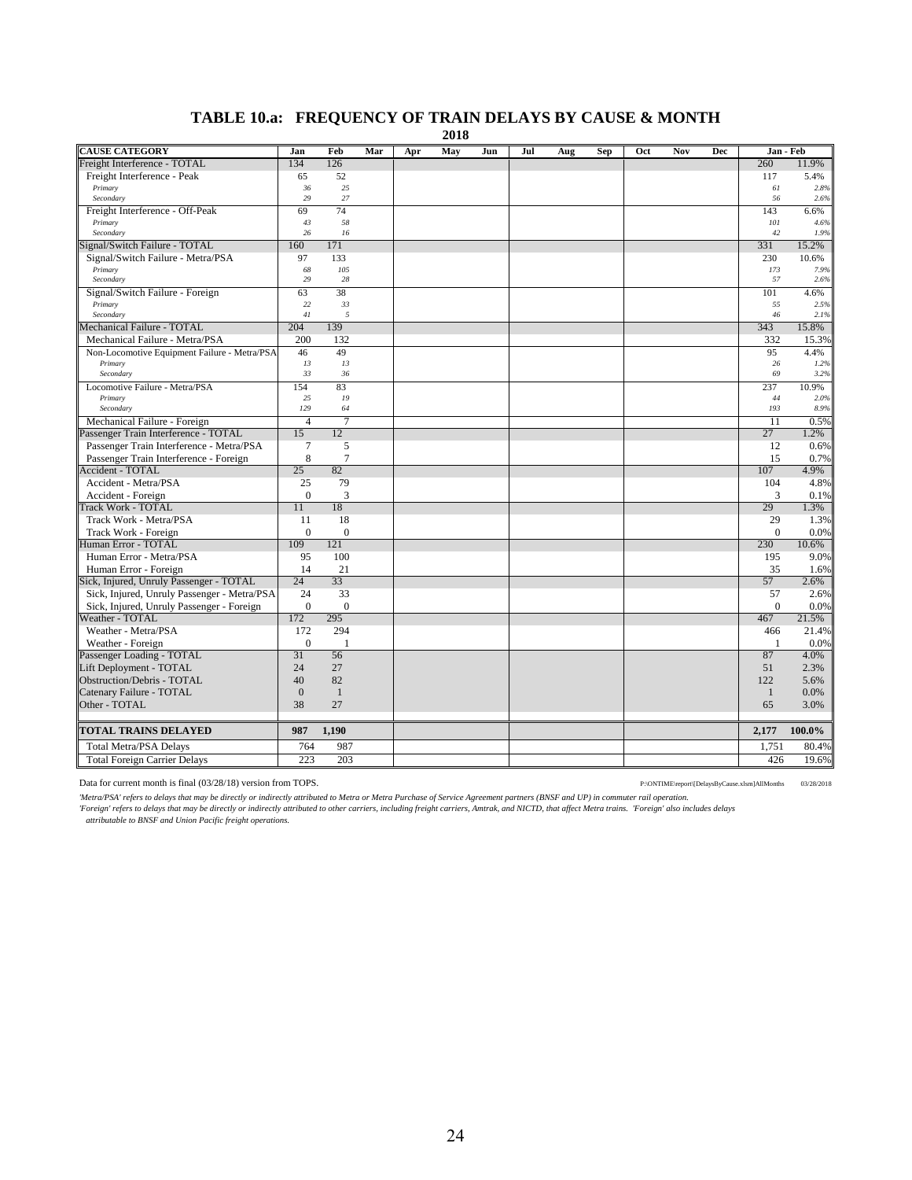## TABLE 10.a: FREQUENCY OF TRAIN DELAYS BY CAUSE & MONTH

**2018**

| CAUSE CATEGORY | Jan | Feb | Mar | Apr | May | Jun | Jul | Aug | Sep | Oct | Nov | Dec | Jan - Feb | |
|---|---|---|---|---|---|---|---|---|---|---|---|---|---|---|
| Freight Interference - TOTAL | 134 | 126 | | | | | | | | | | | 260 | 11.9% |
| Freight Interference - Peak | 65 | 52 | | | | | | | | | | | 117 | 5.4% |
| *Primary* | *36* | *25* | | | | | | | | | | | *61* | *2.8%* |
| *Secondary* | *29* | *27* | | | | | | | | | | | *56* | *2.6%* |
| Freight Interference - Off-Peak | 69 | 74 | | | | | | | | | | | 143 | 6.6% |
| *Primary* | *43* | *58* | | | | | | | | | | | *101* | *4.6%* |
| *Secondary* | *26* | *16* | | | | | | | | | | | *42* | *1.9%* |
| Signal/Switch Failure - TOTAL | 160 | 171 | | | | | | | | | | | 331 | 15.2% |
| Signal/Switch Failure - Metra/PSA | 97 | 133 | | | | | | | | | | | 230 | 10.6% |
| *Primary* | *68* | *105* | | | | | | | | | | | *173* | *7.9%* |
| *Secondary* | *29* | *28* | | | | | | | | | | | *57* | *2.6%* |
| Signal/Switch Failure - Foreign | 63 | 38 | | | | | | | | | | | 101 | 4.6% |
| *Primary* | *22* | *33* | | | | | | | | | | | *55* | *2.5%* |
| *Secondary* | *41* | *5* | | | | | | | | | | | *46* | *2.1%* |
| Mechanical Failure - TOTAL | 204 | 139 | | | | | | | | | | | 343 | 15.8% |
| Mechanical Failure - Metra/PSA | 200 | 132 | | | | | | | | | | | 332 | 15.3% |
| Non-Locomotive Equipment Failure - Metra/PSA | 46 | 49 | | | | | | | | | | | 95 | 4.4% |
| *Primary* | *13* | *13* | | | | | | | | | | | *26* | *1.2%* |
| *Secondary* | *33* | *36* | | | | | | | | | | | *69* | *3.2%* |
| Locomotive Failure - Metra/PSA | 154 | 83 | | | | | | | | | | | 237 | 10.9% |
| *Primary* | *25* | *19* | | | | | | | | | | | *44* | *2.0%* |
| *Secondary* | *129* | *64* | | | | | | | | | | | *193* | *8.9%* |
| Mechanical Failure - Foreign | 4 | 7 | | | | | | | | | | | 11 | 0.5% |
| Passenger Train Interference - TOTAL | 15 | 12 | | | | | | | | | | | 27 | 1.2% |
| Passenger Train Interference - Metra/PSA | 7 | 5 | | | | | | | | | | | 12 | 0.6% |
| Passenger Train Interference - Foreign | 8 | 7 | | | | | | | | | | | 15 | 0.7% |
| Accident - TOTAL | 25 | 82 | | | | | | | | | | | 107 | 4.9% |
| Accident - Metra/PSA | 25 | 79 | | | | | | | | | | | 104 | 4.8% |
| Accident - Foreign | 0 | 3 | | | | | | | | | | | 3 | 0.1% |
| Track Work - TOTAL | 11 | 18 | | | | | | | | | | | 29 | 1.3% |
| Track Work - Metra/PSA | 11 | 18 | | | | | | | | | | | 29 | 1.3% |
| Track Work - Foreign | 0 | 0 | | | | | | | | | | | 0 | 0.0% |
| Human Error - TOTAL | 109 | 121 | | | | | | | | | | | 230 | 10.6% |
| Human Error - Metra/PSA | 95 | 100 | | | | | | | | | | | 195 | 9.0% |
| Human Error - Foreign | 14 | 21 | | | | | | | | | | | 35 | 1.6% |
| Sick, Injured, Unruly Passenger - TOTAL | 24 | 33 | | | | | | | | | | | 57 | 2.6% |
| Sick, Injured, Unruly Passenger - Metra/PSA | 24 | 33 | | | | | | | | | | | 57 | 2.6% |
| Sick, Injured, Unruly Passenger - Foreign | 0 | 0 | | | | | | | | | | | 0 | 0.0% |
| Weather - TOTAL | 172 | 295 | | | | | | | | | | | 467 | 21.5% |
| Weather - Metra/PSA | 172 | 294 | | | | | | | | | | | 466 | 21.4% |
| Weather - Foreign | 0 | 1 | | | | | | | | | | | 1 | 0.0% |
| Passenger Loading - TOTAL | 31 | 56 | | | | | | | | | | | 87 | 4.0% |
| Lift Deployment - TOTAL | 24 | 27 | | | | | | | | | | | 51 | 2.3% |
| Obstruction/Debris - TOTAL | 40 | 82 | | | | | | | | | | | 122 | 5.6% |
| Catenary Failure - TOTAL | 0 | 1 | | | | | | | | | | | 1 | 0.0% |
| Other - TOTAL | 38 | 27 | | | | | | | | | | | 65 | 3.0% |
| **TOTAL TRAINS DELAYED** | **987** | **1,190** | | | | | | | | | | | **2,177** | **100.0%** |
| Total Metra/PSA Delays | 764 | 987 | | | | | | | | | | | 1,751 | 80.4% |
| Total Foreign Carrier Delays | 223 | 203 | | | | | | | | | | | 426 | 19.6% |

Data for current month is final (03/28/18) version from TOPS.

P:\ONTIME\report\[DelaysByCause.xlsm]AllMonths 03/28/2018

*'Metra/PSA' refers to delays that may be directly or indirectly attributed to Metra or Metra Purchase of Service Agreement partners (BNSF and UP) in commuter rail operation.*

*'Foreign' refers to delays that may be directly or indirectly attributed to other carriers, including freight carriers, Amtrak, and NICTD, that affect Metra trains. 'Foreign' also includes delays attributable to BNSF and Union Pacific freight operations.*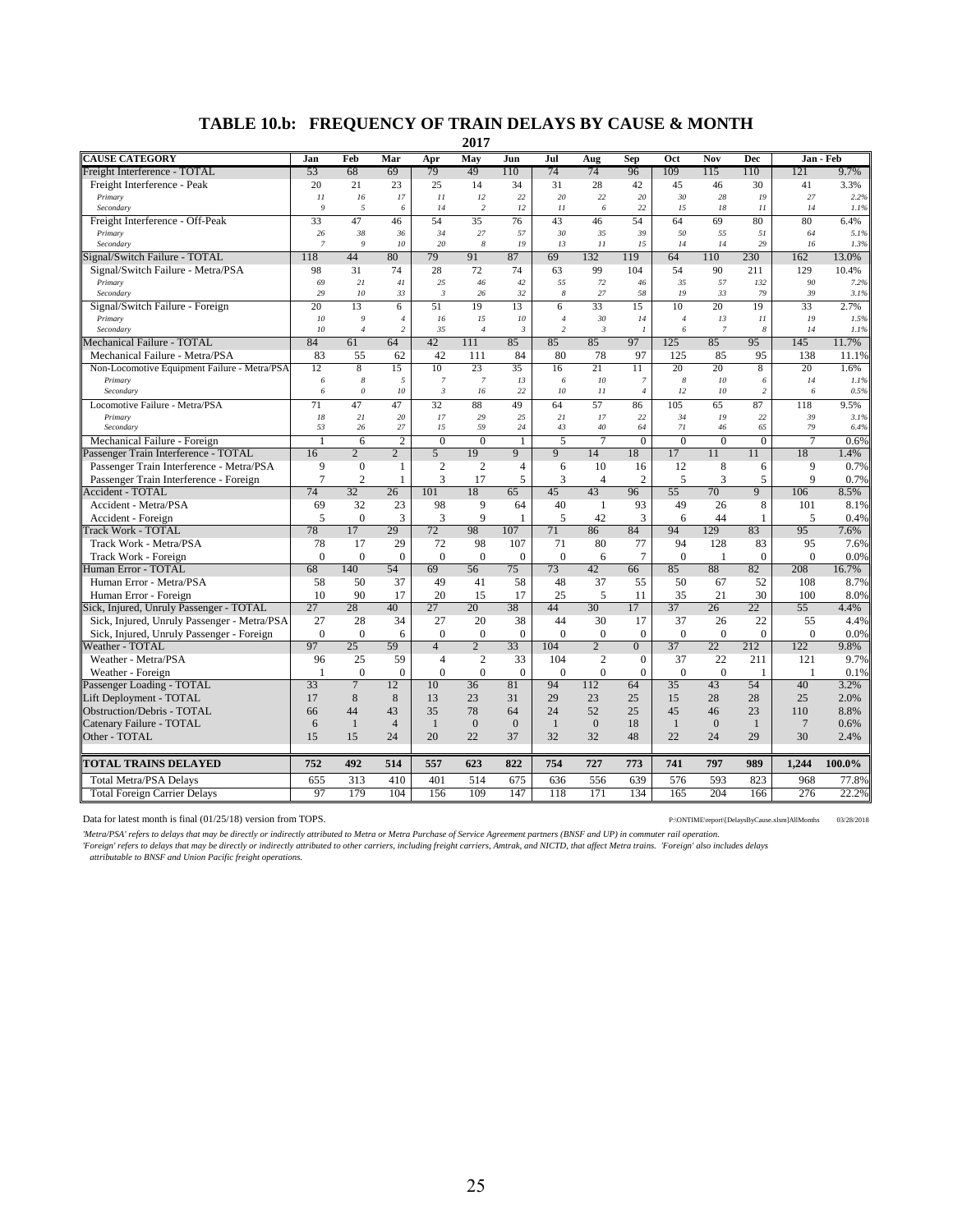# TABLE 10.b: FREQUENCY OF TRAIN DELAYS BY CAUSE & MONTH

**2017**

| CAUSE CATEGORY | Jan | Feb | Mar | Apr | May | Jun | Jul | Aug | Sep | Oct | Nov | Dec | Jan - Feb | |
|---|---|---|---|---|---|---|---|---|---|---|---|---|---|---|
| Freight Interference - TOTAL | 53 | 68 | 69 | 79 | 49 | 110 | 74 | 74 | 96 | 109 | 115 | 110 | 121 | 9.7% |
| Freight Interference - Peak | 20 | 21 | 23 | 25 | 14 | 34 | 31 | 28 | 42 | 45 | 46 | 30 | 41 | 3.3% |
| *Primary* | *11* | *16* | *17* | *11* | *12* | *22* | *20* | *22* | *20* | *30* | *28* | *19* | *27* | *2.2%* |
| *Secondary* | *9* | *5* | *6* | *14* | *2* | *12* | *11* | *6* | *22* | *15* | *18* | *11* | *14* | *1.1%* |
| Freight Interference - Off-Peak | 33 | 47 | 46 | 54 | 35 | 76 | 43 | 46 | 54 | 64 | 69 | 80 | 80 | 6.4% |
| *Primary* | *26* | *38* | *36* | *34* | *27* | *57* | *30* | *35* | *39* | *50* | *55* | *51* | *64* | *5.1%* |
| *Secondary* | *7* | *9* | *10* | *20* | *8* | *19* | *13* | *11* | *15* | *14* | *14* | *29* | *16* | *1.3%* |
| Signal/Switch Failure - TOTAL | 118 | 44 | 80 | 79 | 91 | 87 | 69 | 132 | 119 | 64 | 110 | 230 | 162 | 13.0% |
| Signal/Switch Failure - Metra/PSA | 98 | 31 | 74 | 28 | 72 | 74 | 63 | 99 | 104 | 54 | 90 | 211 | 129 | 10.4% |
| *Primary* | *69* | *21* | *41* | *25* | *46* | *42* | *55* | *72* | *46* | *35* | *57* | *132* | *90* | *7.2%* |
| *Secondary* | *29* | *10* | *33* | *3* | *26* | *32* | *8* | *27* | *58* | *19* | *33* | *79* | *39* | *3.1%* |
| Signal/Switch Failure - Foreign | 20 | 13 | 6 | 51 | 19 | 13 | 6 | 33 | 15 | 10 | 20 | 19 | 33 | 2.7% |
| *Primary* | *10* | *9* | *4* | *16* | *15* | *10* | *4* | *30* | *14* | *4* | *13* | *11* | *19* | *1.5%* |
| *Secondary* | *10* | *4* | *2* | *35* | *4* | *3* | *2* | *3* | *1* | *6* | *7* | *8* | *14* | *1.1%* |
| Mechanical Failure - TOTAL | 84 | 61 | 64 | 42 | 111 | 85 | 85 | 85 | 97 | 125 | 85 | 95 | 145 | 11.7% |
| Mechanical Failure - Metra/PSA | 83 | 55 | 62 | 42 | 111 | 84 | 80 | 78 | 97 | 125 | 85 | 95 | 138 | 11.1% |
| Non-Locomotive Equipment Failure - Metra/PSA | 12 | 8 | 15 | 10 | 23 | 35 | 16 | 21 | 11 | 20 | 20 | 8 | 20 | 1.6% |
| *Primary* | *6* | *8* | *5* | *7* | *7* | *13* | *6* | *10* | *7* | *8* | *10* | *6* | *14* | *1.1%* |
| *Secondary* | *6* | *0* | *10* | *3* | *16* | *22* | *10* | *11* | *4* | *12* | *10* | *2* | *6* | *0.5%* |
| Locomotive Failure - Metra/PSA | 71 | 47 | 47 | 32 | 88 | 49 | 64 | 57 | 86 | 105 | 65 | 87 | 118 | 9.5% |
| *Primary* | *18* | *21* | *20* | *17* | *29* | *25* | *21* | *17* | *22* | *34* | *19* | *22* | *39* | *3.1%* |
| *Secondary* | *53* | *26* | *27* | *15* | *59* | *24* | *43* | *40* | *64* | *71* | *46* | *65* | *79* | *6.4%* |
| Mechanical Failure - Foreign | 1 | 6 | 2 | 0 | 0 | 1 | 5 | 7 | 0 | 0 | 0 | 0 | 7 | 0.6% |
| Passenger Train Interference - TOTAL | 16 | 2 | 2 | 5 | 19 | 9 | 9 | 14 | 18 | 17 | 11 | 11 | 18 | 1.4% |
| Passenger Train Interference - Metra/PSA | 9 | 0 | 1 | 2 | 2 | 4 | 6 | 10 | 16 | 12 | 8 | 6 | 9 | 0.7% |
| Passenger Train Interference - Foreign | 7 | 2 | 1 | 3 | 17 | 5 | 3 | 4 | 2 | 5 | 3 | 5 | 9 | 0.7% |
| Accident - TOTAL | 74 | 32 | 26 | 101 | 18 | 65 | 45 | 43 | 96 | 55 | 70 | 9 | 106 | 8.5% |
| Accident - Metra/PSA | 69 | 32 | 23 | 98 | 9 | 64 | 40 | 1 | 93 | 49 | 26 | 8 | 101 | 8.1% |
| Accident - Foreign | 5 | 0 | 3 | 3 | 9 | 1 | 5 | 42 | 3 | 6 | 44 | 1 | 5 | 0.4% |
| Track Work - TOTAL | 78 | 17 | 29 | 72 | 98 | 107 | 71 | 86 | 84 | 94 | 129 | 83 | 95 | 7.6% |
| Track Work - Metra/PSA | 78 | 17 | 29 | 72 | 98 | 107 | 71 | 80 | 77 | 94 | 128 | 83 | 95 | 7.6% |
| Track Work - Foreign | 0 | 0 | 0 | 0 | 0 | 0 | 0 | 6 | 7 | 0 | 1 | 0 | 0 | 0.0% |
| Human Error - TOTAL | 68 | 140 | 54 | 69 | 56 | 75 | 73 | 42 | 66 | 85 | 88 | 82 | 208 | 16.7% |
| Human Error - Metra/PSA | 58 | 50 | 37 | 49 | 41 | 58 | 48 | 37 | 55 | 50 | 67 | 52 | 108 | 8.7% |
| Human Error - Foreign | 10 | 90 | 17 | 20 | 15 | 17 | 25 | 5 | 11 | 35 | 21 | 30 | 100 | 8.0% |
| Sick, Injured, Unruly Passenger - TOTAL | 27 | 28 | 40 | 27 | 20 | 38 | 44 | 30 | 17 | 37 | 26 | 22 | 55 | 4.4% |
| Sick, Injured, Unruly Passenger - Metra/PSA | 27 | 28 | 34 | 27 | 20 | 38 | 44 | 30 | 17 | 37 | 26 | 22 | 55 | 4.4% |
| Sick, Injured, Unruly Passenger - Foreign | 0 | 0 | 6 | 0 | 0 | 0 | 0 | 0 | 0 | 0 | 0 | 0 | 0 | 0.0% |
| Weather - TOTAL | 97 | 25 | 59 | 4 | 2 | 33 | 104 | 2 | 0 | 37 | 22 | 212 | 122 | 9.8% |
| Weather - Metra/PSA | 96 | 25 | 59 | 4 | 2 | 33 | 104 | 2 | 0 | 37 | 22 | 211 | 121 | 9.7% |
| Weather - Foreign | 1 | 0 | 0 | 0 | 0 | 0 | 0 | 0 | 0 | 0 | 0 | 1 | 1 | 0.1% |
| Passenger Loading - TOTAL | 33 | 7 | 12 | 10 | 36 | 81 | 94 | 112 | 64 | 35 | 43 | 54 | 40 | 3.2% |
| Lift Deployment - TOTAL | 17 | 8 | 8 | 13 | 23 | 31 | 29 | 23 | 25 | 15 | 28 | 28 | 25 | 2.0% |
| Obstruction/Debris - TOTAL | 66 | 44 | 43 | 35 | 78 | 64 | 24 | 52 | 25 | 45 | 46 | 23 | 110 | 8.8% |
| Catenary Failure - TOTAL | 6 | 1 | 4 | 1 | 0 | 0 | 1 | 0 | 18 | 1 | 0 | 1 | 7 | 0.6% |
| Other - TOTAL | 15 | 15 | 24 | 20 | 22 | 37 | 32 | 32 | 48 | 22 | 24 | 29 | 30 | 2.4% |
| **TOTAL TRAINS DELAYED** | **752** | **492** | **514** | **557** | **623** | **822** | **754** | **727** | **773** | **741** | **797** | **989** | **1,244** | **100.0%** |
| Total Metra/PSA Delays | 655 | 313 | 410 | 401 | 514 | 675 | 636 | 556 | 639 | 576 | 593 | 823 | 968 | 77.8% |
| Total Foreign Carrier Delays | 97 | 179 | 104 | 156 | 109 | 147 | 118 | 171 | 134 | 165 | 204 | 166 | 276 | 22.2% |

Data for latest month is final (01/25/18) version from TOPS. P:\ONTIME\report\[DelaysByCause.xlsm]AllMonths 03/28/2018

*'Metra/PSA' refers to delays that may be directly or indirectly attributed to Metra or Metra Purchase of Service Agreement partners (BNSF and UP) in commuter rail operation.*
*'Foreign' refers to delays that may be directly or indirectly attributed to other carriers, including freight carriers, Amtrak, and NICTD, that affect Metra trains. 'Foreign' also includes delays attributable to BNSF and Union Pacific freight operations.*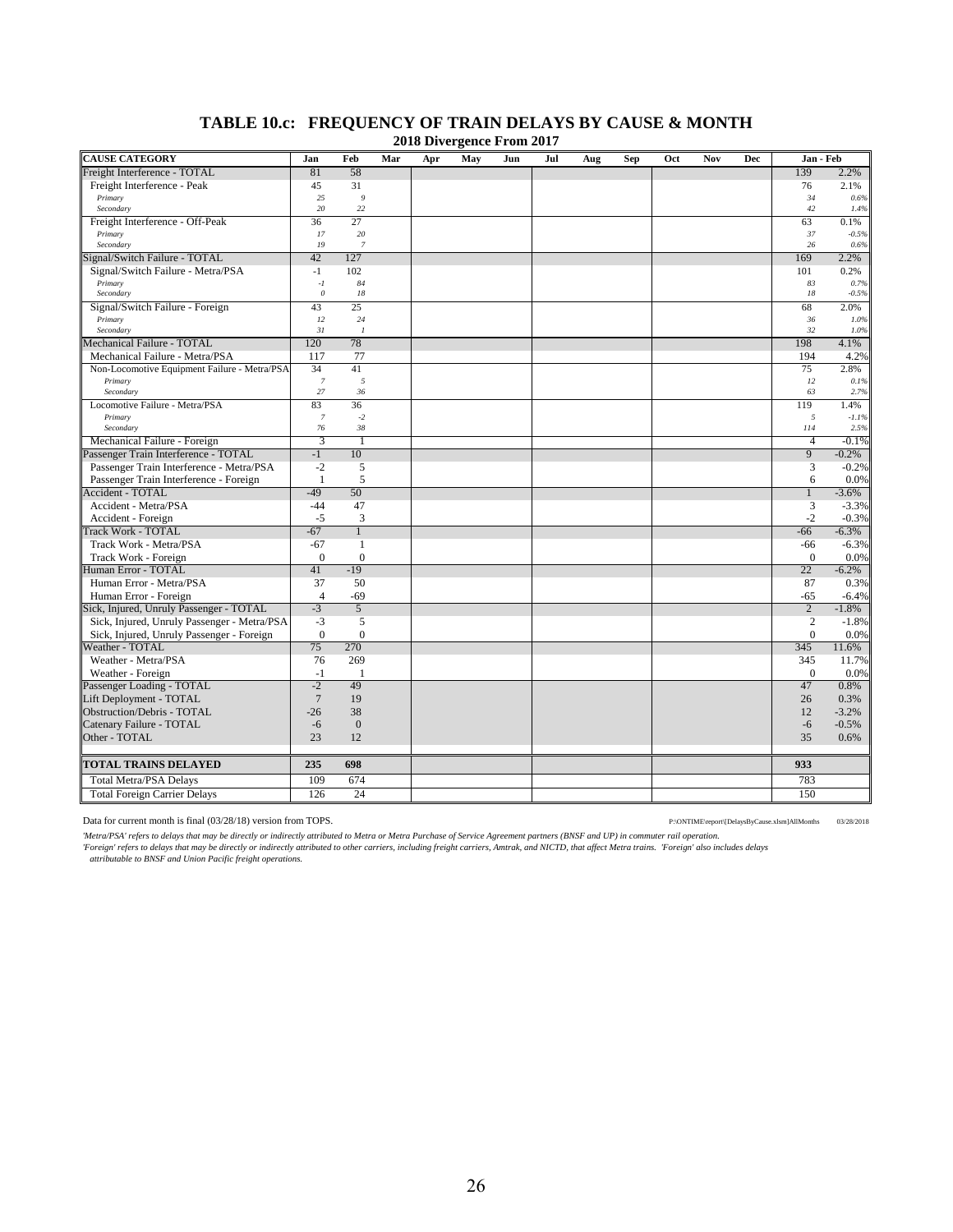## TABLE 10.c: FREQUENCY OF TRAIN DELAYS BY CAUSE & MONTH

### 2018 Divergence From 2017

| CAUSE CATEGORY | Jan | Feb | Mar | Apr | May | Jun | Jul | Aug | Sep | Oct | Nov | Dec | Jan - Feb | |
|---|---|---|---|---|---|---|---|---|---|---|---|---|---|---|
| Freight Interference - TOTAL | 81 | 58 | | | | | | | | | | | 139 | 2.2% |
| Freight Interference - Peak | 45 | 31 | | | | | | | | | | | 76 | 2.1% |
| *Primary* | *25* | *9* | | | | | | | | | | | *34* | *0.6%* |
| *Secondary* | *20* | *22* | | | | | | | | | | | *42* | *1.4%* |
| Freight Interference - Off-Peak | 36 | 27 | | | | | | | | | | | 63 | 0.1% |
| *Primary* | *17* | *20* | | | | | | | | | | | *37* | *-0.5%* |
| *Secondary* | *19* | *7* | | | | | | | | | | | *26* | *0.6%* |
| Signal/Switch Failure - TOTAL | 42 | 127 | | | | | | | | | | | 169 | 2.2% |
| Signal/Switch Failure - Metra/PSA | -1 | 102 | | | | | | | | | | | 101 | 0.2% |
| *Primary* | *-1* | *84* | | | | | | | | | | | *83* | *0.7%* |
| *Secondary* | *0* | *18* | | | | | | | | | | | *18* | *-0.5%* |
| Signal/Switch Failure - Foreign | 43 | 25 | | | | | | | | | | | 68 | 2.0% |
| *Primary* | *12* | *24* | | | | | | | | | | | *36* | *1.0%* |
| *Secondary* | *31* | *1* | | | | | | | | | | | *32* | *1.0%* |
| Mechanical Failure - TOTAL | 120 | 78 | | | | | | | | | | | 198 | 4.1% |
| Mechanical Failure - Metra/PSA | 117 | 77 | | | | | | | | | | | 194 | 4.2% |
| Non-Locomotive Equipment Failure - Metra/PSA | 34 | 41 | | | | | | | | | | | 75 | 2.8% |
| *Primary* | *7* | *5* | | | | | | | | | | | *12* | *0.1%* |
| *Secondary* | *27* | *36* | | | | | | | | | | | *63* | *2.7%* |
| Locomotive Failure - Metra/PSA | 83 | 36 | | | | | | | | | | | 119 | 1.4% |
| *Primary* | *7* | *-2* | | | | | | | | | | | *5* | *-1.1%* |
| *Secondary* | *76* | *38* | | | | | | | | | | | *114* | *2.5%* |
| Mechanical Failure - Foreign | 3 | 1 | | | | | | | | | | | 4 | -0.1% |
| Passenger Train Interference - TOTAL | -1 | 10 | | | | | | | | | | | 9 | -0.2% |
| Passenger Train Interference - Metra/PSA | -2 | 5 | | | | | | | | | | | 3 | -0.2% |
| Passenger Train Interference - Foreign | 1 | 5 | | | | | | | | | | | 6 | 0.0% |
| Accident - TOTAL | -49 | 50 | | | | | | | | | | | 1 | -3.6% |
| Accident - Metra/PSA | -44 | 47 | | | | | | | | | | | 3 | -3.3% |
| Accident - Foreign | -5 | 3 | | | | | | | | | | | -2 | -0.3% |
| Track Work - TOTAL | -67 | 1 | | | | | | | | | | | -66 | -6.3% |
| Track Work - Metra/PSA | -67 | 1 | | | | | | | | | | | -66 | -6.3% |
| Track Work - Foreign | 0 | 0 | | | | | | | | | | | 0 | 0.0% |
| Human Error - TOTAL | 41 | -19 | | | | | | | | | | | 22 | -6.2% |
| Human Error - Metra/PSA | 37 | 50 | | | | | | | | | | | 87 | 0.3% |
| Human Error - Foreign | 4 | -69 | | | | | | | | | | | -65 | -6.4% |
| Sick, Injured, Unruly Passenger - TOTAL | -3 | 5 | | | | | | | | | | | 2 | -1.8% |
| Sick, Injured, Unruly Passenger - Metra/PSA | -3 | 5 | | | | | | | | | | | 2 | -1.8% |
| Sick, Injured, Unruly Passenger - Foreign | 0 | 0 | | | | | | | | | | | 0 | 0.0% |
| Weather - TOTAL | 75 | 270 | | | | | | | | | | | 345 | 11.6% |
| Weather - Metra/PSA | 76 | 269 | | | | | | | | | | | 345 | 11.7% |
| Weather - Foreign | -1 | 1 | | | | | | | | | | | 0 | 0.0% |
| Passenger Loading - TOTAL | -2 | 49 | | | | | | | | | | | 47 | 0.8% |
| Lift Deployment - TOTAL | 7 | 19 | | | | | | | | | | | 26 | 0.3% |
| Obstruction/Debris - TOTAL | -26 | 38 | | | | | | | | | | | 12 | -3.2% |
| Catenary Failure - TOTAL | -6 | 0 | | | | | | | | | | | -6 | -0.5% |
| Other - TOTAL | 23 | 12 | | | | | | | | | | | 35 | 0.6% |
| **TOTAL TRAINS DELAYED** | **235** | **698** | | | | | | | | | | | **933** | |
| Total Metra/PSA Delays | 109 | 674 | | | | | | | | | | | 783 | |
| Total Foreign Carrier Delays | 126 | 24 | | | | | | | | | | | 150 | |

Data for current month is final (03/28/18) version from TOPS.

P:\ONTIME\report\[DelaysByCause.xlsm]AllMonths 03/28/2018

*'Metra/PSA' refers to delays that may be directly or indirectly attributed to Metra or Metra Purchase of Service Agreement partners (BNSF and UP) in commuter rail operation.*
*'Foreign' refers to delays that may be directly or indirectly attributed to other carriers, including freight carriers, Amtrak, and NICTD, that affect Metra trains. 'Foreign' also includes delays attributable to BNSF and Union Pacific freight operations.*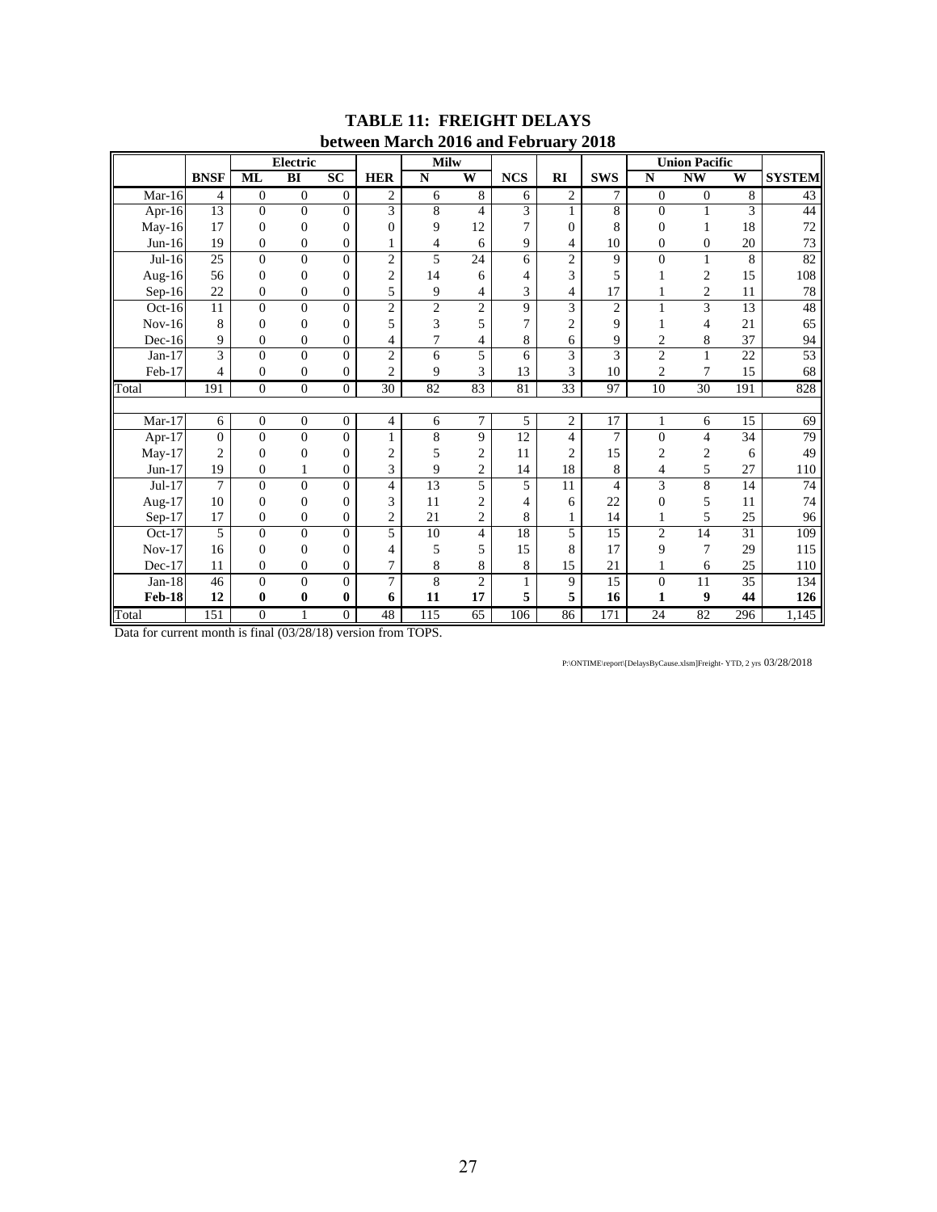## TABLE 11: FREIGHT DELAYS
### between March 2016 and February 2018

| | | Electric | | | | Milw | | | | | Union Pacific | | | |
|---|---|---|---|---|---|---|---|---|---|---|---|---|---|---|
| | BNSF | ML | BI | SC | HER | N | W | NCS | RI | SWS | N | NW | W | SYSTEM |
| Mar-16 | 4 | 0 | 0 | 0 | 2 | 6 | 8 | 6 | 2 | 7 | 0 | 0 | 8 | 43 |
| Apr-16 | 13 | 0 | 0 | 0 | 3 | 8 | 4 | 3 | 1 | 8 | 0 | 1 | 3 | 44 |
| May-16 | 17 | 0 | 0 | 0 | 0 | 9 | 12 | 7 | 0 | 8 | 0 | 1 | 18 | 72 |
| Jun-16 | 19 | 0 | 0 | 0 | 1 | 4 | 6 | 9 | 4 | 10 | 0 | 0 | 20 | 73 |
| Jul-16 | 25 | 0 | 0 | 0 | 2 | 5 | 24 | 6 | 2 | 9 | 0 | 1 | 8 | 82 |
| Aug-16 | 56 | 0 | 0 | 0 | 2 | 14 | 6 | 4 | 3 | 5 | 1 | 2 | 15 | 108 |
| Sep-16 | 22 | 0 | 0 | 0 | 5 | 9 | 4 | 3 | 4 | 17 | 1 | 2 | 11 | 78 |
| Oct-16 | 11 | 0 | 0 | 0 | 2 | 2 | 2 | 9 | 3 | 2 | 1 | 3 | 13 | 48 |
| Nov-16 | 8 | 0 | 0 | 0 | 5 | 3 | 5 | 7 | 2 | 9 | 1 | 4 | 21 | 65 |
| Dec-16 | 9 | 0 | 0 | 0 | 4 | 7 | 4 | 8 | 6 | 9 | 2 | 8 | 37 | 94 |
| Jan-17 | 3 | 0 | 0 | 0 | 2 | 6 | 5 | 6 | 3 | 3 | 2 | 1 | 22 | 53 |
| Feb-17 | 4 | 0 | 0 | 0 | 2 | 9 | 3 | 13 | 3 | 10 | 2 | 7 | 15 | 68 |
| Total | 191 | 0 | 0 | 0 | 30 | 82 | 83 | 81 | 33 | 97 | 10 | 30 | 191 | 828 |
| | | | | | | | | | | | | | | |
| Mar-17 | 6 | 0 | 0 | 0 | 4 | 6 | 7 | 5 | 2 | 17 | 1 | 6 | 15 | 69 |
| Apr-17 | 0 | 0 | 0 | 0 | 1 | 8 | 9 | 12 | 4 | 7 | 0 | 4 | 34 | 79 |
| May-17 | 2 | 0 | 0 | 0 | 2 | 5 | 2 | 11 | 2 | 15 | 2 | 2 | 6 | 49 |
| Jun-17 | 19 | 0 | 1 | 0 | 3 | 9 | 2 | 14 | 18 | 8 | 4 | 5 | 27 | 110 |
| Jul-17 | 7 | 0 | 0 | 0 | 4 | 13 | 5 | 5 | 11 | 4 | 3 | 8 | 14 | 74 |
| Aug-17 | 10 | 0 | 0 | 0 | 3 | 11 | 2 | 4 | 6 | 22 | 0 | 5 | 11 | 74 |
| Sep-17 | 17 | 0 | 0 | 0 | 2 | 21 | 2 | 8 | 1 | 14 | 1 | 5 | 25 | 96 |
| Oct-17 | 5 | 0 | 0 | 0 | 5 | 10 | 4 | 18 | 5 | 15 | 2 | 14 | 31 | 109 |
| Nov-17 | 16 | 0 | 0 | 0 | 4 | 5 | 5 | 15 | 8 | 17 | 9 | 7 | 29 | 115 |
| Dec-17 | 11 | 0 | 0 | 0 | 7 | 8 | 8 | 8 | 15 | 21 | 1 | 6 | 25 | 110 |
| Jan-18 | 46 | 0 | 0 | 0 | 7 | 8 | 2 | 1 | 9 | 15 | 0 | 11 | 35 | 134 |
| **Feb-18** | **12** | **0** | **0** | **0** | **6** | **11** | **17** | **5** | **5** | **16** | **1** | **9** | **44** | **126** |
| Total | 151 | 0 | 1 | 0 | 48 | 115 | 65 | 106 | 86 | 171 | 24 | 82 | 296 | 1,145 |

Data for current month is final (03/28/18) version from TOPS.

P:\ONTIME\report\[DelaysByCause.xlsm]Freight- YTD, 2 yrs 03/28/2018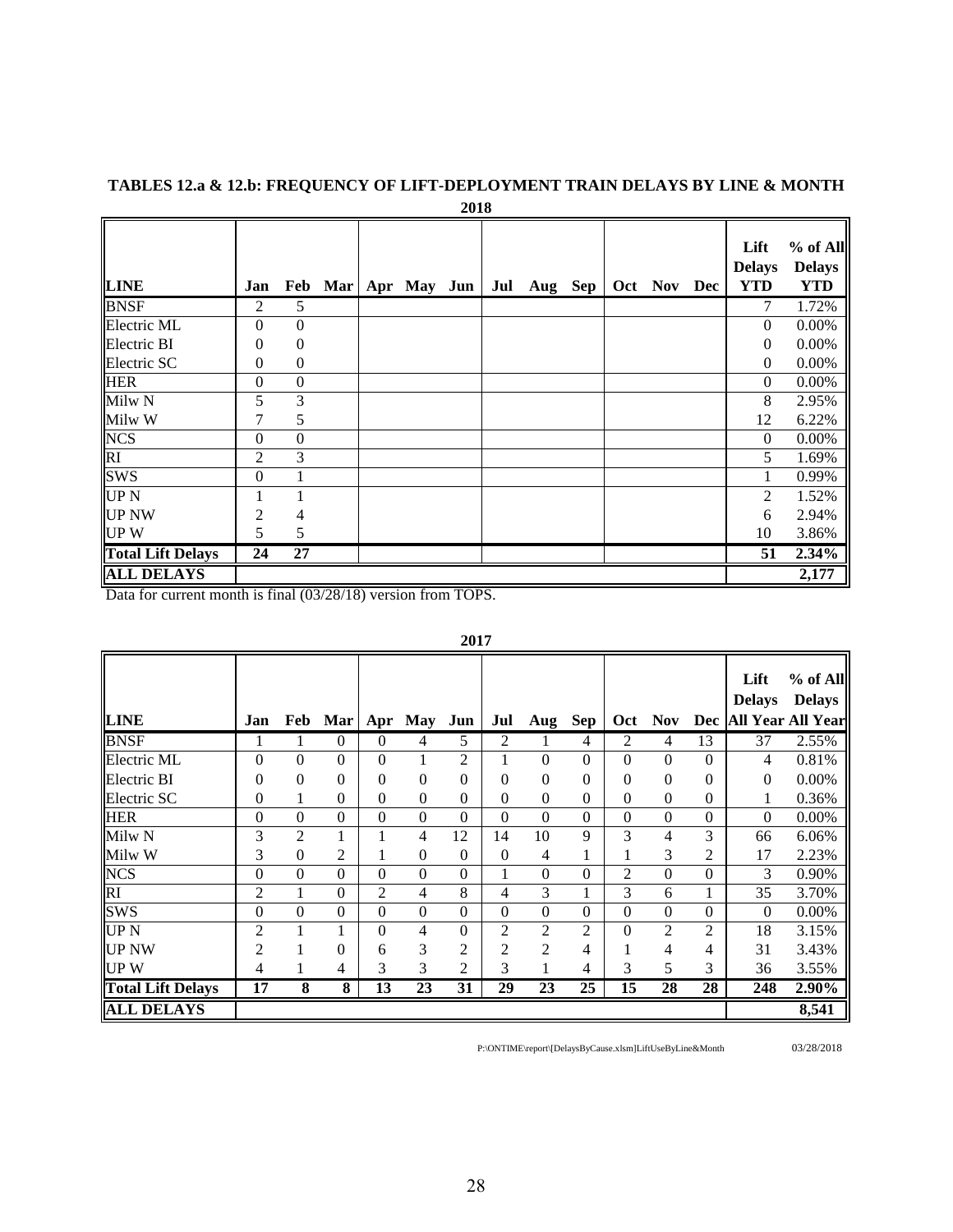# TABLES 12.a & 12.b: FREQUENCY OF LIFT-DEPLOYMENT TRAIN DELAYS BY LINE & MONTH

**2018**

| LINE | Jan | Feb | Mar | Apr | May | Jun | Jul | Aug | Sep | Oct | Nov | Dec | Lift Delays YTD | % of All Delays YTD |
|---|---|---|---|---|---|---|---|---|---|---|---|---|---|---|
| BNSF | 2 | 5 | | | | | | | | | | | 7 | 1.72% |
| Electric ML | 0 | 0 | | | | | | | | | | | 0 | 0.00% |
| Electric BI | 0 | 0 | | | | | | | | | | | 0 | 0.00% |
| Electric SC | 0 | 0 | | | | | | | | | | | 0 | 0.00% |
| HER | 0 | 0 | | | | | | | | | | | 0 | 0.00% |
| Milw N | 5 | 3 | | | | | | | | | | | 8 | 2.95% |
| Milw W | 7 | 5 | | | | | | | | | | | 12 | 6.22% |
| NCS | 0 | 0 | | | | | | | | | | | 0 | 0.00% |
| RI | 2 | 3 | | | | | | | | | | | 5 | 1.69% |
| SWS | 0 | 1 | | | | | | | | | | | 1 | 0.99% |
| UP N | 1 | 1 | | | | | | | | | | | 2 | 1.52% |
| UP NW | 2 | 4 | | | | | | | | | | | 6 | 2.94% |
| UP W | 5 | 5 | | | | | | | | | | | 10 | 3.86% |
| **Total Lift Delays** | **24** | **27** | | | | | | | | | | | **51** | **2.34%** |
| **ALL DELAYS** | | | | | | | | | | | | | | **2,177** |

Data for current month is final (03/28/18) version from TOPS.

**2017**

| LINE | Jan | Feb | Mar | Apr | May | Jun | Jul | Aug | Sep | Oct | Nov | Dec | Lift Delays All Year | % of All Delays All Year |
|---|---|---|---|---|---|---|---|---|---|---|---|---|---|---|
| BNSF | 1 | 1 | 0 | 0 | 4 | 5 | 2 | 1 | 4 | 2 | 4 | 13 | 37 | 2.55% |
| Electric ML | 0 | 0 | 0 | 0 | 1 | 2 | 1 | 0 | 0 | 0 | 0 | 0 | 4 | 0.81% |
| Electric BI | 0 | 0 | 0 | 0 | 0 | 0 | 0 | 0 | 0 | 0 | 0 | 0 | 0 | 0.00% |
| Electric SC | 0 | 1 | 0 | 0 | 0 | 0 | 0 | 0 | 0 | 0 | 0 | 0 | 1 | 0.36% |
| HER | 0 | 0 | 0 | 0 | 0 | 0 | 0 | 0 | 0 | 0 | 0 | 0 | 0 | 0.00% |
| Milw N | 3 | 2 | 1 | 1 | 4 | 12 | 14 | 10 | 9 | 3 | 4 | 3 | 66 | 6.06% |
| Milw W | 3 | 0 | 2 | 1 | 0 | 0 | 0 | 4 | 1 | 1 | 3 | 2 | 17 | 2.23% |
| NCS | 0 | 0 | 0 | 0 | 0 | 0 | 1 | 0 | 0 | 2 | 0 | 0 | 3 | 0.90% |
| RI | 2 | 1 | 0 | 2 | 4 | 8 | 4 | 3 | 1 | 3 | 6 | 1 | 35 | 3.70% |
| SWS | 0 | 0 | 0 | 0 | 0 | 0 | 0 | 0 | 0 | 0 | 0 | 0 | 0 | 0.00% |
| UP N | 2 | 1 | 1 | 0 | 4 | 0 | 2 | 2 | 2 | 0 | 2 | 2 | 18 | 3.15% |
| UP NW | 2 | 1 | 0 | 6 | 3 | 2 | 2 | 2 | 4 | 1 | 4 | 4 | 31 | 3.43% |
| UP W | 4 | 1 | 4 | 3 | 3 | 2 | 3 | 1 | 4 | 3 | 5 | 3 | 36 | 3.55% |
| **Total Lift Delays** | **17** | **8** | **8** | **13** | **23** | **31** | **29** | **23** | **25** | **15** | **28** | **28** | **248** | **2.90%** |
| **ALL DELAYS** | | | | | | | | | | | | | | **8,541** |

P:\ONTIME\report\[DelaysByCause.xlsm]LiftUseByLine&Month 03/28/2018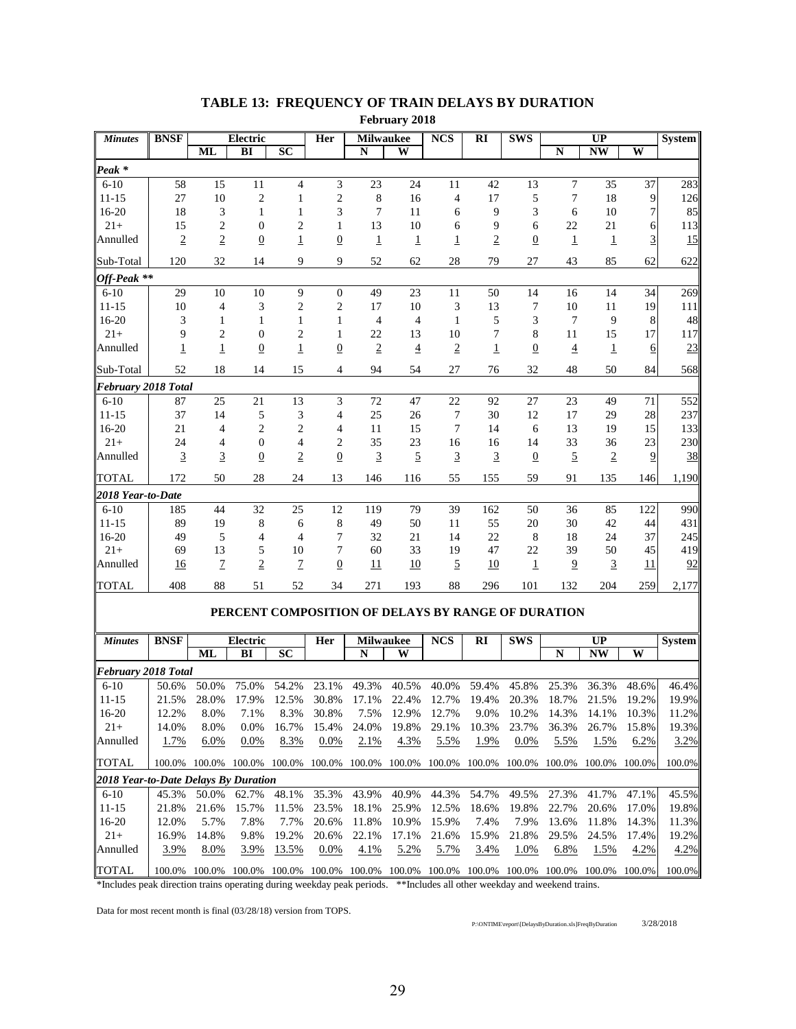# TABLE 13: FREQUENCY OF TRAIN DELAYS BY DURATION

**February 2018**

| Minutes | BNSF | Electric | | | Her | Milwaukee | | NCS | RI | SWS | UP | | | System |
|---|---|---|---|---|---|---|---|---|---|---|---|---|---|---|
| | | ML | BI | SC | | N | W | | | | N | NW | W | |
| ***Peak \**** | | | | | | | | | | | | | | |
| 6-10 | 58 | 15 | 11 | 4 | 3 | 23 | 24 | 11 | 42 | 13 | 7 | 35 | 37 | 283 |
| 11-15 | 27 | 10 | 2 | 1 | 2 | 8 | 16 | 4 | 17 | 5 | 7 | 18 | 9 | 126 |
| 16-20 | 18 | 3 | 1 | 1 | 3 | 7 | 11 | 6 | 9 | 3 | 6 | 10 | 7 | 85 |
| 21+ | 15 | 2 | 0 | 2 | 1 | 13 | 10 | 6 | 9 | 6 | 22 | 21 | 6 | 113 |
| Annulled | 2 | 2 | 0 | 1 | 0 | 1 | 1 | 1 | 2 | 0 | 1 | 1 | 3 | 15 |
| Sub-Total | 120 | 32 | 14 | 9 | 9 | 52 | 62 | 28 | 79 | 27 | 43 | 85 | 62 | 622 |
| ***Off-Peak \*\**** | | | | | | | | | | | | | | |
| 6-10 | 29 | 10 | 10 | 9 | 0 | 49 | 23 | 11 | 50 | 14 | 16 | 14 | 34 | 269 |
| 11-15 | 10 | 4 | 3 | 2 | 2 | 17 | 10 | 3 | 13 | 7 | 10 | 11 | 19 | 111 |
| 16-20 | 3 | 1 | 1 | 1 | 1 | 4 | 4 | 1 | 5 | 3 | 7 | 9 | 8 | 48 |
| 21+ | 9 | 2 | 0 | 2 | 1 | 22 | 13 | 10 | 7 | 8 | 11 | 15 | 17 | 117 |
| Annulled | 1 | 1 | 0 | 1 | 0 | 2 | 4 | 2 | 1 | 0 | 4 | 1 | 6 | 23 |
| Sub-Total | 52 | 18 | 14 | 15 | 4 | 94 | 54 | 27 | 76 | 32 | 48 | 50 | 84 | 568 |
| ***February 2018 Total*** | | | | | | | | | | | | | | |
| 6-10 | 87 | 25 | 21 | 13 | 3 | 72 | 47 | 22 | 92 | 27 | 23 | 49 | 71 | 552 |
| 11-15 | 37 | 14 | 5 | 3 | 4 | 25 | 26 | 7 | 30 | 12 | 17 | 29 | 28 | 237 |
| 16-20 | 21 | 4 | 2 | 2 | 4 | 11 | 15 | 7 | 14 | 6 | 13 | 19 | 15 | 133 |
| 21+ | 24 | 4 | 0 | 4 | 2 | 35 | 23 | 16 | 16 | 14 | 33 | 36 | 23 | 230 |
| Annulled | 3 | 3 | 0 | 2 | 0 | 3 | 5 | 3 | 3 | 0 | 5 | 2 | 9 | 38 |
| TOTAL | 172 | 50 | 28 | 24 | 13 | 146 | 116 | 55 | 155 | 59 | 91 | 135 | 146 | 1,190 |
| ***2018 Year-to-Date*** | | | | | | | | | | | | | | |
| 6-10 | 185 | 44 | 32 | 25 | 12 | 119 | 79 | 39 | 162 | 50 | 36 | 85 | 122 | 990 |
| 11-15 | 89 | 19 | 8 | 6 | 8 | 49 | 50 | 11 | 55 | 20 | 30 | 42 | 44 | 431 |
| 16-20 | 49 | 5 | 4 | 4 | 7 | 32 | 21 | 14 | 22 | 8 | 18 | 24 | 37 | 245 |
| 21+ | 69 | 13 | 5 | 10 | 7 | 60 | 33 | 19 | 47 | 22 | 39 | 50 | 45 | 419 |
| Annulled | 16 | 7 | 2 | 7 | 0 | 11 | 10 | 5 | 10 | 1 | 9 | 3 | 11 | 92 |
| TOTAL | 408 | 88 | 51 | 52 | 34 | 271 | 193 | 88 | 296 | 101 | 132 | 204 | 259 | 2,177 |

## PERCENT COMPOSITION OF DELAYS BY RANGE OF DURATION

| Minutes | BNSF | Electric | | | Her | Milwaukee | | NCS | RI | SWS | UP | | | System |
|---|---|---|---|---|---|---|---|---|---|---|---|---|---|---|
| | | ML | BI | SC | | N | W | | | | N | NW | W | |
| ***February 2018 Total*** | | | | | | | | | | | | | | |
| 6-10 | 50.6% | 50.0% | 75.0% | 54.2% | 23.1% | 49.3% | 40.5% | 40.0% | 59.4% | 45.8% | 25.3% | 36.3% | 48.6% | 46.4% |
| 11-15 | 21.5% | 28.0% | 17.9% | 12.5% | 30.8% | 17.1% | 22.4% | 12.7% | 19.4% | 20.3% | 18.7% | 21.5% | 19.2% | 19.9% |
| 16-20 | 12.2% | 8.0% | 7.1% | 8.3% | 30.8% | 7.5% | 12.9% | 12.7% | 9.0% | 10.2% | 14.3% | 14.1% | 10.3% | 11.2% |
| 21+ | 14.0% | 8.0% | 0.0% | 16.7% | 15.4% | 24.0% | 19.8% | 29.1% | 10.3% | 23.7% | 36.3% | 26.7% | 15.8% | 19.3% |
| Annulled | 1.7% | 6.0% | 0.0% | 8.3% | 0.0% | 2.1% | 4.3% | 5.5% | 1.9% | 0.0% | 5.5% | 1.5% | 6.2% | 3.2% |
| TOTAL | 100.0% | 100.0% | 100.0% | 100.0% | 100.0% | 100.0% | 100.0% | 100.0% | 100.0% | 100.0% | 100.0% | 100.0% | 100.0% | 100.0% |
| ***2018 Year-to-Date Delays By Duration*** | | | | | | | | | | | | | | |
| 6-10 | 45.3% | 50.0% | 62.7% | 48.1% | 35.3% | 43.9% | 40.9% | 44.3% | 54.7% | 49.5% | 27.3% | 41.7% | 47.1% | 45.5% |
| 11-15 | 21.8% | 21.6% | 15.7% | 11.5% | 23.5% | 18.1% | 25.9% | 12.5% | 18.6% | 19.8% | 22.7% | 20.6% | 17.0% | 19.8% |
| 16-20 | 12.0% | 5.7% | 7.8% | 7.7% | 20.6% | 11.8% | 10.9% | 15.9% | 7.4% | 7.9% | 13.6% | 11.8% | 14.3% | 11.3% |
| 21+ | 16.9% | 14.8% | 9.8% | 19.2% | 20.6% | 22.1% | 17.1% | 21.6% | 15.9% | 21.8% | 29.5% | 24.5% | 17.4% | 19.2% |
| Annulled | 3.9% | 8.0% | 3.9% | 13.5% | 0.0% | 4.1% | 5.2% | 5.7% | 3.4% | 1.0% | 6.8% | 1.5% | 4.2% | 4.2% |
| TOTAL | 100.0% | 100.0% | 100.0% | 100.0% | 100.0% | 100.0% | 100.0% | 100.0% | 100.0% | 100.0% | 100.0% | 100.0% | 100.0% | 100.0% |

*Includes peak direction trains operating during weekday peak periods. **Includes all other weekday and weekend trains.

Data for most recent month is final (03/28/18) version from TOPS.

P:\ONTIME\report\[DelaysByDuration.xls]FreqByDuration 3/28/2018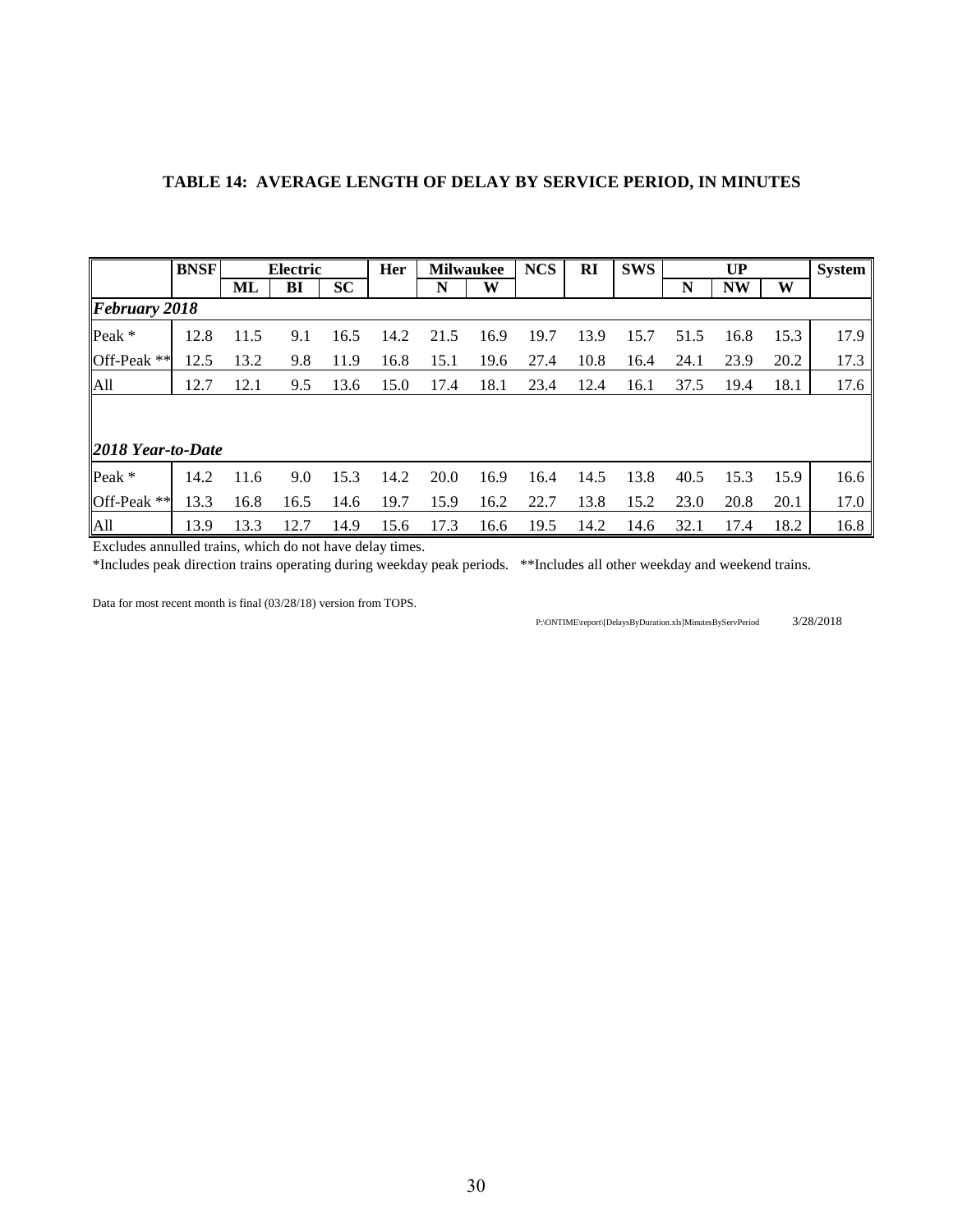### TABLE 14: AVERAGE LENGTH OF DELAY BY SERVICE PERIOD, IN MINUTES

| | BNSF | Electric | | | Her | Milwaukee | | NCS | RI | SWS | UP | | | System |
|---|---|---|---|---|---|---|---|---|---|---|---|---|---|---|
| | | ML | BI | SC | | N | W | | | | N | NW | W | |
| ***February 2018*** | | | | | | | | | | | | | | |
| Peak * | 12.8 | 11.5 | 9.1 | 16.5 | 14.2 | 21.5 | 16.9 | 19.7 | 13.9 | 15.7 | 51.5 | 16.8 | 15.3 | 17.9 |
| Off-Peak ** | 12.5 | 13.2 | 9.8 | 11.9 | 16.8 | 15.1 | 19.6 | 27.4 | 10.8 | 16.4 | 24.1 | 23.9 | 20.2 | 17.3 |
| All | 12.7 | 12.1 | 9.5 | 13.6 | 15.0 | 17.4 | 18.1 | 23.4 | 12.4 | 16.1 | 37.5 | 19.4 | 18.1 | 17.6 |
| ***2018 Year-to-Date*** | | | | | | | | | | | | | | |
| Peak * | 14.2 | 11.6 | 9.0 | 15.3 | 14.2 | 20.0 | 16.9 | 16.4 | 14.5 | 13.8 | 40.5 | 15.3 | 15.9 | 16.6 |
| Off-Peak ** | 13.3 | 16.8 | 16.5 | 14.6 | 19.7 | 15.9 | 16.2 | 22.7 | 13.8 | 15.2 | 23.0 | 20.8 | 20.1 | 17.0 |
| All | 13.9 | 13.3 | 12.7 | 14.9 | 15.6 | 17.3 | 16.6 | 19.5 | 14.2 | 14.6 | 32.1 | 17.4 | 18.2 | 16.8 |

Excludes annulled trains, which do not have delay times.

*Includes peak direction trains operating during weekday peak periods. **Includes all other weekday and weekend trains.

Data for most recent month is final (03/28/18) version from TOPS.

P:\ONTIME\report\[DelaysByDuration.xls]MinutesByServPeriod 3/28/2018